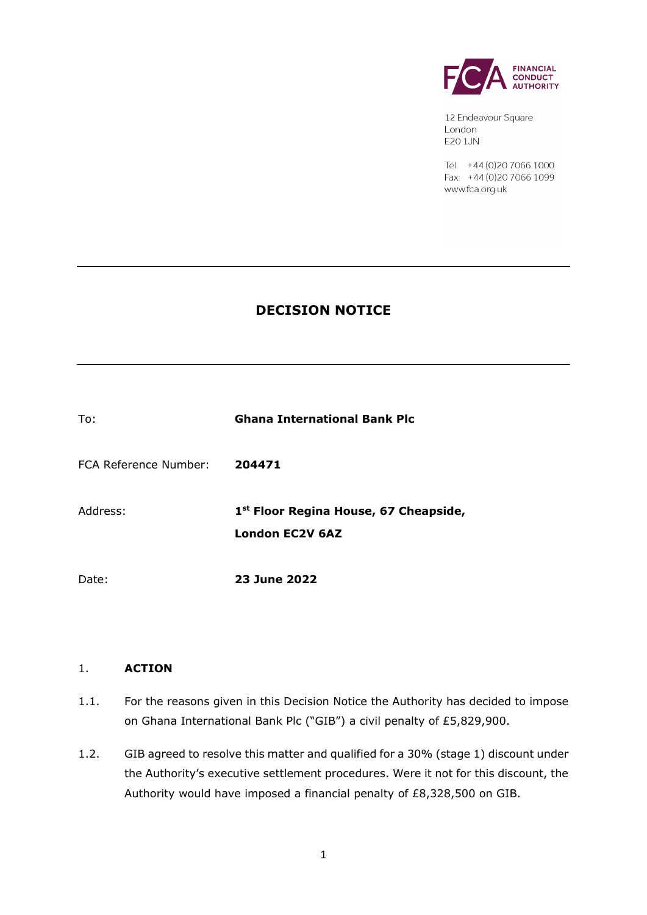FINANCIAL CONDUCT AUTHORITY

12 Endeavour Square
London
E20 1JN

Tel: +44 (0)20 7066 1000
Fax: +44 (0)20 7066 1099
www.fca.org.uk

---

# DECISION NOTICE

---

| | |
|---|---|
| To: | **Ghana International Bank Plc** |
| FCA Reference Number: | **204471** |
| Address: | **1st Floor Regina House, 67 Cheapside, London EC2V 6AZ** |
| Date: | **23 June 2022** |

## 1. ACTION

1.1. For the reasons given in this Decision Notice the Authority has decided to impose on Ghana International Bank Plc ("GIB") a civil penalty of £5,829,900.

1.2. GIB agreed to resolve this matter and qualified for a 30% (stage 1) discount under the Authority's executive settlement procedures. Were it not for this discount, the Authority would have imposed a financial penalty of £8,328,500 on GIB.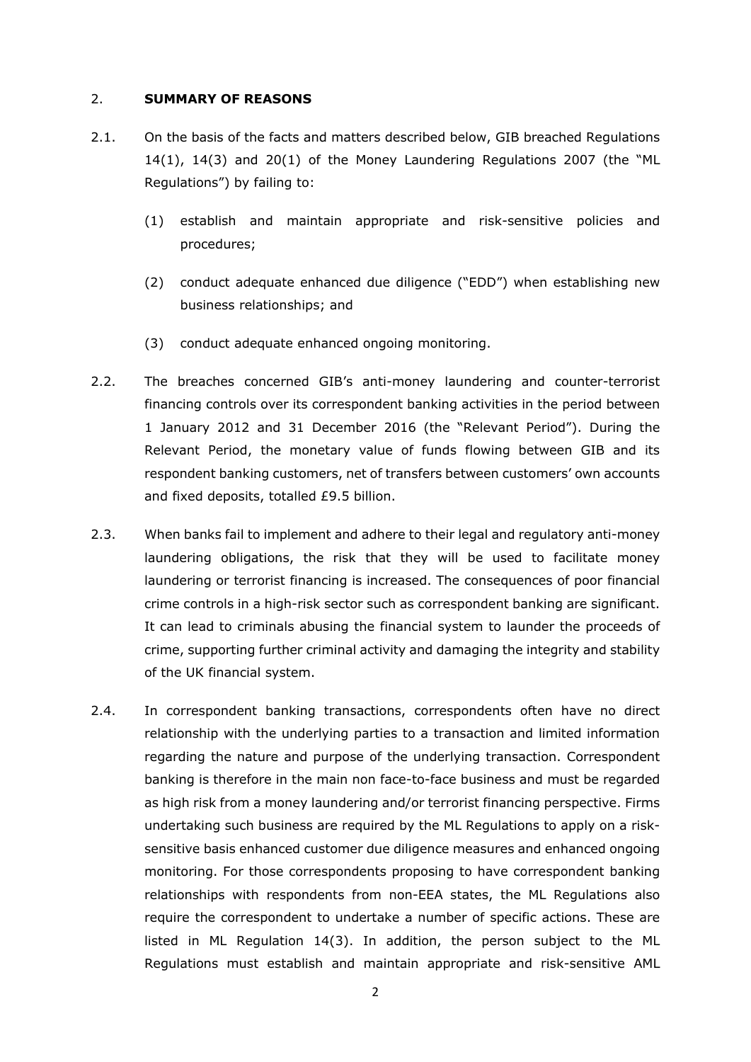## 2. SUMMARY OF REASONS

2.1. On the basis of the facts and matters described below, GIB breached Regulations 14(1), 14(3) and 20(1) of the Money Laundering Regulations 2007 (the "ML Regulations") by failing to:

(1) establish and maintain appropriate and risk-sensitive policies and procedures;

(2) conduct adequate enhanced due diligence ("EDD") when establishing new business relationships; and

(3) conduct adequate enhanced ongoing monitoring.

2.2. The breaches concerned GIB's anti-money laundering and counter-terrorist financing controls over its correspondent banking activities in the period between 1 January 2012 and 31 December 2016 (the "Relevant Period"). During the Relevant Period, the monetary value of funds flowing between GIB and its respondent banking customers, net of transfers between customers' own accounts and fixed deposits, totalled £9.5 billion.

2.3. When banks fail to implement and adhere to their legal and regulatory anti-money laundering obligations, the risk that they will be used to facilitate money laundering or terrorist financing is increased. The consequences of poor financial crime controls in a high-risk sector such as correspondent banking are significant. It can lead to criminals abusing the financial system to launder the proceeds of crime, supporting further criminal activity and damaging the integrity and stability of the UK financial system.

2.4. In correspondent banking transactions, correspondents often have no direct relationship with the underlying parties to a transaction and limited information regarding the nature and purpose of the underlying transaction. Correspondent banking is therefore in the main non face-to-face business and must be regarded as high risk from a money laundering and/or terrorist financing perspective. Firms undertaking such business are required by the ML Regulations to apply on a risk-sensitive basis enhanced customer due diligence measures and enhanced ongoing monitoring. For those correspondents proposing to have correspondent banking relationships with respondents from non-EEA states, the ML Regulations also require the correspondent to undertake a number of specific actions. These are listed in ML Regulation 14(3). In addition, the person subject to the ML Regulations must establish and maintain appropriate and risk-sensitive AML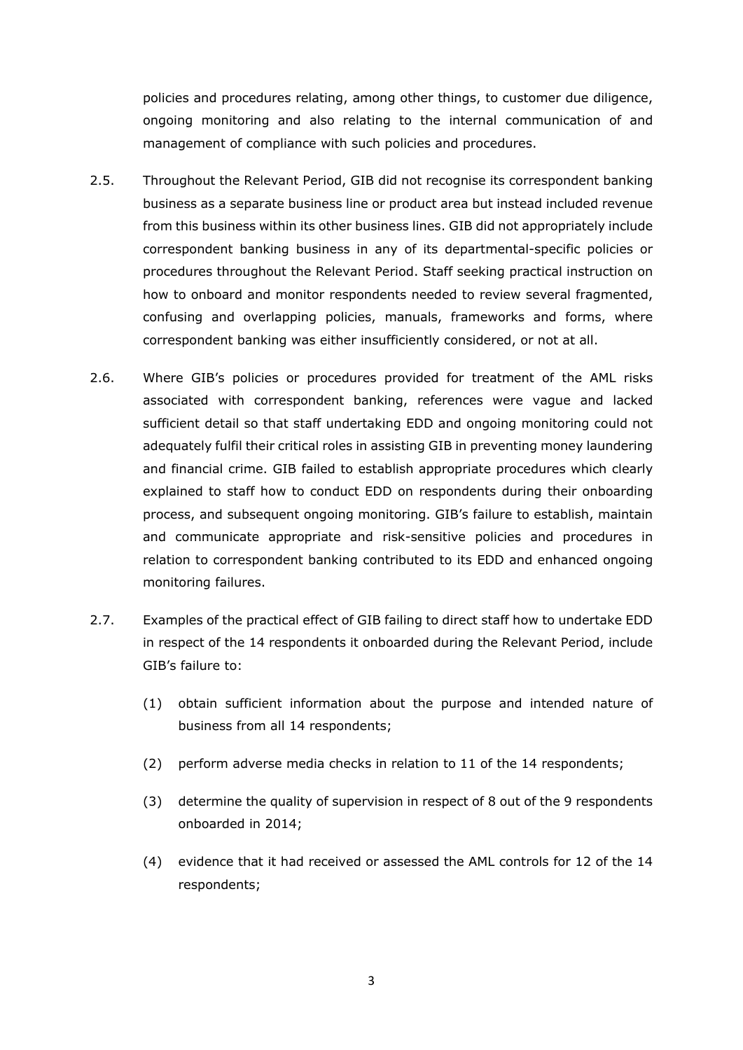policies and procedures relating, among other things, to customer due diligence, ongoing monitoring and also relating to the internal communication of and management of compliance with such policies and procedures.

2.5. Throughout the Relevant Period, GIB did not recognise its correspondent banking business as a separate business line or product area but instead included revenue from this business within its other business lines. GIB did not appropriately include correspondent banking business in any of its departmental-specific policies or procedures throughout the Relevant Period. Staff seeking practical instruction on how to onboard and monitor respondents needed to review several fragmented, confusing and overlapping policies, manuals, frameworks and forms, where correspondent banking was either insufficiently considered, or not at all.

2.6. Where GIB's policies or procedures provided for treatment of the AML risks associated with correspondent banking, references were vague and lacked sufficient detail so that staff undertaking EDD and ongoing monitoring could not adequately fulfil their critical roles in assisting GIB in preventing money laundering and financial crime. GIB failed to establish appropriate procedures which clearly explained to staff how to conduct EDD on respondents during their onboarding process, and subsequent ongoing monitoring. GIB's failure to establish, maintain and communicate appropriate and risk-sensitive policies and procedures in relation to correspondent banking contributed to its EDD and enhanced ongoing monitoring failures.

2.7. Examples of the practical effect of GIB failing to direct staff how to undertake EDD in respect of the 14 respondents it onboarded during the Relevant Period, include GIB's failure to:

(1) obtain sufficient information about the purpose and intended nature of business from all 14 respondents;

(2) perform adverse media checks in relation to 11 of the 14 respondents;

(3) determine the quality of supervision in respect of 8 out of the 9 respondents onboarded in 2014;

(4) evidence that it had received or assessed the AML controls for 12 of the 14 respondents;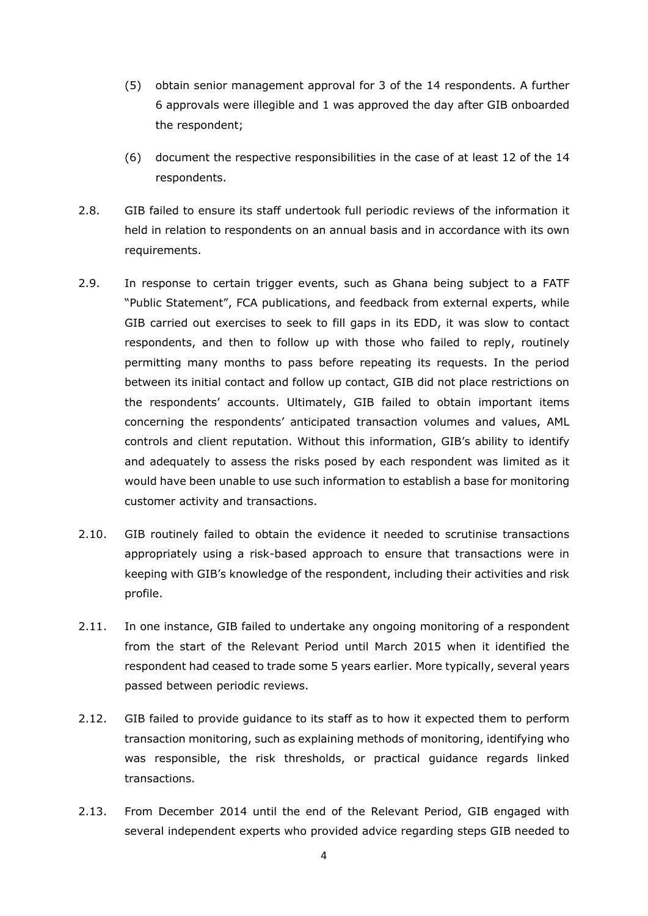(5) obtain senior management approval for 3 of the 14 respondents. A further 6 approvals were illegible and 1 was approved the day after GIB onboarded the respondent;

(6) document the respective responsibilities in the case of at least 12 of the 14 respondents.

2.8. GIB failed to ensure its staff undertook full periodic reviews of the information it held in relation to respondents on an annual basis and in accordance with its own requirements.

2.9. In response to certain trigger events, such as Ghana being subject to a FATF "Public Statement", FCA publications, and feedback from external experts, while GIB carried out exercises to seek to fill gaps in its EDD, it was slow to contact respondents, and then to follow up with those who failed to reply, routinely permitting many months to pass before repeating its requests. In the period between its initial contact and follow up contact, GIB did not place restrictions on the respondents' accounts. Ultimately, GIB failed to obtain important items concerning the respondents' anticipated transaction volumes and values, AML controls and client reputation. Without this information, GIB's ability to identify and adequately to assess the risks posed by each respondent was limited as it would have been unable to use such information to establish a base for monitoring customer activity and transactions.

2.10. GIB routinely failed to obtain the evidence it needed to scrutinise transactions appropriately using a risk-based approach to ensure that transactions were in keeping with GIB's knowledge of the respondent, including their activities and risk profile.

2.11. In one instance, GIB failed to undertake any ongoing monitoring of a respondent from the start of the Relevant Period until March 2015 when it identified the respondent had ceased to trade some 5 years earlier. More typically, several years passed between periodic reviews.

2.12. GIB failed to provide guidance to its staff as to how it expected them to perform transaction monitoring, such as explaining methods of monitoring, identifying who was responsible, the risk thresholds, or practical guidance regards linked transactions.

2.13. From December 2014 until the end of the Relevant Period, GIB engaged with several independent experts who provided advice regarding steps GIB needed to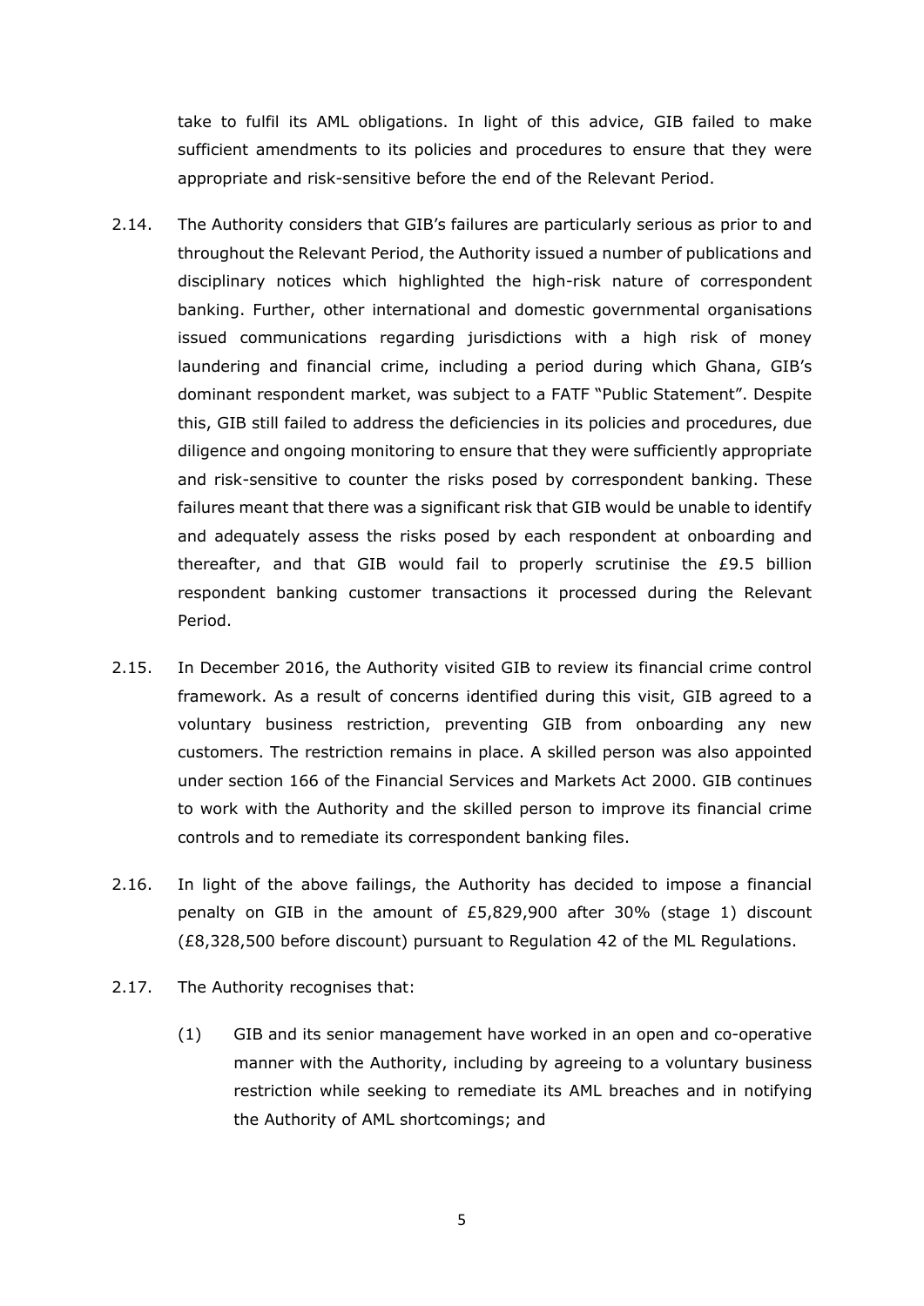take to fulfil its AML obligations. In light of this advice, GIB failed to make sufficient amendments to its policies and procedures to ensure that they were appropriate and risk-sensitive before the end of the Relevant Period.

2.14. The Authority considers that GIB's failures are particularly serious as prior to and throughout the Relevant Period, the Authority issued a number of publications and disciplinary notices which highlighted the high-risk nature of correspondent banking. Further, other international and domestic governmental organisations issued communications regarding jurisdictions with a high risk of money laundering and financial crime, including a period during which Ghana, GIB's dominant respondent market, was subject to a FATF "Public Statement". Despite this, GIB still failed to address the deficiencies in its policies and procedures, due diligence and ongoing monitoring to ensure that they were sufficiently appropriate and risk-sensitive to counter the risks posed by correspondent banking. These failures meant that there was a significant risk that GIB would be unable to identify and adequately assess the risks posed by each respondent at onboarding and thereafter, and that GIB would fail to properly scrutinise the £9.5 billion respondent banking customer transactions it processed during the Relevant Period.

2.15. In December 2016, the Authority visited GIB to review its financial crime control framework. As a result of concerns identified during this visit, GIB agreed to a voluntary business restriction, preventing GIB from onboarding any new customers. The restriction remains in place. A skilled person was also appointed under section 166 of the Financial Services and Markets Act 2000. GIB continues to work with the Authority and the skilled person to improve its financial crime controls and to remediate its correspondent banking files.

2.16. In light of the above failings, the Authority has decided to impose a financial penalty on GIB in the amount of £5,829,900 after 30% (stage 1) discount (£8,328,500 before discount) pursuant to Regulation 42 of the ML Regulations.

2.17. The Authority recognises that:

(1) GIB and its senior management have worked in an open and co-operative manner with the Authority, including by agreeing to a voluntary business restriction while seeking to remediate its AML breaches and in notifying the Authority of AML shortcomings; and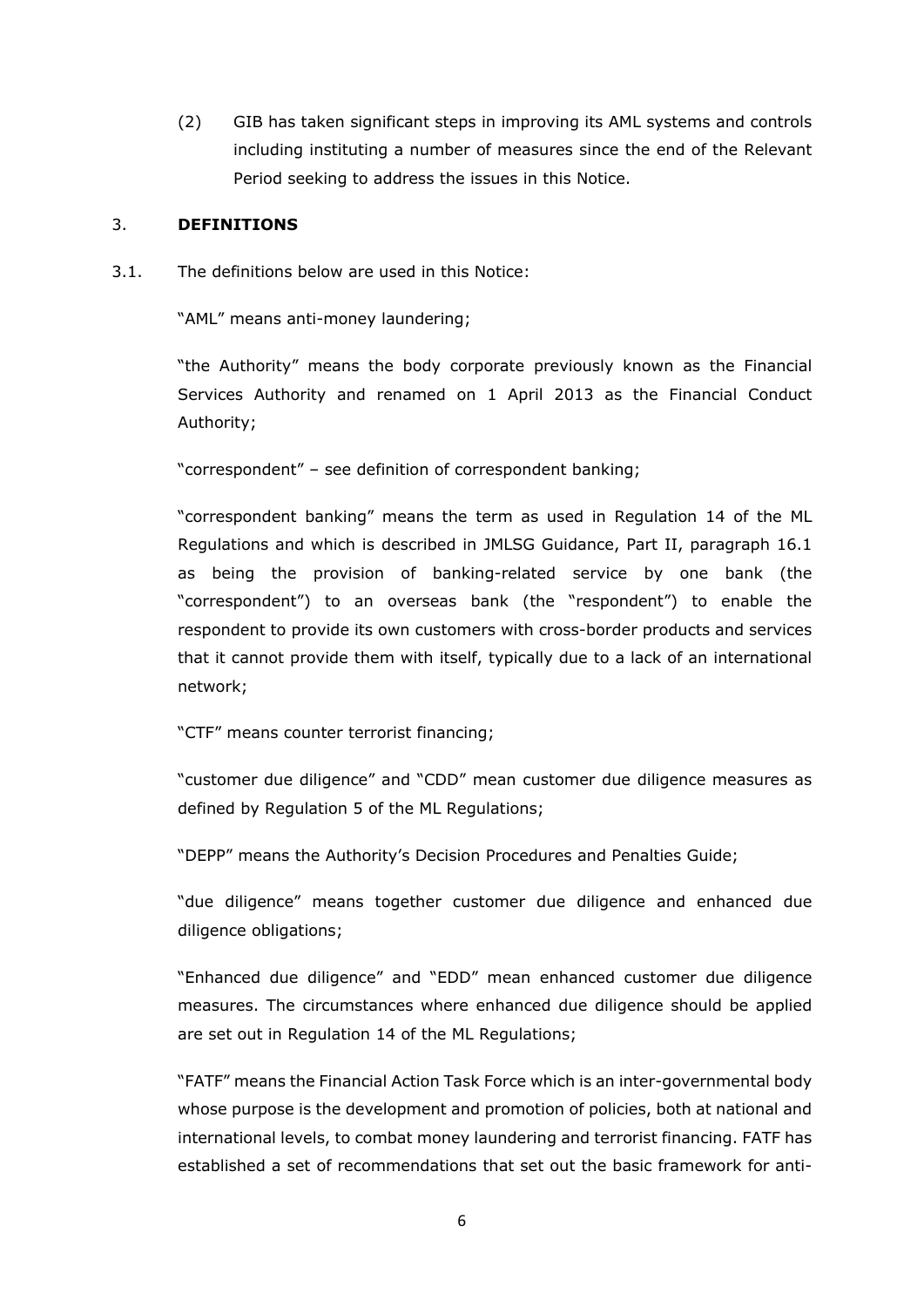(2) GIB has taken significant steps in improving its AML systems and controls including instituting a number of measures since the end of the Relevant Period seeking to address the issues in this Notice.

## 3. DEFINITIONS

3.1. The definitions below are used in this Notice:

"AML" means anti-money laundering;

"the Authority" means the body corporate previously known as the Financial Services Authority and renamed on 1 April 2013 as the Financial Conduct Authority;

"correspondent" – see definition of correspondent banking;

"correspondent banking" means the term as used in Regulation 14 of the ML Regulations and which is described in JMLSG Guidance, Part II, paragraph 16.1 as being the provision of banking-related service by one bank (the "correspondent") to an overseas bank (the "respondent") to enable the respondent to provide its own customers with cross-border products and services that it cannot provide them with itself, typically due to a lack of an international network;

"CTF" means counter terrorist financing;

"customer due diligence" and "CDD" mean customer due diligence measures as defined by Regulation 5 of the ML Regulations;

"DEPP" means the Authority's Decision Procedures and Penalties Guide;

"due diligence" means together customer due diligence and enhanced due diligence obligations;

"Enhanced due diligence" and "EDD" mean enhanced customer due diligence measures. The circumstances where enhanced due diligence should be applied are set out in Regulation 14 of the ML Regulations;

"FATF" means the Financial Action Task Force which is an inter-governmental body whose purpose is the development and promotion of policies, both at national and international levels, to combat money laundering and terrorist financing. FATF has established a set of recommendations that set out the basic framework for anti-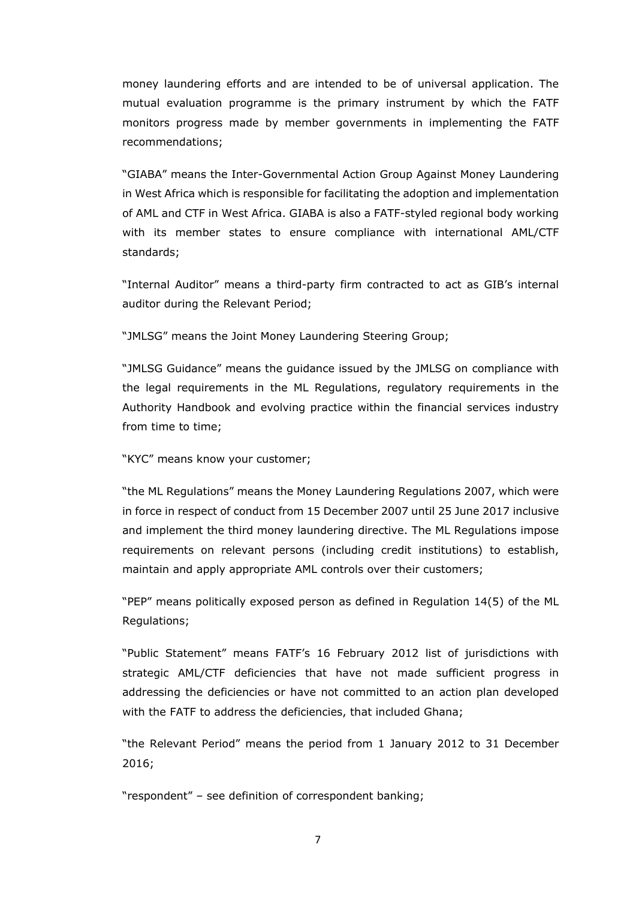money laundering efforts and are intended to be of universal application. The mutual evaluation programme is the primary instrument by which the FATF monitors progress made by member governments in implementing the FATF recommendations;

"GIABA" means the Inter-Governmental Action Group Against Money Laundering in West Africa which is responsible for facilitating the adoption and implementation of AML and CTF in West Africa. GIABA is also a FATF-styled regional body working with its member states to ensure compliance with international AML/CTF standards;

"Internal Auditor" means a third-party firm contracted to act as GIB's internal auditor during the Relevant Period;

"JMLSG" means the Joint Money Laundering Steering Group;

"JMLSG Guidance" means the guidance issued by the JMLSG on compliance with the legal requirements in the ML Regulations, regulatory requirements in the Authority Handbook and evolving practice within the financial services industry from time to time;

"KYC" means know your customer;

"the ML Regulations" means the Money Laundering Regulations 2007, which were in force in respect of conduct from 15 December 2007 until 25 June 2017 inclusive and implement the third money laundering directive. The ML Regulations impose requirements on relevant persons (including credit institutions) to establish, maintain and apply appropriate AML controls over their customers;

"PEP" means politically exposed person as defined in Regulation 14(5) of the ML Regulations;

"Public Statement" means FATF's 16 February 2012 list of jurisdictions with strategic AML/CTF deficiencies that have not made sufficient progress in addressing the deficiencies or have not committed to an action plan developed with the FATF to address the deficiencies, that included Ghana;

"the Relevant Period" means the period from 1 January 2012 to 31 December 2016;

"respondent" – see definition of correspondent banking;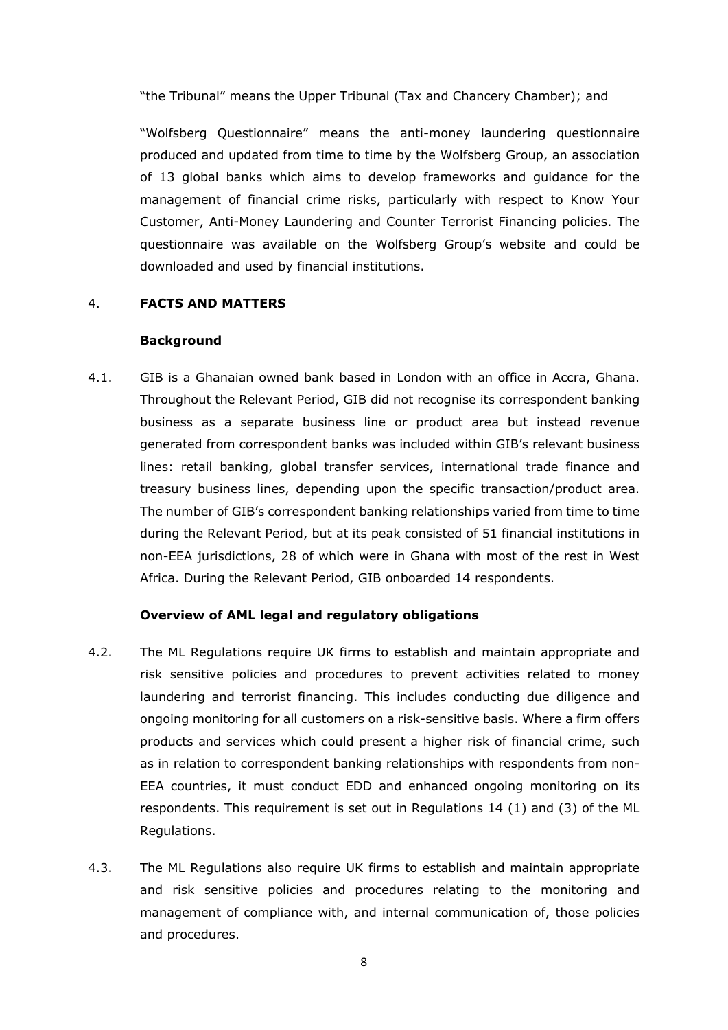"the Tribunal" means the Upper Tribunal (Tax and Chancery Chamber); and

"Wolfsberg Questionnaire" means the anti-money laundering questionnaire produced and updated from time to time by the Wolfsberg Group, an association of 13 global banks which aims to develop frameworks and guidance for the management of financial crime risks, particularly with respect to Know Your Customer, Anti-Money Laundering and Counter Terrorist Financing policies. The questionnaire was available on the Wolfsberg Group's website and could be downloaded and used by financial institutions.

## 4. FACTS AND MATTERS

### Background

4.1. GIB is a Ghanaian owned bank based in London with an office in Accra, Ghana. Throughout the Relevant Period, GIB did not recognise its correspondent banking business as a separate business line or product area but instead revenue generated from correspondent banks was included within GIB's relevant business lines: retail banking, global transfer services, international trade finance and treasury business lines, depending upon the specific transaction/product area. The number of GIB's correspondent banking relationships varied from time to time during the Relevant Period, but at its peak consisted of 51 financial institutions in non-EEA jurisdictions, 28 of which were in Ghana with most of the rest in West Africa. During the Relevant Period, GIB onboarded 14 respondents.

### Overview of AML legal and regulatory obligations

4.2. The ML Regulations require UK firms to establish and maintain appropriate and risk sensitive policies and procedures to prevent activities related to money laundering and terrorist financing. This includes conducting due diligence and ongoing monitoring for all customers on a risk-sensitive basis. Where a firm offers products and services which could present a higher risk of financial crime, such as in relation to correspondent banking relationships with respondents from non-EEA countries, it must conduct EDD and enhanced ongoing monitoring on its respondents. This requirement is set out in Regulations 14 (1) and (3) of the ML Regulations.

4.3. The ML Regulations also require UK firms to establish and maintain appropriate and risk sensitive policies and procedures relating to the monitoring and management of compliance with, and internal communication of, those policies and procedures.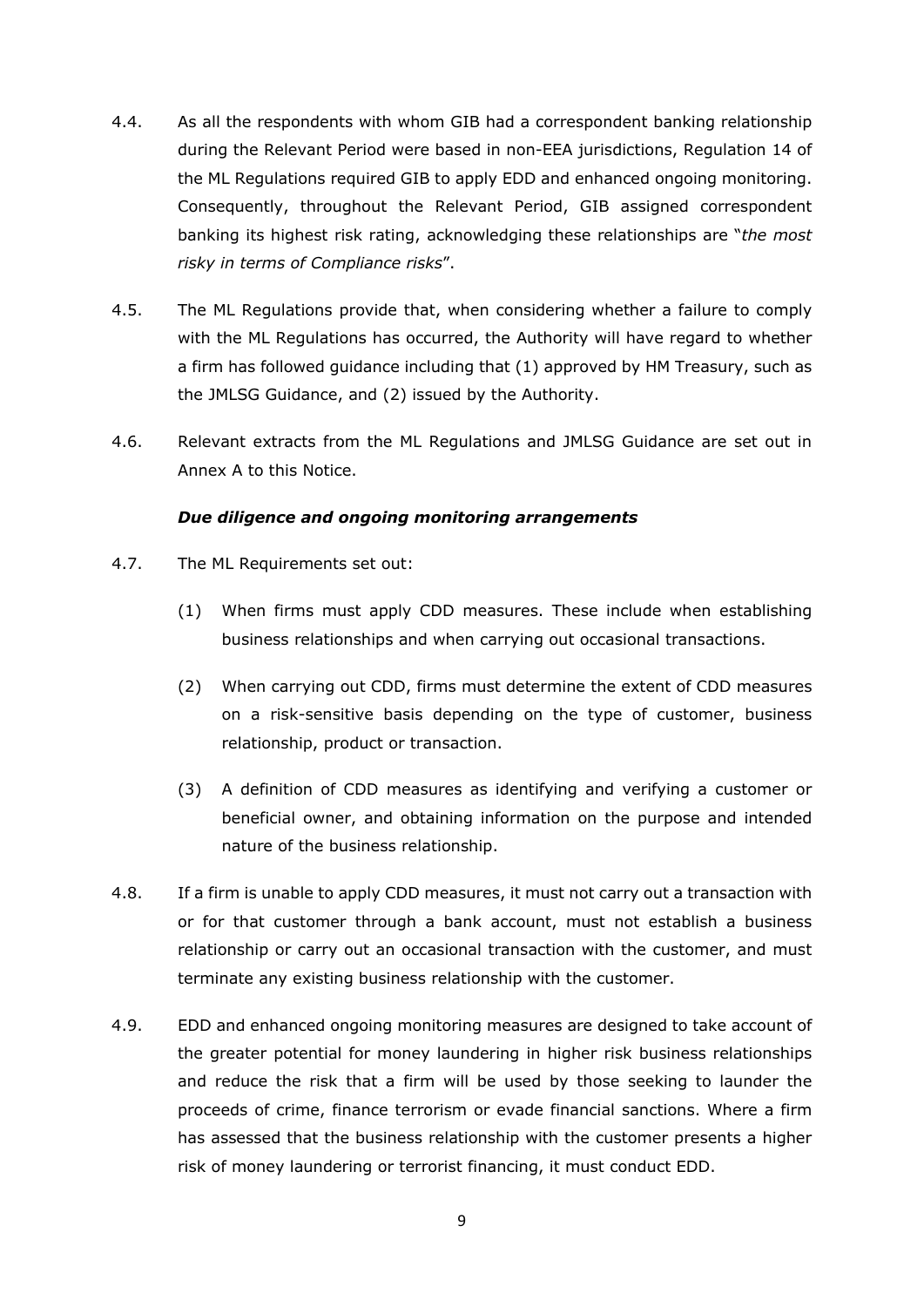4.4. As all the respondents with whom GIB had a correspondent banking relationship during the Relevant Period were based in non-EEA jurisdictions, Regulation 14 of the ML Regulations required GIB to apply EDD and enhanced ongoing monitoring. Consequently, throughout the Relevant Period, GIB assigned correspondent banking its highest risk rating, acknowledging these relationships are "*the most risky in terms of Compliance risks*".

4.5. The ML Regulations provide that, when considering whether a failure to comply with the ML Regulations has occurred, the Authority will have regard to whether a firm has followed guidance including that (1) approved by HM Treasury, such as the JMLSG Guidance, and (2) issued by the Authority.

4.6. Relevant extracts from the ML Regulations and JMLSG Guidance are set out in Annex A to this Notice.

***Due diligence and ongoing monitoring arrangements***

4.7. The ML Requirements set out:

(1) When firms must apply CDD measures. These include when establishing business relationships and when carrying out occasional transactions.

(2) When carrying out CDD, firms must determine the extent of CDD measures on a risk-sensitive basis depending on the type of customer, business relationship, product or transaction.

(3) A definition of CDD measures as identifying and verifying a customer or beneficial owner, and obtaining information on the purpose and intended nature of the business relationship.

4.8. If a firm is unable to apply CDD measures, it must not carry out a transaction with or for that customer through a bank account, must not establish a business relationship or carry out an occasional transaction with the customer, and must terminate any existing business relationship with the customer.

4.9. EDD and enhanced ongoing monitoring measures are designed to take account of the greater potential for money laundering in higher risk business relationships and reduce the risk that a firm will be used by those seeking to launder the proceeds of crime, finance terrorism or evade financial sanctions. Where a firm has assessed that the business relationship with the customer presents a higher risk of money laundering or terrorist financing, it must conduct EDD.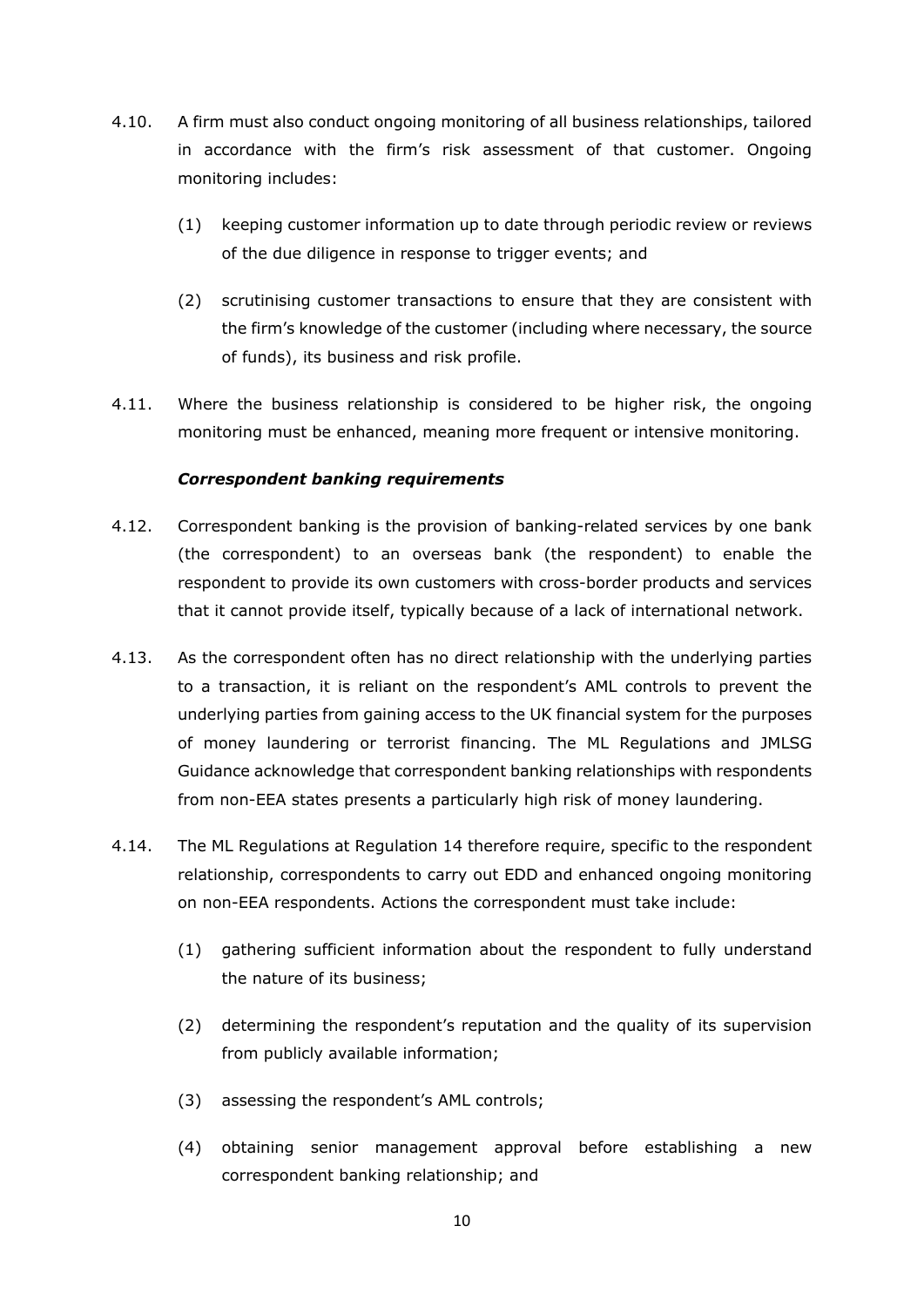4.10. A firm must also conduct ongoing monitoring of all business relationships, tailored in accordance with the firm's risk assessment of that customer. Ongoing monitoring includes:

(1) keeping customer information up to date through periodic review or reviews of the due diligence in response to trigger events; and

(2) scrutinising customer transactions to ensure that they are consistent with the firm's knowledge of the customer (including where necessary, the source of funds), its business and risk profile.

4.11. Where the business relationship is considered to be higher risk, the ongoing monitoring must be enhanced, meaning more frequent or intensive monitoring.

***Correspondent banking requirements***

4.12. Correspondent banking is the provision of banking-related services by one bank (the correspondent) to an overseas bank (the respondent) to enable the respondent to provide its own customers with cross-border products and services that it cannot provide itself, typically because of a lack of international network.

4.13. As the correspondent often has no direct relationship with the underlying parties to a transaction, it is reliant on the respondent's AML controls to prevent the underlying parties from gaining access to the UK financial system for the purposes of money laundering or terrorist financing. The ML Regulations and JMLSG Guidance acknowledge that correspondent banking relationships with respondents from non-EEA states presents a particularly high risk of money laundering.

4.14. The ML Regulations at Regulation 14 therefore require, specific to the respondent relationship, correspondents to carry out EDD and enhanced ongoing monitoring on non-EEA respondents. Actions the correspondent must take include:

(1) gathering sufficient information about the respondent to fully understand the nature of its business;

(2) determining the respondent's reputation and the quality of its supervision from publicly available information;

(3) assessing the respondent's AML controls;

(4) obtaining senior management approval before establishing a new correspondent banking relationship; and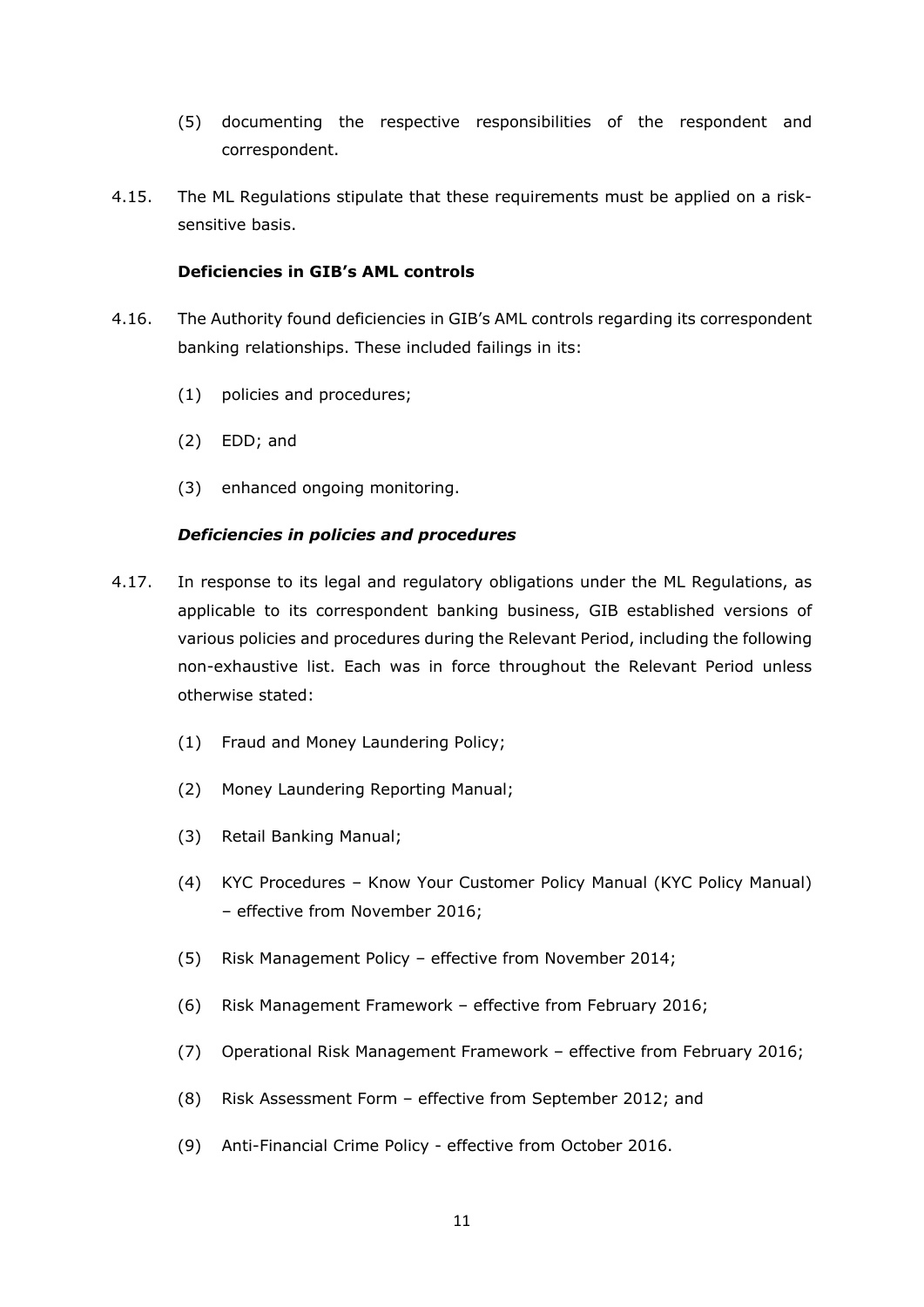(5) documenting the respective responsibilities of the respondent and correspondent.

4.15. The ML Regulations stipulate that these requirements must be applied on a risk-sensitive basis.

**Deficiencies in GIB's AML controls**

4.16. The Authority found deficiencies in GIB's AML controls regarding its correspondent banking relationships. These included failings in its:

(1) policies and procedures;

(2) EDD; and

(3) enhanced ongoing monitoring.

***Deficiencies in policies and procedures***

4.17. In response to its legal and regulatory obligations under the ML Regulations, as applicable to its correspondent banking business, GIB established versions of various policies and procedures during the Relevant Period, including the following non-exhaustive list. Each was in force throughout the Relevant Period unless otherwise stated:

(1) Fraud and Money Laundering Policy;

(2) Money Laundering Reporting Manual;

(3) Retail Banking Manual;

(4) KYC Procedures – Know Your Customer Policy Manual (KYC Policy Manual) – effective from November 2016;

(5) Risk Management Policy – effective from November 2014;

(6) Risk Management Framework – effective from February 2016;

(7) Operational Risk Management Framework – effective from February 2016;

(8) Risk Assessment Form – effective from September 2012; and

(9) Anti-Financial Crime Policy - effective from October 2016.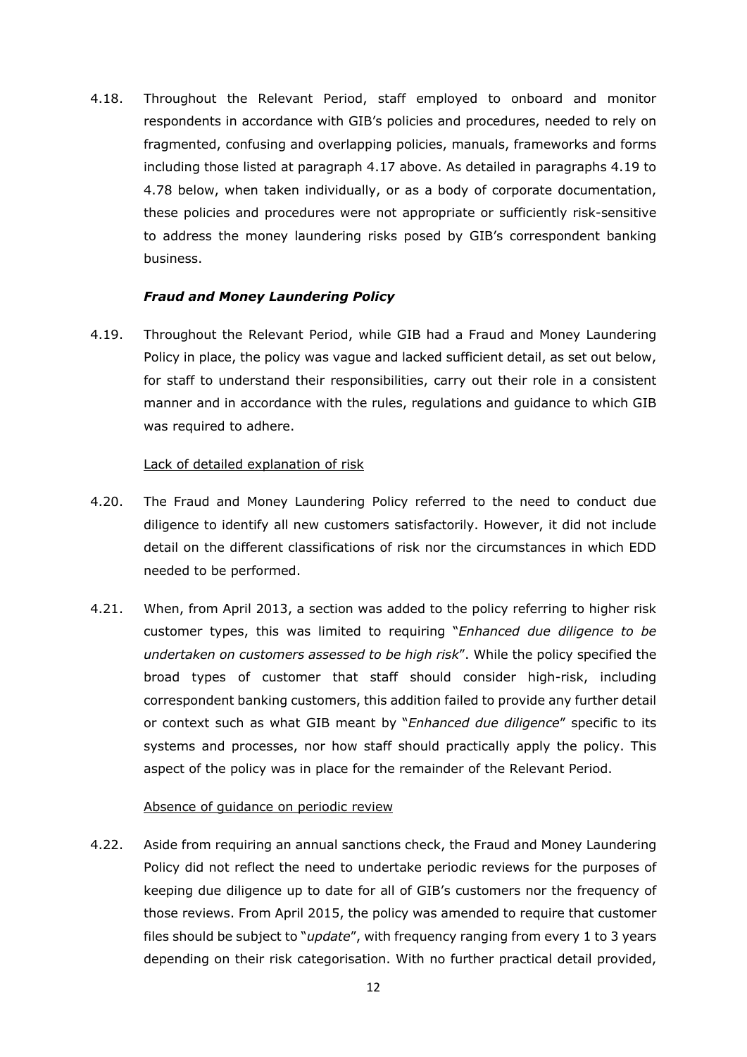4.18. Throughout the Relevant Period, staff employed to onboard and monitor respondents in accordance with GIB's policies and procedures, needed to rely on fragmented, confusing and overlapping policies, manuals, frameworks and forms including those listed at paragraph 4.17 above. As detailed in paragraphs 4.19 to 4.78 below, when taken individually, or as a body of corporate documentation, these policies and procedures were not appropriate or sufficiently risk-sensitive to address the money laundering risks posed by GIB's correspondent banking business.

***Fraud and Money Laundering Policy***

4.19. Throughout the Relevant Period, while GIB had a Fraud and Money Laundering Policy in place, the policy was vague and lacked sufficient detail, as set out below, for staff to understand their responsibilities, carry out their role in a consistent manner and in accordance with the rules, regulations and guidance to which GIB was required to adhere.

<u>Lack of detailed explanation of risk</u>

4.20. The Fraud and Money Laundering Policy referred to the need to conduct due diligence to identify all new customers satisfactorily. However, it did not include detail on the different classifications of risk nor the circumstances in which EDD needed to be performed.

4.21. When, from April 2013, a section was added to the policy referring to higher risk customer types, this was limited to requiring "*Enhanced due diligence to be undertaken on customers assessed to be high risk*". While the policy specified the broad types of customer that staff should consider high-risk, including correspondent banking customers, this addition failed to provide any further detail or context such as what GIB meant by "*Enhanced due diligence*" specific to its systems and processes, nor how staff should practically apply the policy. This aspect of the policy was in place for the remainder of the Relevant Period.

<u>Absence of guidance on periodic review</u>

4.22. Aside from requiring an annual sanctions check, the Fraud and Money Laundering Policy did not reflect the need to undertake periodic reviews for the purposes of keeping due diligence up to date for all of GIB's customers nor the frequency of those reviews. From April 2015, the policy was amended to require that customer files should be subject to "*update*", with frequency ranging from every 1 to 3 years depending on their risk categorisation. With no further practical detail provided,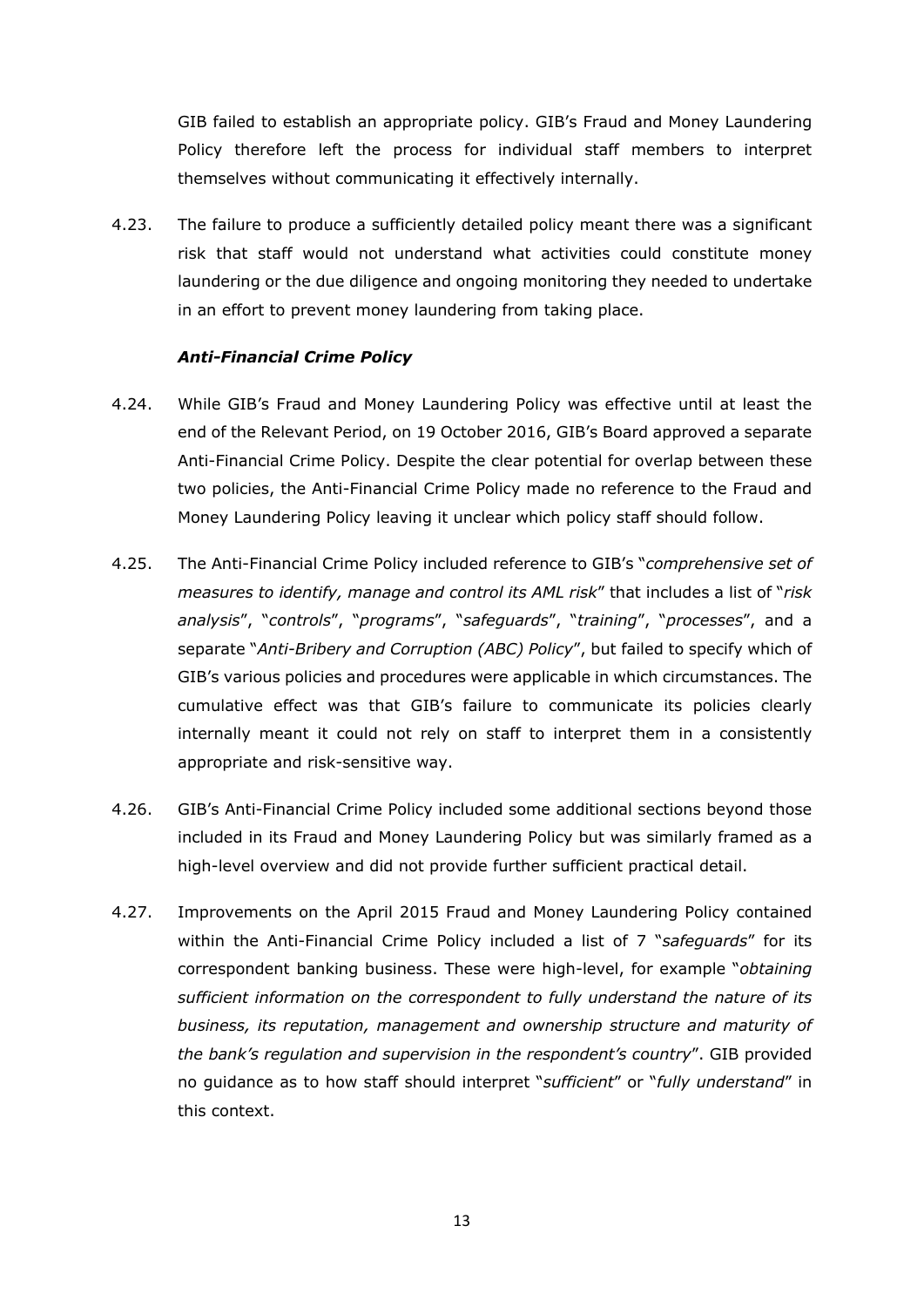GIB failed to establish an appropriate policy. GIB's Fraud and Money Laundering Policy therefore left the process for individual staff members to interpret themselves without communicating it effectively internally.

4.23. The failure to produce a sufficiently detailed policy meant there was a significant risk that staff would not understand what activities could constitute money laundering or the due diligence and ongoing monitoring they needed to undertake in an effort to prevent money laundering from taking place.

### *Anti-Financial Crime Policy*

4.24. While GIB's Fraud and Money Laundering Policy was effective until at least the end of the Relevant Period, on 19 October 2016, GIB's Board approved a separate Anti-Financial Crime Policy. Despite the clear potential for overlap between these two policies, the Anti-Financial Crime Policy made no reference to the Fraud and Money Laundering Policy leaving it unclear which policy staff should follow.

4.25. The Anti-Financial Crime Policy included reference to GIB's "*comprehensive set of measures to identify, manage and control its AML risk*" that includes a list of "*risk analysis*", "*controls*", "*programs*", "*safeguards*", "*training*", "*processes*", and a separate "*Anti-Bribery and Corruption (ABC) Policy*", but failed to specify which of GIB's various policies and procedures were applicable in which circumstances. The cumulative effect was that GIB's failure to communicate its policies clearly internally meant it could not rely on staff to interpret them in a consistently appropriate and risk-sensitive way.

4.26. GIB's Anti-Financial Crime Policy included some additional sections beyond those included in its Fraud and Money Laundering Policy but was similarly framed as a high-level overview and did not provide further sufficient practical detail.

4.27. Improvements on the April 2015 Fraud and Money Laundering Policy contained within the Anti-Financial Crime Policy included a list of 7 "*safeguards*" for its correspondent banking business. These were high-level, for example "*obtaining sufficient information on the correspondent to fully understand the nature of its business, its reputation, management and ownership structure and maturity of the bank's regulation and supervision in the respondent's country*". GIB provided no guidance as to how staff should interpret "*sufficient*" or "*fully understand*" in this context.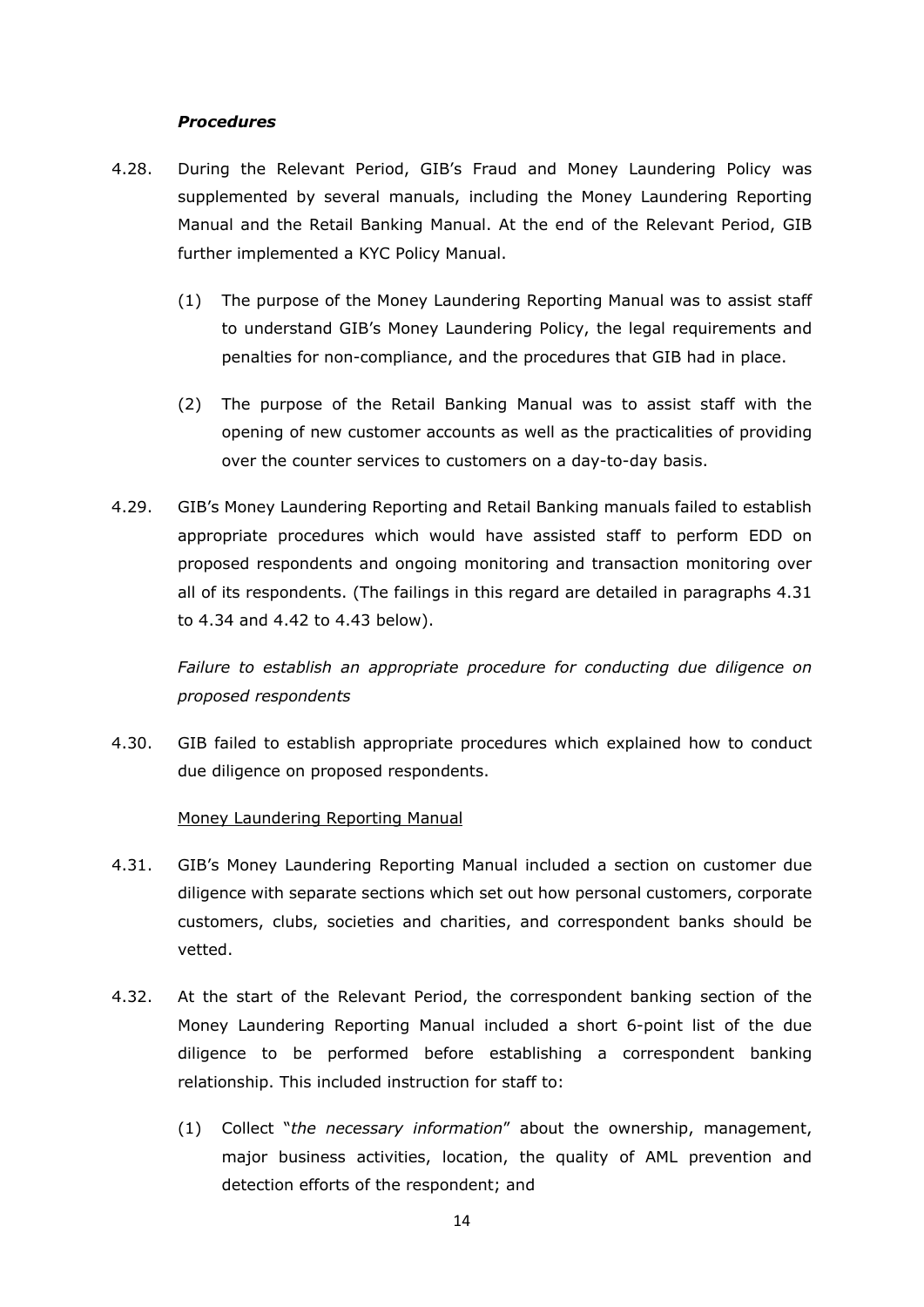### *Procedures*

4.28. During the Relevant Period, GIB's Fraud and Money Laundering Policy was supplemented by several manuals, including the Money Laundering Reporting Manual and the Retail Banking Manual. At the end of the Relevant Period, GIB further implemented a KYC Policy Manual.

(1) The purpose of the Money Laundering Reporting Manual was to assist staff to understand GIB's Money Laundering Policy, the legal requirements and penalties for non-compliance, and the procedures that GIB had in place.

(2) The purpose of the Retail Banking Manual was to assist staff with the opening of new customer accounts as well as the practicalities of providing over the counter services to customers on a day-to-day basis.

4.29. GIB's Money Laundering Reporting and Retail Banking manuals failed to establish appropriate procedures which would have assisted staff to perform EDD on proposed respondents and ongoing monitoring and transaction monitoring over all of its respondents. (The failings in this regard are detailed in paragraphs 4.31 to 4.34 and 4.42 to 4.43 below).

*Failure to establish an appropriate procedure for conducting due diligence on proposed respondents*

4.30. GIB failed to establish appropriate procedures which explained how to conduct due diligence on proposed respondents.

Money Laundering Reporting Manual

4.31. GIB's Money Laundering Reporting Manual included a section on customer due diligence with separate sections which set out how personal customers, corporate customers, clubs, societies and charities, and correspondent banks should be vetted.

4.32. At the start of the Relevant Period, the correspondent banking section of the Money Laundering Reporting Manual included a short 6-point list of the due diligence to be performed before establishing a correspondent banking relationship. This included instruction for staff to:

(1) Collect "*the necessary information*" about the ownership, management, major business activities, location, the quality of AML prevention and detection efforts of the respondent; and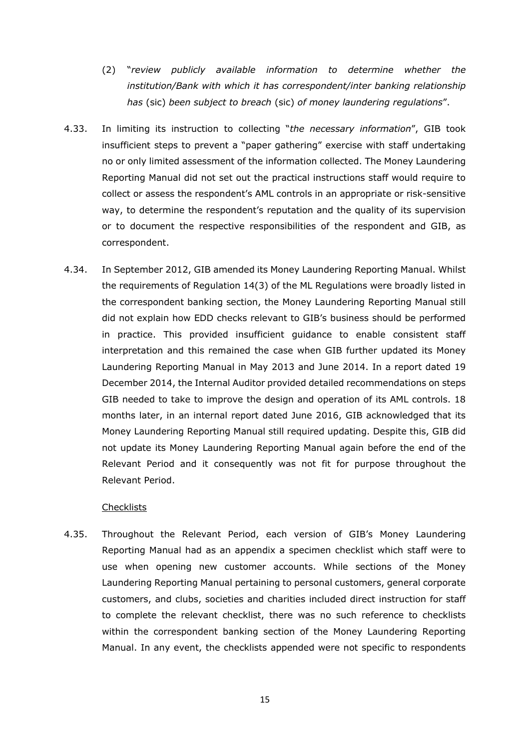(2) "*review publicly available information to determine whether the institution/Bank with which it has correspondent/inter banking relationship has* (sic) *been subject to breach* (sic) *of money laundering regulations*".

4.33. In limiting its instruction to collecting "*the necessary information*", GIB took insufficient steps to prevent a "paper gathering" exercise with staff undertaking no or only limited assessment of the information collected. The Money Laundering Reporting Manual did not set out the practical instructions staff would require to collect or assess the respondent's AML controls in an appropriate or risk-sensitive way, to determine the respondent's reputation and the quality of its supervision or to document the respective responsibilities of the respondent and GIB, as correspondent.

4.34. In September 2012, GIB amended its Money Laundering Reporting Manual. Whilst the requirements of Regulation 14(3) of the ML Regulations were broadly listed in the correspondent banking section, the Money Laundering Reporting Manual still did not explain how EDD checks relevant to GIB's business should be performed in practice. This provided insufficient guidance to enable consistent staff interpretation and this remained the case when GIB further updated its Money Laundering Reporting Manual in May 2013 and June 2014. In a report dated 19 December 2014, the Internal Auditor provided detailed recommendations on steps GIB needed to take to improve the design and operation of its AML controls. 18 months later, in an internal report dated June 2016, GIB acknowledged that its Money Laundering Reporting Manual still required updating. Despite this, GIB did not update its Money Laundering Reporting Manual again before the end of the Relevant Period and it consequently was not fit for purpose throughout the Relevant Period.

Checklists

4.35. Throughout the Relevant Period, each version of GIB's Money Laundering Reporting Manual had as an appendix a specimen checklist which staff were to use when opening new customer accounts. While sections of the Money Laundering Reporting Manual pertaining to personal customers, general corporate customers, and clubs, societies and charities included direct instruction for staff to complete the relevant checklist, there was no such reference to checklists within the correspondent banking section of the Money Laundering Reporting Manual. In any event, the checklists appended were not specific to respondents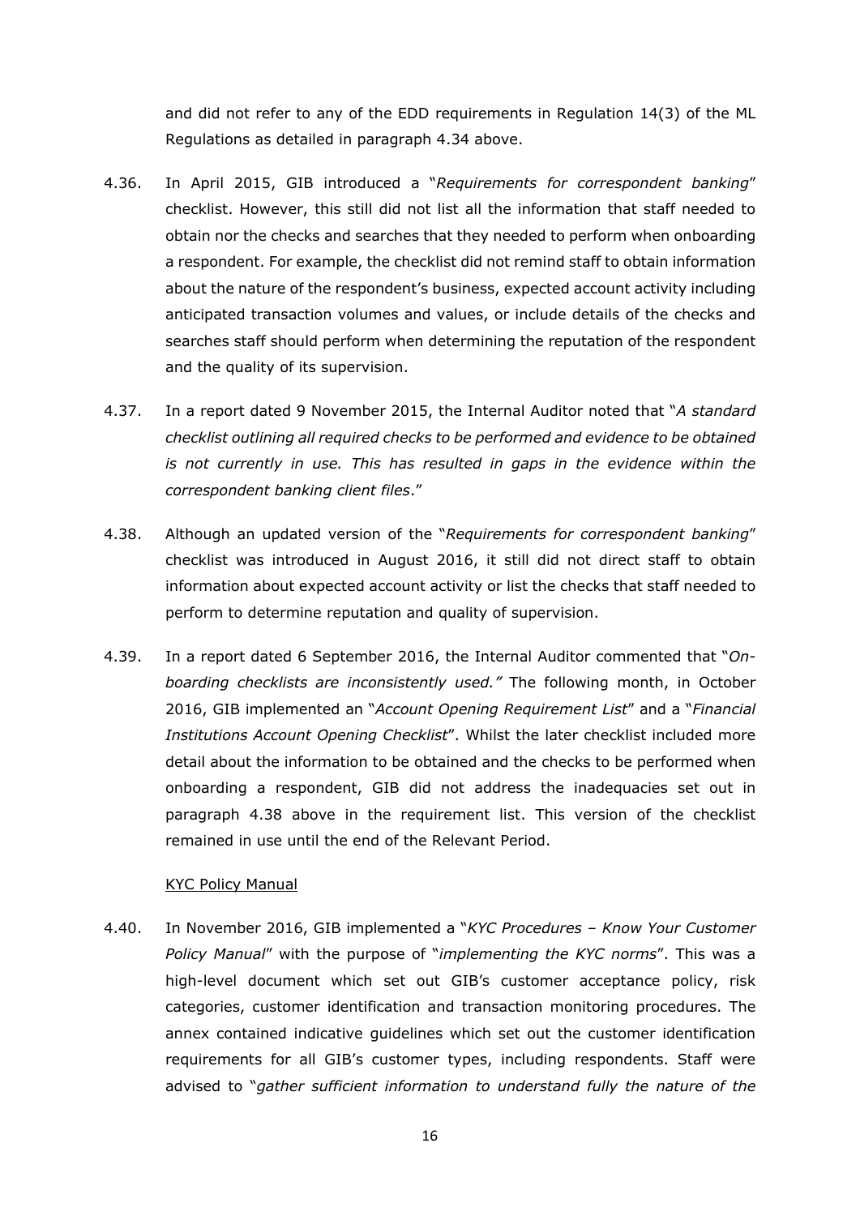and did not refer to any of the EDD requirements in Regulation 14(3) of the ML Regulations as detailed in paragraph 4.34 above.

4.36. In April 2015, GIB introduced a "*Requirements for correspondent banking*" checklist. However, this still did not list all the information that staff needed to obtain nor the checks and searches that they needed to perform when onboarding a respondent. For example, the checklist did not remind staff to obtain information about the nature of the respondent's business, expected account activity including anticipated transaction volumes and values, or include details of the checks and searches staff should perform when determining the reputation of the respondent and the quality of its supervision.

4.37. In a report dated 9 November 2015, the Internal Auditor noted that "*A standard checklist outlining all required checks to be performed and evidence to be obtained is not currently in use. This has resulted in gaps in the evidence within the correspondent banking client files*."

4.38. Although an updated version of the "*Requirements for correspondent banking*" checklist was introduced in August 2016, it still did not direct staff to obtain information about expected account activity or list the checks that staff needed to perform to determine reputation and quality of supervision.

4.39. In a report dated 6 September 2016, the Internal Auditor commented that "*On-boarding checklists are inconsistently used.*" The following month, in October 2016, GIB implemented an "*Account Opening Requirement List*" and a "*Financial Institutions Account Opening Checklist*". Whilst the later checklist included more detail about the information to be obtained and the checks to be performed when onboarding a respondent, GIB did not address the inadequacies set out in paragraph 4.38 above in the requirement list. This version of the checklist remained in use until the end of the Relevant Period.

KYC Policy Manual

4.40. In November 2016, GIB implemented a "*KYC Procedures – Know Your Customer Policy Manual*" with the purpose of "*implementing the KYC norms*". This was a high-level document which set out GIB's customer acceptance policy, risk categories, customer identification and transaction monitoring procedures. The annex contained indicative guidelines which set out the customer identification requirements for all GIB's customer types, including respondents. Staff were advised to "*gather sufficient information to understand fully the nature of the*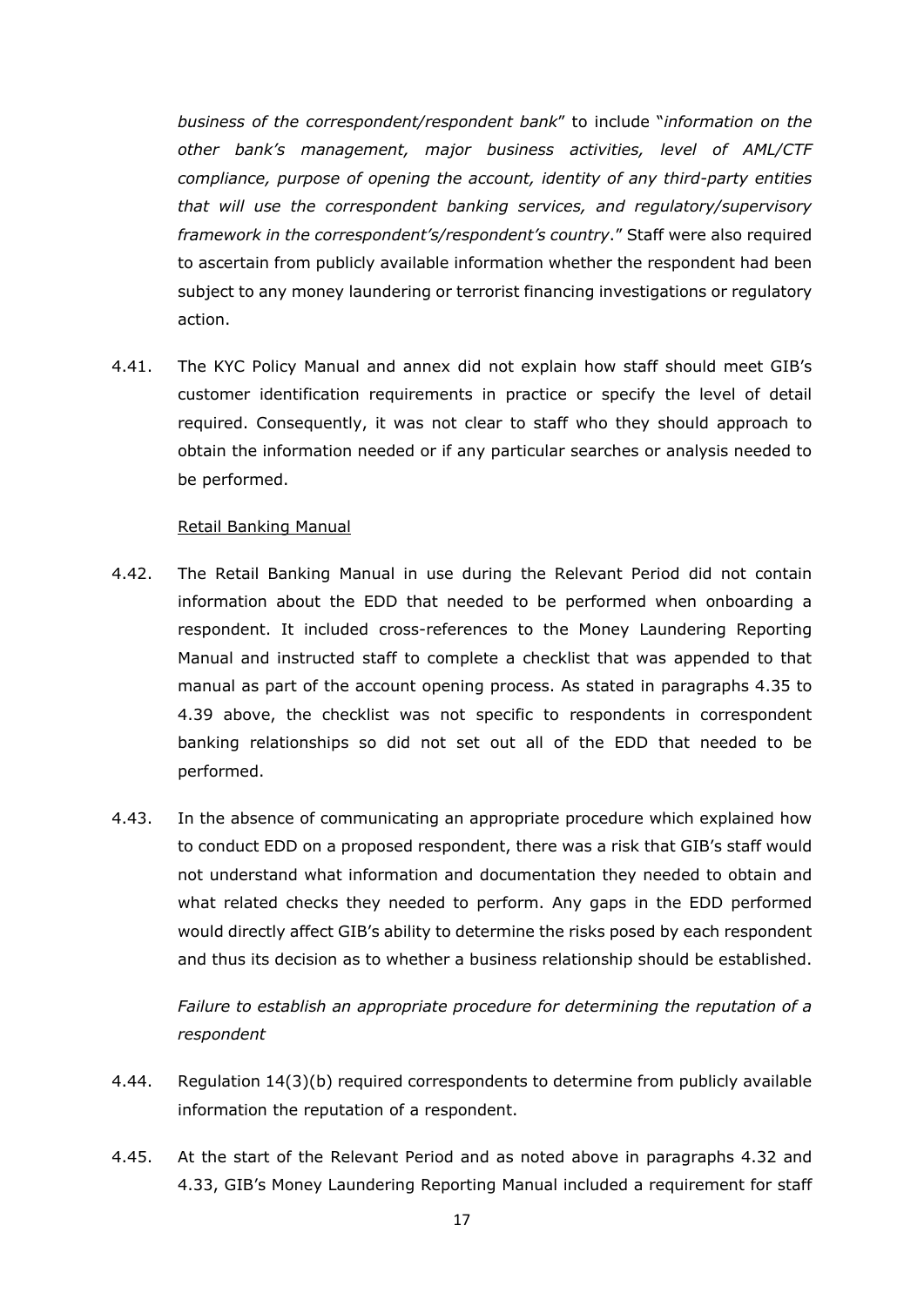*business of the correspondent/respondent bank*" to include "*information on the other bank's management, major business activities, level of AML/CTF compliance, purpose of opening the account, identity of any third-party entities that will use the correspondent banking services, and regulatory/supervisory framework in the correspondent's/respondent's country*." Staff were also required to ascertain from publicly available information whether the respondent had been subject to any money laundering or terrorist financing investigations or regulatory action.

4.41. The KYC Policy Manual and annex did not explain how staff should meet GIB's customer identification requirements in practice or specify the level of detail required. Consequently, it was not clear to staff who they should approach to obtain the information needed or if any particular searches or analysis needed to be performed.

Retail Banking Manual

4.42. The Retail Banking Manual in use during the Relevant Period did not contain information about the EDD that needed to be performed when onboarding a respondent. It included cross-references to the Money Laundering Reporting Manual and instructed staff to complete a checklist that was appended to that manual as part of the account opening process. As stated in paragraphs 4.35 to 4.39 above, the checklist was not specific to respondents in correspondent banking relationships so did not set out all of the EDD that needed to be performed.

4.43. In the absence of communicating an appropriate procedure which explained how to conduct EDD on a proposed respondent, there was a risk that GIB's staff would not understand what information and documentation they needed to obtain and what related checks they needed to perform. Any gaps in the EDD performed would directly affect GIB's ability to determine the risks posed by each respondent and thus its decision as to whether a business relationship should be established.

*Failure to establish an appropriate procedure for determining the reputation of a respondent*

4.44. Regulation 14(3)(b) required correspondents to determine from publicly available information the reputation of a respondent.

4.45. At the start of the Relevant Period and as noted above in paragraphs 4.32 and 4.33, GIB's Money Laundering Reporting Manual included a requirement for staff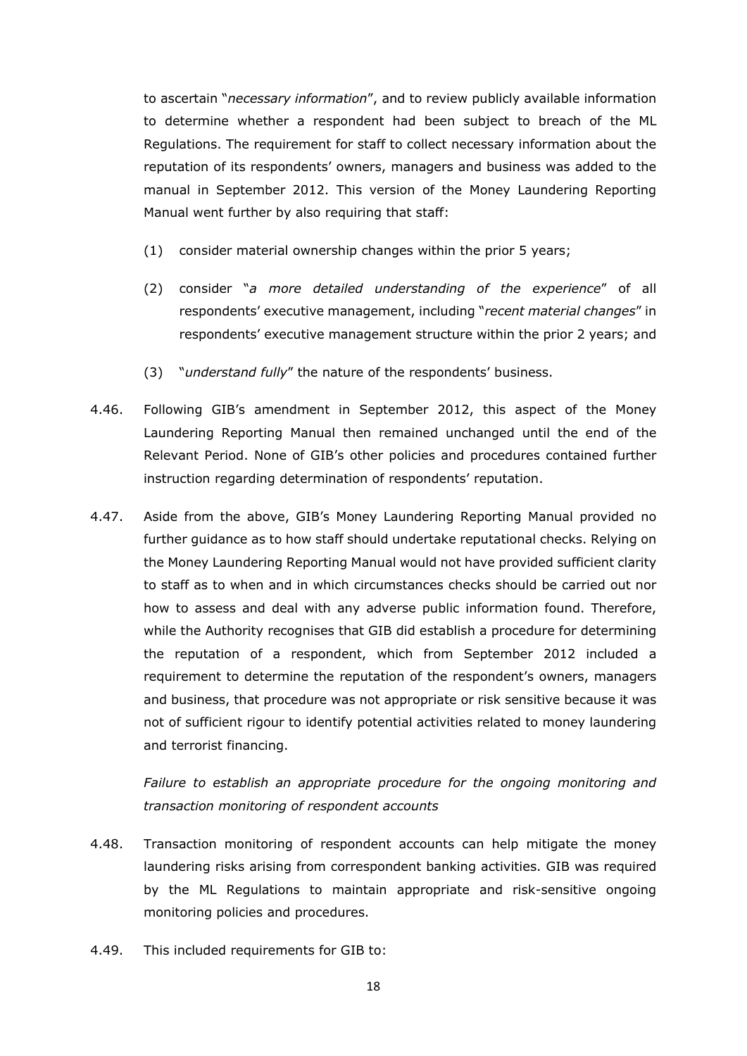to ascertain "*necessary information*", and to review publicly available information to determine whether a respondent had been subject to breach of the ML Regulations. The requirement for staff to collect necessary information about the reputation of its respondents' owners, managers and business was added to the manual in September 2012. This version of the Money Laundering Reporting Manual went further by also requiring that staff:

(1) consider material ownership changes within the prior 5 years;

(2) consider "*a more detailed understanding of the experience*" of all respondents' executive management, including "*recent material changes*" in respondents' executive management structure within the prior 2 years; and

(3) "*understand fully*" the nature of the respondents' business.

4.46. Following GIB's amendment in September 2012, this aspect of the Money Laundering Reporting Manual then remained unchanged until the end of the Relevant Period. None of GIB's other policies and procedures contained further instruction regarding determination of respondents' reputation.

4.47. Aside from the above, GIB's Money Laundering Reporting Manual provided no further guidance as to how staff should undertake reputational checks. Relying on the Money Laundering Reporting Manual would not have provided sufficient clarity to staff as to when and in which circumstances checks should be carried out nor how to assess and deal with any adverse public information found. Therefore, while the Authority recognises that GIB did establish a procedure for determining the reputation of a respondent, which from September 2012 included a requirement to determine the reputation of the respondent's owners, managers and business, that procedure was not appropriate or risk sensitive because it was not of sufficient rigour to identify potential activities related to money laundering and terrorist financing.

*Failure to establish an appropriate procedure for the ongoing monitoring and transaction monitoring of respondent accounts*

4.48. Transaction monitoring of respondent accounts can help mitigate the money laundering risks arising from correspondent banking activities. GIB was required by the ML Regulations to maintain appropriate and risk-sensitive ongoing monitoring policies and procedures.

4.49. This included requirements for GIB to: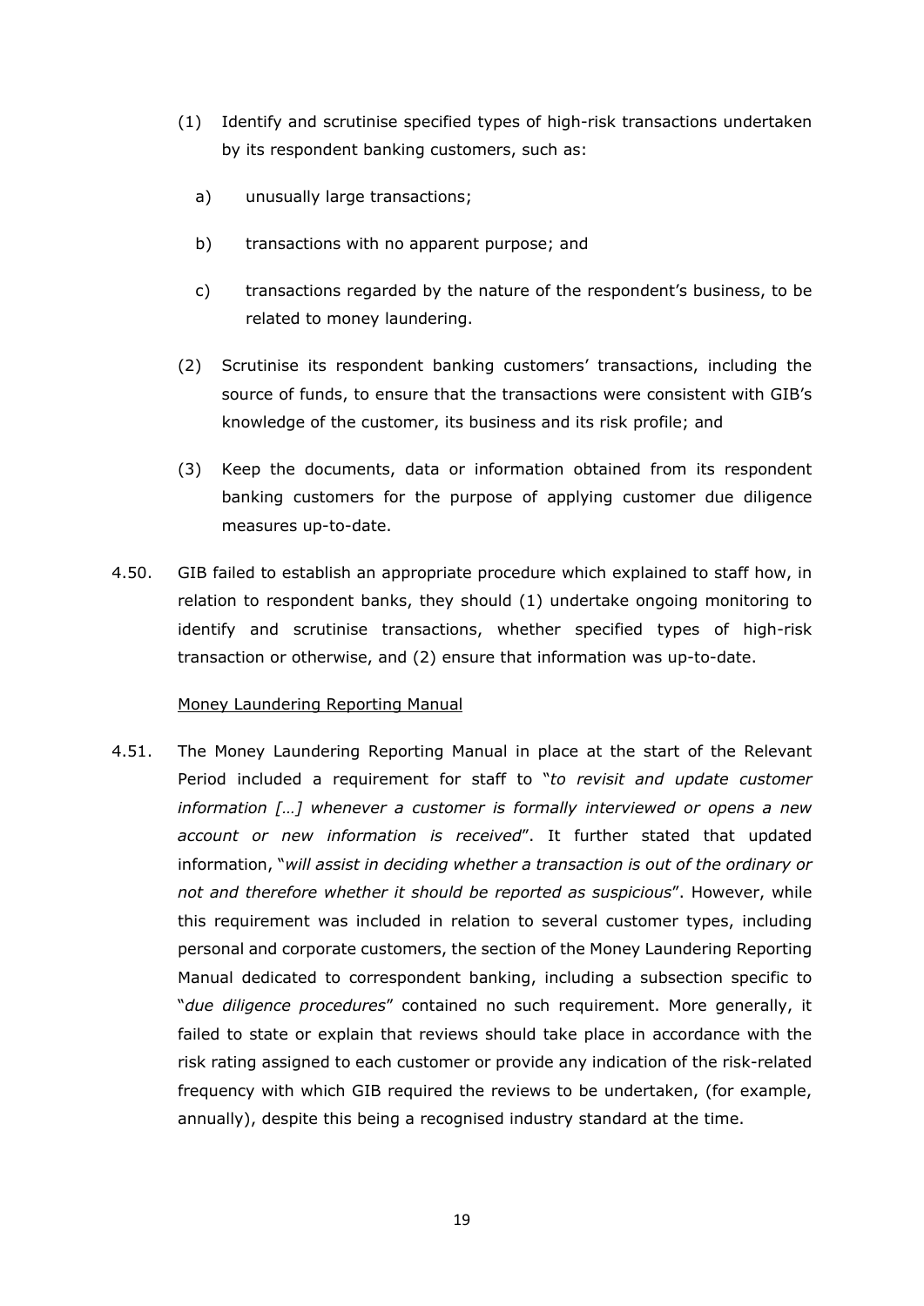(1) Identify and scrutinise specified types of high-risk transactions undertaken by its respondent banking customers, such as:

   a) unusually large transactions;

   b) transactions with no apparent purpose; and

   c) transactions regarded by the nature of the respondent's business, to be related to money laundering.

(2) Scrutinise its respondent banking customers' transactions, including the source of funds, to ensure that the transactions were consistent with GIB's knowledge of the customer, its business and its risk profile; and

(3) Keep the documents, data or information obtained from its respondent banking customers for the purpose of applying customer due diligence measures up-to-date.

4.50. GIB failed to establish an appropriate procedure which explained to staff how, in relation to respondent banks, they should (1) undertake ongoing monitoring to identify and scrutinise transactions, whether specified types of high-risk transaction or otherwise, and (2) ensure that information was up-to-date.

<u>Money Laundering Reporting Manual</u>

4.51. The Money Laundering Reporting Manual in place at the start of the Relevant Period included a requirement for staff to "*to revisit and update customer information […] whenever a customer is formally interviewed or opens a new account or new information is received*". It further stated that updated information, "*will assist in deciding whether a transaction is out of the ordinary or not and therefore whether it should be reported as suspicious*". However, while this requirement was included in relation to several customer types, including personal and corporate customers, the section of the Money Laundering Reporting Manual dedicated to correspondent banking, including a subsection specific to "*due diligence procedures*" contained no such requirement. More generally, it failed to state or explain that reviews should take place in accordance with the risk rating assigned to each customer or provide any indication of the risk-related frequency with which GIB required the reviews to be undertaken, (for example, annually), despite this being a recognised industry standard at the time.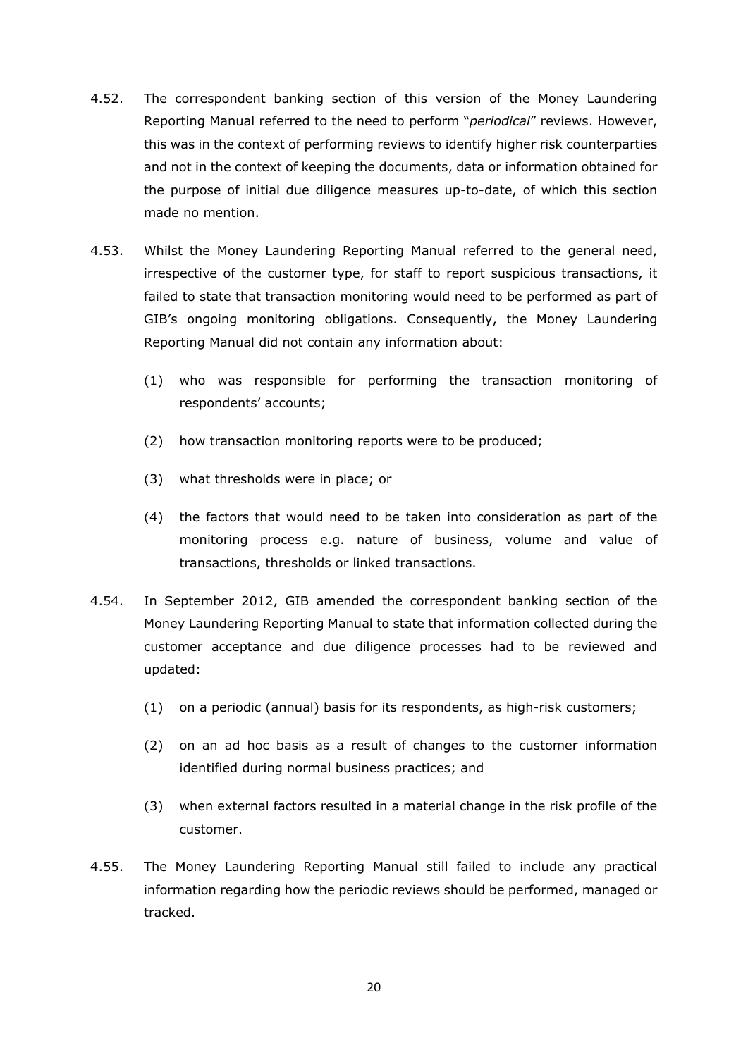4.52. The correspondent banking section of this version of the Money Laundering Reporting Manual referred to the need to perform "*periodical*" reviews. However, this was in the context of performing reviews to identify higher risk counterparties and not in the context of keeping the documents, data or information obtained for the purpose of initial due diligence measures up-to-date, of which this section made no mention.

4.53. Whilst the Money Laundering Reporting Manual referred to the general need, irrespective of the customer type, for staff to report suspicious transactions, it failed to state that transaction monitoring would need to be performed as part of GIB's ongoing monitoring obligations. Consequently, the Money Laundering Reporting Manual did not contain any information about:

   (1) who was responsible for performing the transaction monitoring of respondents' accounts;

   (2) how transaction monitoring reports were to be produced;

   (3) what thresholds were in place; or

   (4) the factors that would need to be taken into consideration as part of the monitoring process e.g. nature of business, volume and value of transactions, thresholds or linked transactions.

4.54. In September 2012, GIB amended the correspondent banking section of the Money Laundering Reporting Manual to state that information collected during the customer acceptance and due diligence processes had to be reviewed and updated:

   (1) on a periodic (annual) basis for its respondents, as high-risk customers;

   (2) on an ad hoc basis as a result of changes to the customer information identified during normal business practices; and

   (3) when external factors resulted in a material change in the risk profile of the customer.

4.55. The Money Laundering Reporting Manual still failed to include any practical information regarding how the periodic reviews should be performed, managed or tracked.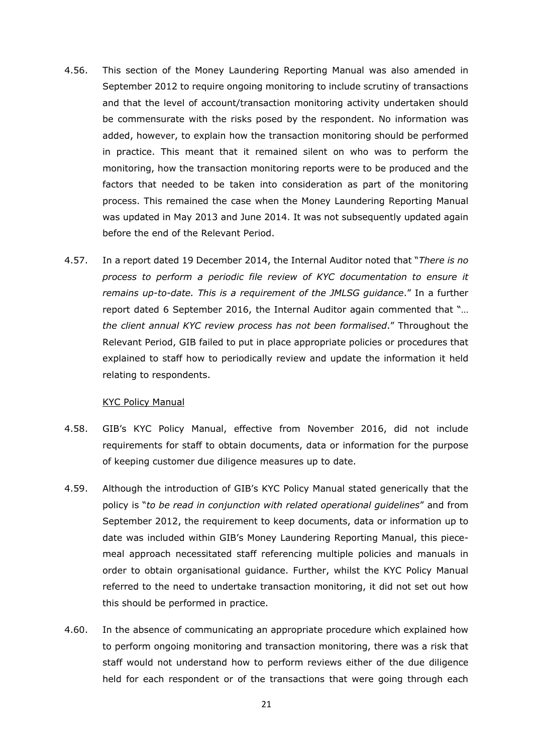4.56. This section of the Money Laundering Reporting Manual was also amended in September 2012 to require ongoing monitoring to include scrutiny of transactions and that the level of account/transaction monitoring activity undertaken should be commensurate with the risks posed by the respondent. No information was added, however, to explain how the transaction monitoring should be performed in practice. This meant that it remained silent on who was to perform the monitoring, how the transaction monitoring reports were to be produced and the factors that needed to be taken into consideration as part of the monitoring process. This remained the case when the Money Laundering Reporting Manual was updated in May 2013 and June 2014. It was not subsequently updated again before the end of the Relevant Period.

4.57. In a report dated 19 December 2014, the Internal Auditor noted that "*There is no process to perform a periodic file review of KYC documentation to ensure it remains up-to-date. This is a requirement of the JMLSG guidance*." In a further report dated 6 September 2016, the Internal Auditor again commented that "*… the client annual KYC review process has not been formalised*." Throughout the Relevant Period, GIB failed to put in place appropriate policies or procedures that explained to staff how to periodically review and update the information it held relating to respondents.

<u>KYC Policy Manual</u>

4.58. GIB's KYC Policy Manual, effective from November 2016, did not include requirements for staff to obtain documents, data or information for the purpose of keeping customer due diligence measures up to date.

4.59. Although the introduction of GIB's KYC Policy Manual stated generically that the policy is "*to be read in conjunction with related operational guidelines*" and from September 2012, the requirement to keep documents, data or information up to date was included within GIB's Money Laundering Reporting Manual, this piece-meal approach necessitated staff referencing multiple policies and manuals in order to obtain organisational guidance. Further, whilst the KYC Policy Manual referred to the need to undertake transaction monitoring, it did not set out how this should be performed in practice.

4.60. In the absence of communicating an appropriate procedure which explained how to perform ongoing monitoring and transaction monitoring, there was a risk that staff would not understand how to perform reviews either of the due diligence held for each respondent or of the transactions that were going through each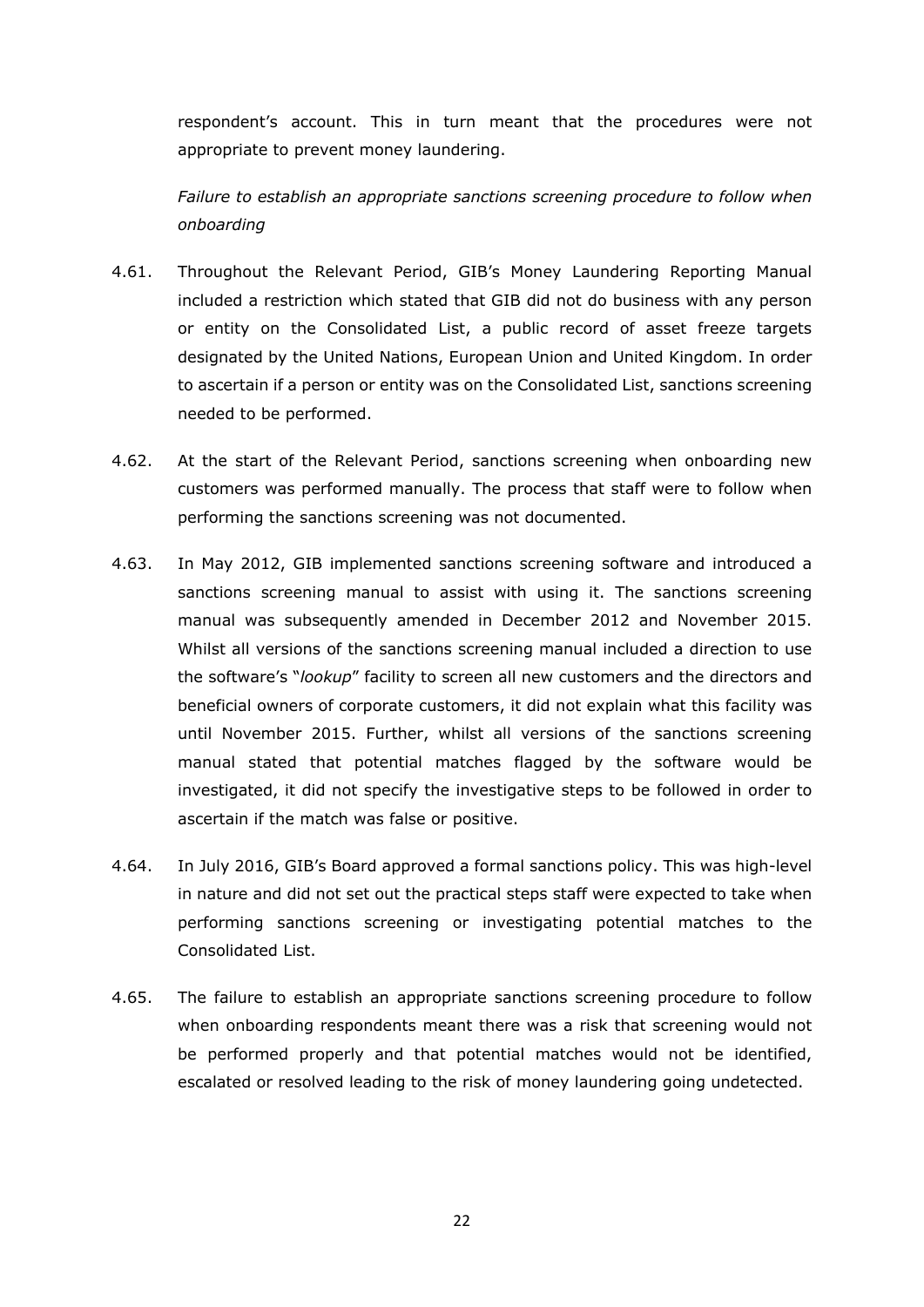respondent's account. This in turn meant that the procedures were not appropriate to prevent money laundering.

*Failure to establish an appropriate sanctions screening procedure to follow when onboarding*

4.61. Throughout the Relevant Period, GIB's Money Laundering Reporting Manual included a restriction which stated that GIB did not do business with any person or entity on the Consolidated List, a public record of asset freeze targets designated by the United Nations, European Union and United Kingdom. In order to ascertain if a person or entity was on the Consolidated List, sanctions screening needed to be performed.

4.62. At the start of the Relevant Period, sanctions screening when onboarding new customers was performed manually. The process that staff were to follow when performing the sanctions screening was not documented.

4.63. In May 2012, GIB implemented sanctions screening software and introduced a sanctions screening manual to assist with using it. The sanctions screening manual was subsequently amended in December 2012 and November 2015. Whilst all versions of the sanctions screening manual included a direction to use the software's "*lookup*" facility to screen all new customers and the directors and beneficial owners of corporate customers, it did not explain what this facility was until November 2015. Further, whilst all versions of the sanctions screening manual stated that potential matches flagged by the software would be investigated, it did not specify the investigative steps to be followed in order to ascertain if the match was false or positive.

4.64. In July 2016, GIB's Board approved a formal sanctions policy. This was high-level in nature and did not set out the practical steps staff were expected to take when performing sanctions screening or investigating potential matches to the Consolidated List.

4.65. The failure to establish an appropriate sanctions screening procedure to follow when onboarding respondents meant there was a risk that screening would not be performed properly and that potential matches would not be identified, escalated or resolved leading to the risk of money laundering going undetected.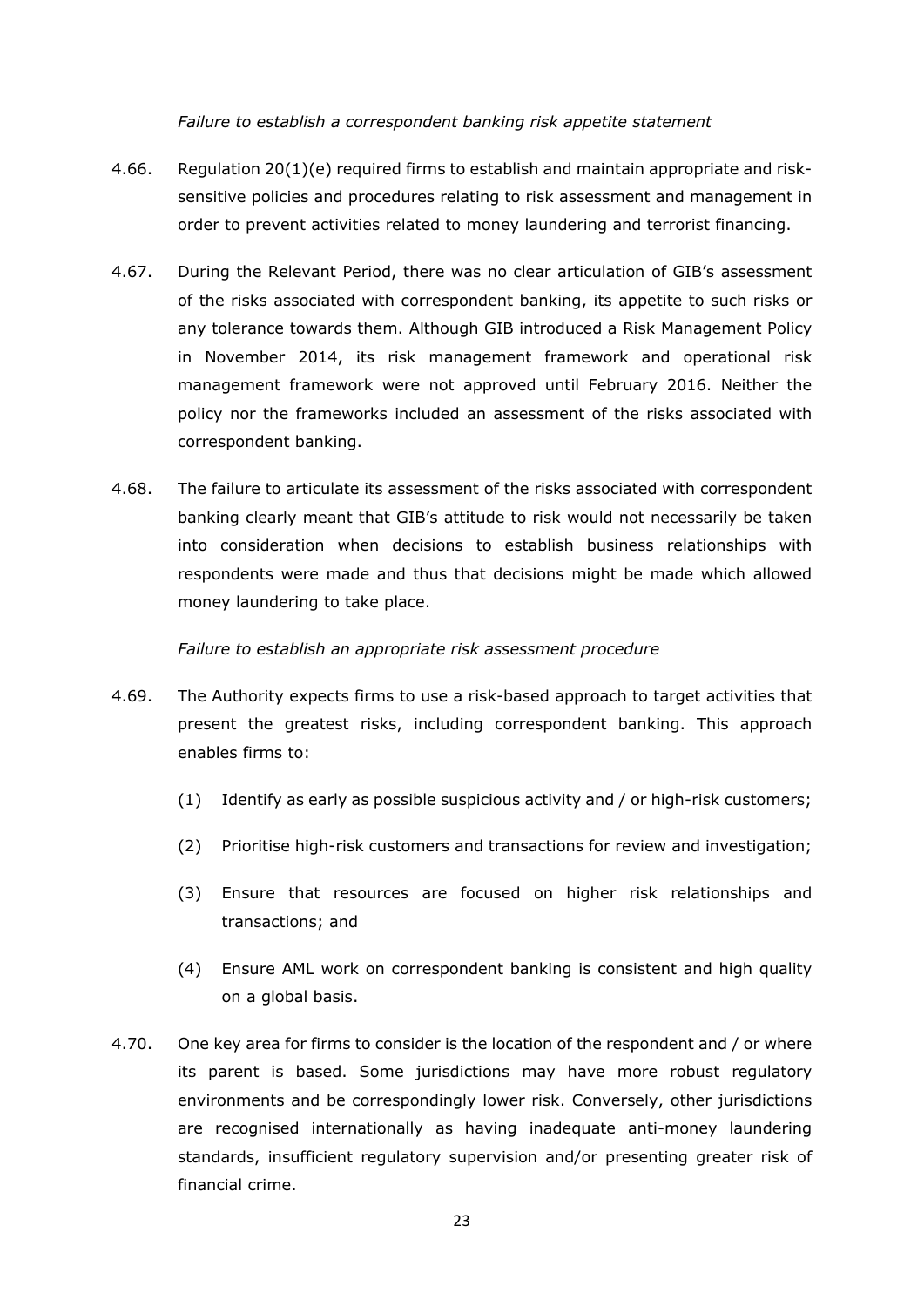*Failure to establish a correspondent banking risk appetite statement*

4.66. Regulation 20(1)(e) required firms to establish and maintain appropriate and risk-sensitive policies and procedures relating to risk assessment and management in order to prevent activities related to money laundering and terrorist financing.

4.67. During the Relevant Period, there was no clear articulation of GIB's assessment of the risks associated with correspondent banking, its appetite to such risks or any tolerance towards them. Although GIB introduced a Risk Management Policy in November 2014, its risk management framework and operational risk management framework were not approved until February 2016. Neither the policy nor the frameworks included an assessment of the risks associated with correspondent banking.

4.68. The failure to articulate its assessment of the risks associated with correspondent banking clearly meant that GIB's attitude to risk would not necessarily be taken into consideration when decisions to establish business relationships with respondents were made and thus that decisions might be made which allowed money laundering to take place.

*Failure to establish an appropriate risk assessment procedure*

4.69. The Authority expects firms to use a risk-based approach to target activities that present the greatest risks, including correspondent banking. This approach enables firms to:

(1) Identify as early as possible suspicious activity and / or high-risk customers;

(2) Prioritise high-risk customers and transactions for review and investigation;

(3) Ensure that resources are focused on higher risk relationships and transactions; and

(4) Ensure AML work on correspondent banking is consistent and high quality on a global basis.

4.70. One key area for firms to consider is the location of the respondent and / or where its parent is based. Some jurisdictions may have more robust regulatory environments and be correspondingly lower risk. Conversely, other jurisdictions are recognised internationally as having inadequate anti-money laundering standards, insufficient regulatory supervision and/or presenting greater risk of financial crime.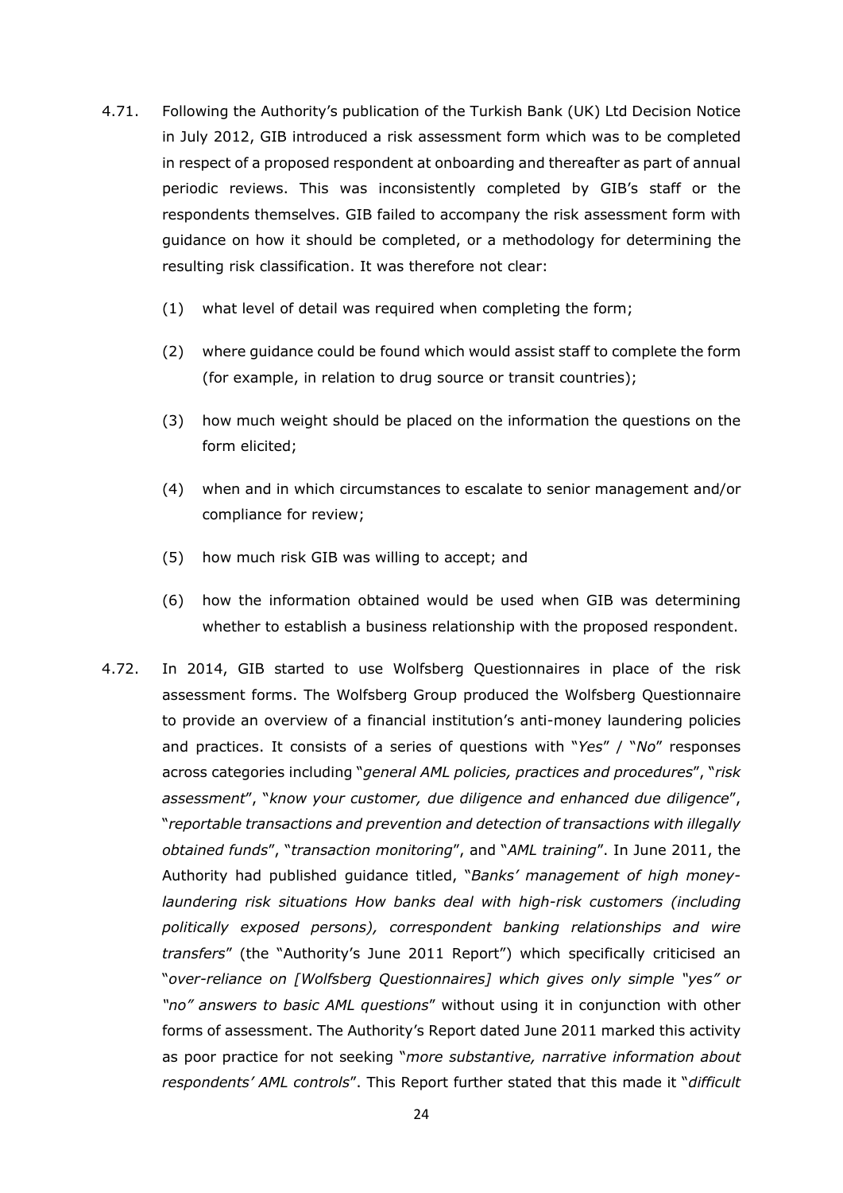4.71. Following the Authority's publication of the Turkish Bank (UK) Ltd Decision Notice in July 2012, GIB introduced a risk assessment form which was to be completed in respect of a proposed respondent at onboarding and thereafter as part of annual periodic reviews. This was inconsistently completed by GIB's staff or the respondents themselves. GIB failed to accompany the risk assessment form with guidance on how it should be completed, or a methodology for determining the resulting risk classification. It was therefore not clear:

(1) what level of detail was required when completing the form;

(2) where guidance could be found which would assist staff to complete the form (for example, in relation to drug source or transit countries);

(3) how much weight should be placed on the information the questions on the form elicited;

(4) when and in which circumstances to escalate to senior management and/or compliance for review;

(5) how much risk GIB was willing to accept; and

(6) how the information obtained would be used when GIB was determining whether to establish a business relationship with the proposed respondent.

4.72. In 2014, GIB started to use Wolfsberg Questionnaires in place of the risk assessment forms. The Wolfsberg Group produced the Wolfsberg Questionnaire to provide an overview of a financial institution's anti-money laundering policies and practices. It consists of a series of questions with "*Yes*" / "*No*" responses across categories including "*general AML policies, practices and procedures*", "*risk assessment*", "*know your customer, due diligence and enhanced due diligence*", "*reportable transactions and prevention and detection of transactions with illegally obtained funds*", "*transaction monitoring*", and "*AML training*". In June 2011, the Authority had published guidance titled, "*Banks' management of high money-laundering risk situations How banks deal with high-risk customers (including politically exposed persons), correspondent banking relationships and wire transfers*" (the "Authority's June 2011 Report") which specifically criticised an "*over-reliance on [Wolfsberg Questionnaires] which gives only simple "yes" or "no" answers to basic AML questions*" without using it in conjunction with other forms of assessment. The Authority's Report dated June 2011 marked this activity as poor practice for not seeking "*more substantive, narrative information about respondents' AML controls*". This Report further stated that this made it "*difficult*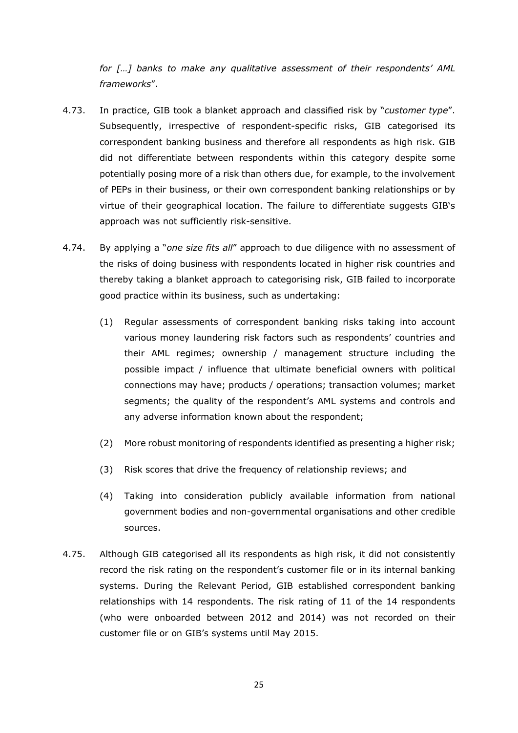*for […] banks to make any qualitative assessment of their respondents' AML frameworks*".

4.73. In practice, GIB took a blanket approach and classified risk by "*customer type*". Subsequently, irrespective of respondent-specific risks, GIB categorised its correspondent banking business and therefore all respondents as high risk. GIB did not differentiate between respondents within this category despite some potentially posing more of a risk than others due, for example, to the involvement of PEPs in their business, or their own correspondent banking relationships or by virtue of their geographical location. The failure to differentiate suggests GIB's approach was not sufficiently risk-sensitive.

4.74. By applying a "*one size fits all*" approach to due diligence with no assessment of the risks of doing business with respondents located in higher risk countries and thereby taking a blanket approach to categorising risk, GIB failed to incorporate good practice within its business, such as undertaking:

(1) Regular assessments of correspondent banking risks taking into account various money laundering risk factors such as respondents' countries and their AML regimes; ownership / management structure including the possible impact / influence that ultimate beneficial owners with political connections may have; products / operations; transaction volumes; market segments; the quality of the respondent's AML systems and controls and any adverse information known about the respondent;

(2) More robust monitoring of respondents identified as presenting a higher risk;

(3) Risk scores that drive the frequency of relationship reviews; and

(4) Taking into consideration publicly available information from national government bodies and non-governmental organisations and other credible sources.

4.75. Although GIB categorised all its respondents as high risk, it did not consistently record the risk rating on the respondent's customer file or in its internal banking systems. During the Relevant Period, GIB established correspondent banking relationships with 14 respondents. The risk rating of 11 of the 14 respondents (who were onboarded between 2012 and 2014) was not recorded on their customer file or on GIB's systems until May 2015.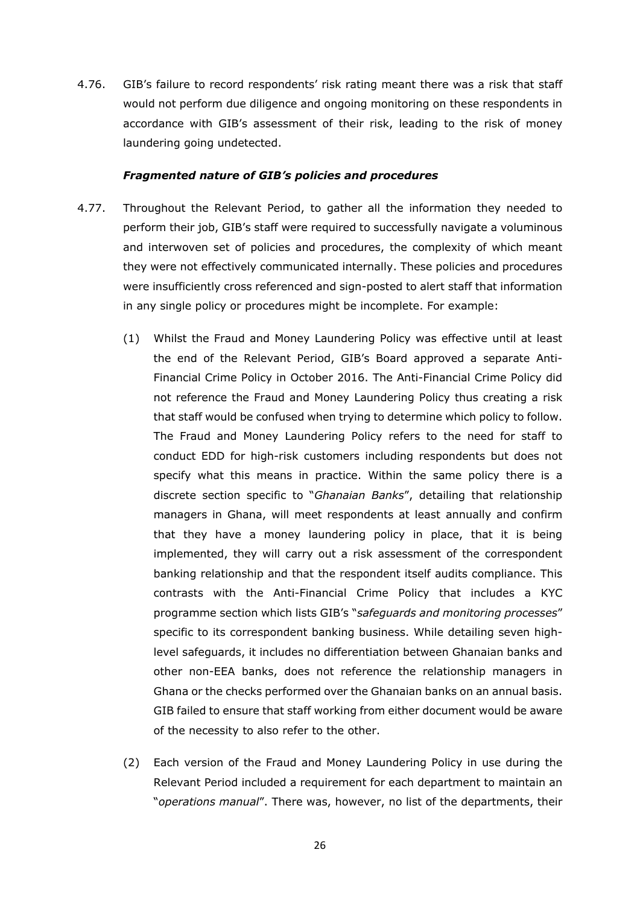4.76. GIB's failure to record respondents' risk rating meant there was a risk that staff would not perform due diligence and ongoing monitoring on these respondents in accordance with GIB's assessment of their risk, leading to the risk of money laundering going undetected.

***Fragmented nature of GIB's policies and procedures***

4.77. Throughout the Relevant Period, to gather all the information they needed to perform their job, GIB's staff were required to successfully navigate a voluminous and interwoven set of policies and procedures, the complexity of which meant they were not effectively communicated internally. These policies and procedures were insufficiently cross referenced and sign-posted to alert staff that information in any single policy or procedures might be incomplete. For example:

(1) Whilst the Fraud and Money Laundering Policy was effective until at least the end of the Relevant Period, GIB's Board approved a separate Anti-Financial Crime Policy in October 2016. The Anti-Financial Crime Policy did not reference the Fraud and Money Laundering Policy thus creating a risk that staff would be confused when trying to determine which policy to follow. The Fraud and Money Laundering Policy refers to the need for staff to conduct EDD for high-risk customers including respondents but does not specify what this means in practice. Within the same policy there is a discrete section specific to "*Ghanaian Banks*", detailing that relationship managers in Ghana, will meet respondents at least annually and confirm that they have a money laundering policy in place, that it is being implemented, they will carry out a risk assessment of the correspondent banking relationship and that the respondent itself audits compliance. This contrasts with the Anti-Financial Crime Policy that includes a KYC programme section which lists GIB's "*safeguards and monitoring processes*" specific to its correspondent banking business. While detailing seven high-level safeguards, it includes no differentiation between Ghanaian banks and other non-EEA banks, does not reference the relationship managers in Ghana or the checks performed over the Ghanaian banks on an annual basis. GIB failed to ensure that staff working from either document would be aware of the necessity to also refer to the other.

(2) Each version of the Fraud and Money Laundering Policy in use during the Relevant Period included a requirement for each department to maintain an "*operations manual*". There was, however, no list of the departments, their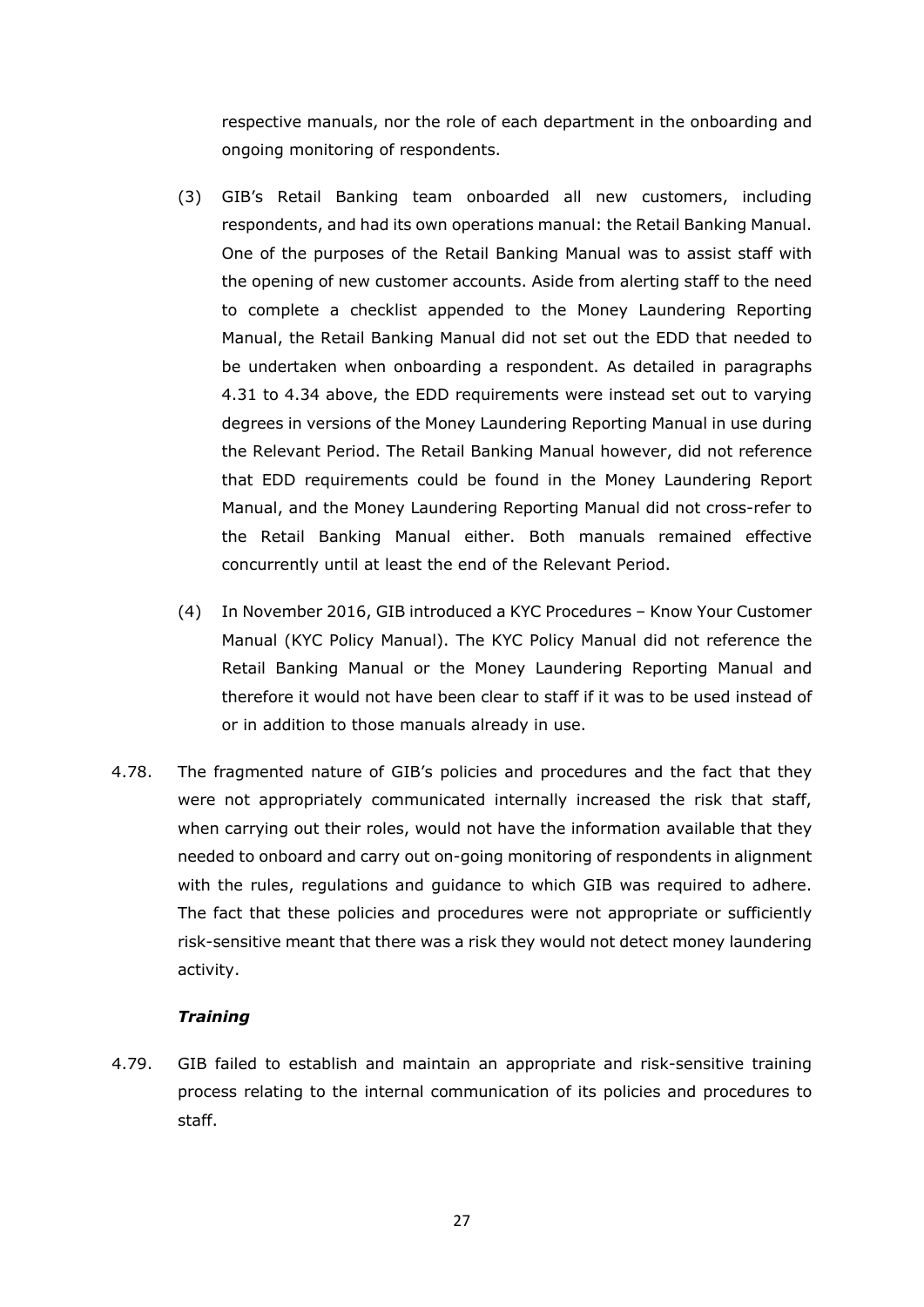respective manuals, nor the role of each department in the onboarding and ongoing monitoring of respondents.

(3) GIB's Retail Banking team onboarded all new customers, including respondents, and had its own operations manual: the Retail Banking Manual. One of the purposes of the Retail Banking Manual was to assist staff with the opening of new customer accounts. Aside from alerting staff to the need to complete a checklist appended to the Money Laundering Reporting Manual, the Retail Banking Manual did not set out the EDD that needed to be undertaken when onboarding a respondent. As detailed in paragraphs 4.31 to 4.34 above, the EDD requirements were instead set out to varying degrees in versions of the Money Laundering Reporting Manual in use during the Relevant Period. The Retail Banking Manual however, did not reference that EDD requirements could be found in the Money Laundering Report Manual, and the Money Laundering Reporting Manual did not cross-refer to the Retail Banking Manual either. Both manuals remained effective concurrently until at least the end of the Relevant Period.

(4) In November 2016, GIB introduced a KYC Procedures – Know Your Customer Manual (KYC Policy Manual). The KYC Policy Manual did not reference the Retail Banking Manual or the Money Laundering Reporting Manual and therefore it would not have been clear to staff if it was to be used instead of or in addition to those manuals already in use.

4.78. The fragmented nature of GIB's policies and procedures and the fact that they were not appropriately communicated internally increased the risk that staff, when carrying out their roles, would not have the information available that they needed to onboard and carry out on-going monitoring of respondents in alignment with the rules, regulations and guidance to which GIB was required to adhere. The fact that these policies and procedures were not appropriate or sufficiently risk-sensitive meant that there was a risk they would not detect money laundering activity.

***Training***

4.79. GIB failed to establish and maintain an appropriate and risk-sensitive training process relating to the internal communication of its policies and procedures to staff.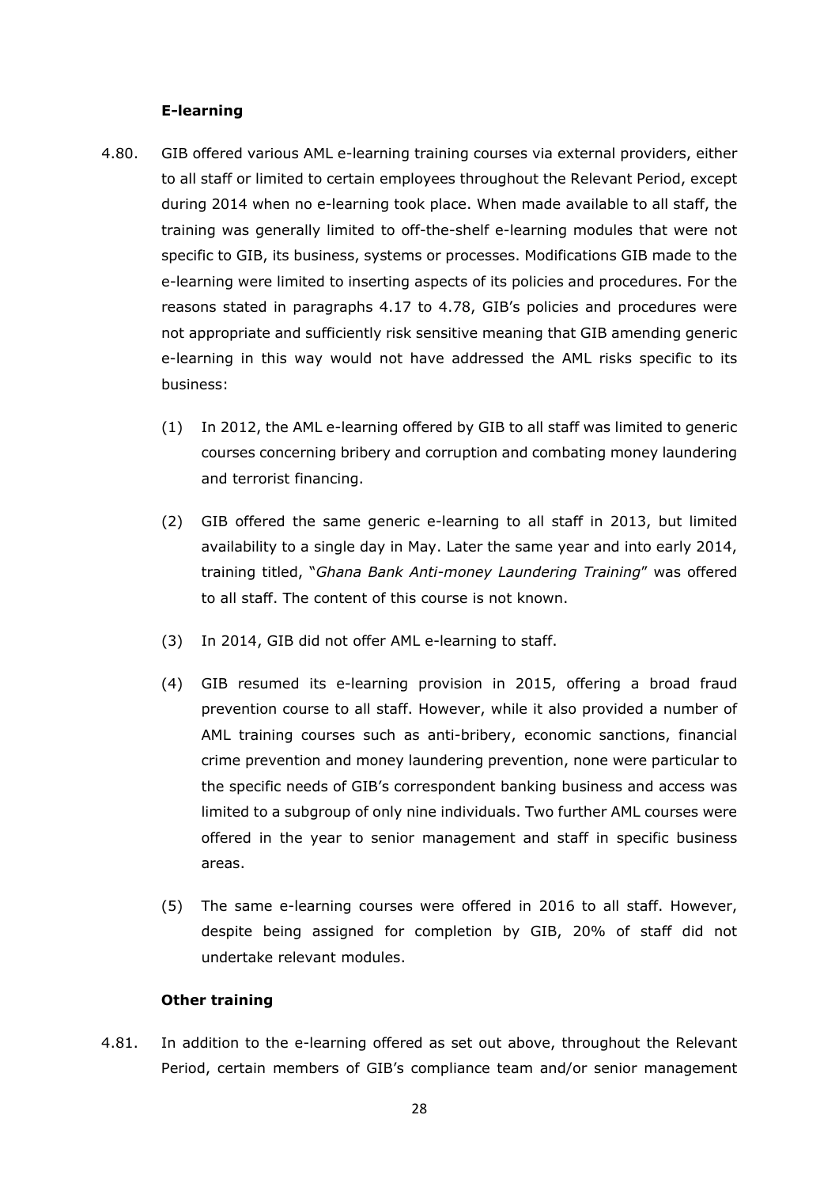**E-learning**

4.80. GIB offered various AML e-learning training courses via external providers, either to all staff or limited to certain employees throughout the Relevant Period, except during 2014 when no e-learning took place. When made available to all staff, the training was generally limited to off-the-shelf e-learning modules that were not specific to GIB, its business, systems or processes. Modifications GIB made to the e-learning were limited to inserting aspects of its policies and procedures. For the reasons stated in paragraphs 4.17 to 4.78, GIB's policies and procedures were not appropriate and sufficiently risk sensitive meaning that GIB amending generic e-learning in this way would not have addressed the AML risks specific to its business:

(1) In 2012, the AML e-learning offered by GIB to all staff was limited to generic courses concerning bribery and corruption and combating money laundering and terrorist financing.

(2) GIB offered the same generic e-learning to all staff in 2013, but limited availability to a single day in May. Later the same year and into early 2014, training titled, "*Ghana Bank Anti-money Laundering Training*" was offered to all staff. The content of this course is not known.

(3) In 2014, GIB did not offer AML e-learning to staff.

(4) GIB resumed its e-learning provision in 2015, offering a broad fraud prevention course to all staff. However, while it also provided a number of AML training courses such as anti-bribery, economic sanctions, financial crime prevention and money laundering prevention, none were particular to the specific needs of GIB's correspondent banking business and access was limited to a subgroup of only nine individuals. Two further AML courses were offered in the year to senior management and staff in specific business areas.

(5) The same e-learning courses were offered in 2016 to all staff. However, despite being assigned for completion by GIB, 20% of staff did not undertake relevant modules.

**Other training**

4.81. In addition to the e-learning offered as set out above, throughout the Relevant Period, certain members of GIB's compliance team and/or senior management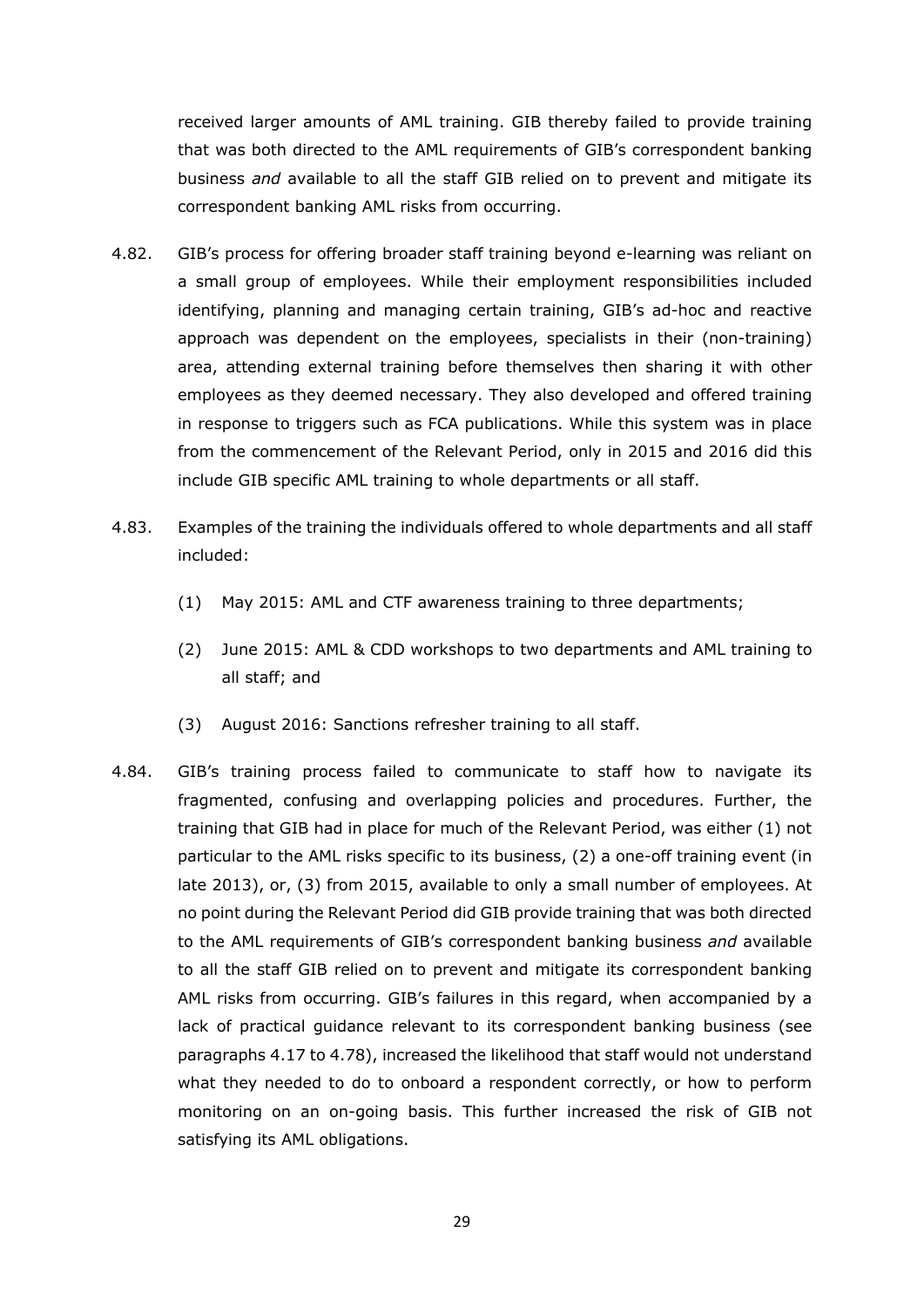received larger amounts of AML training. GIB thereby failed to provide training that was both directed to the AML requirements of GIB's correspondent banking business *and* available to all the staff GIB relied on to prevent and mitigate its correspondent banking AML risks from occurring.

4.82. GIB's process for offering broader staff training beyond e-learning was reliant on a small group of employees. While their employment responsibilities included identifying, planning and managing certain training, GIB's ad-hoc and reactive approach was dependent on the employees, specialists in their (non-training) area, attending external training before themselves then sharing it with other employees as they deemed necessary. They also developed and offered training in response to triggers such as FCA publications. While this system was in place from the commencement of the Relevant Period, only in 2015 and 2016 did this include GIB specific AML training to whole departments or all staff.

4.83. Examples of the training the individuals offered to whole departments and all staff included:

(1) May 2015: AML and CTF awareness training to three departments;

(2) June 2015: AML & CDD workshops to two departments and AML training to all staff; and

(3) August 2016: Sanctions refresher training to all staff.

4.84. GIB's training process failed to communicate to staff how to navigate its fragmented, confusing and overlapping policies and procedures. Further, the training that GIB had in place for much of the Relevant Period, was either (1) not particular to the AML risks specific to its business, (2) a one-off training event (in late 2013), or, (3) from 2015, available to only a small number of employees. At no point during the Relevant Period did GIB provide training that was both directed to the AML requirements of GIB's correspondent banking business *and* available to all the staff GIB relied on to prevent and mitigate its correspondent banking AML risks from occurring. GIB's failures in this regard, when accompanied by a lack of practical guidance relevant to its correspondent banking business (see paragraphs 4.17 to 4.78), increased the likelihood that staff would not understand what they needed to do to onboard a respondent correctly, or how to perform monitoring on an on-going basis. This further increased the risk of GIB not satisfying its AML obligations.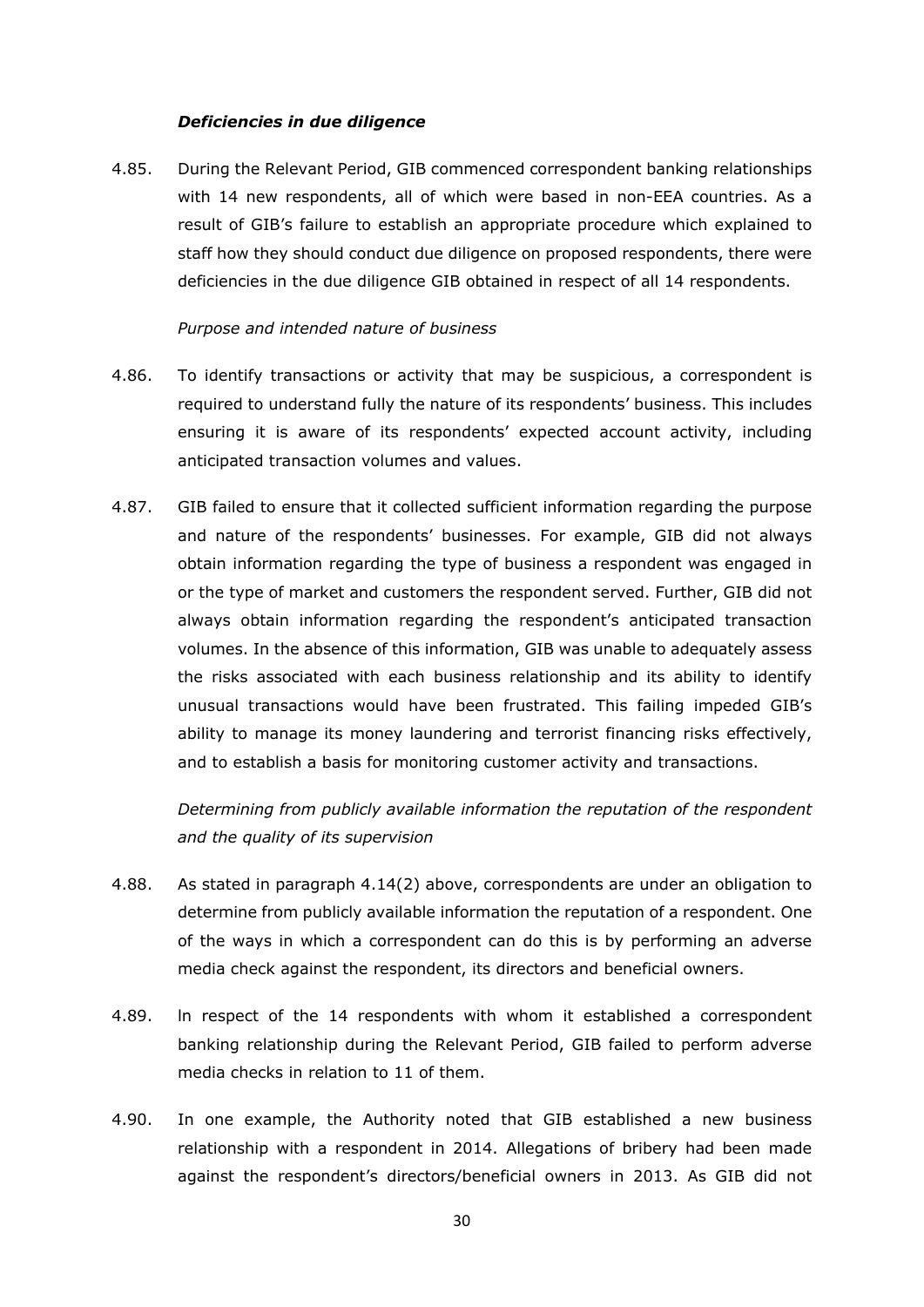***Deficiencies in due diligence***

4.85. During the Relevant Period, GIB commenced correspondent banking relationships with 14 new respondents, all of which were based in non-EEA countries. As a result of GIB's failure to establish an appropriate procedure which explained to staff how they should conduct due diligence on proposed respondents, there were deficiencies in the due diligence GIB obtained in respect of all 14 respondents.

*Purpose and intended nature of business*

4.86. To identify transactions or activity that may be suspicious, a correspondent is required to understand fully the nature of its respondents' business. This includes ensuring it is aware of its respondents' expected account activity, including anticipated transaction volumes and values.

4.87. GIB failed to ensure that it collected sufficient information regarding the purpose and nature of the respondents' businesses. For example, GIB did not always obtain information regarding the type of business a respondent was engaged in or the type of market and customers the respondent served. Further, GIB did not always obtain information regarding the respondent's anticipated transaction volumes. In the absence of this information, GIB was unable to adequately assess the risks associated with each business relationship and its ability to identify unusual transactions would have been frustrated. This failing impeded GIB's ability to manage its money laundering and terrorist financing risks effectively, and to establish a basis for monitoring customer activity and transactions.

*Determining from publicly available information the reputation of the respondent and the quality of its supervision*

4.88. As stated in paragraph 4.14(2) above, correspondents are under an obligation to determine from publicly available information the reputation of a respondent. One of the ways in which a correspondent can do this is by performing an adverse media check against the respondent, its directors and beneficial owners.

4.89. In respect of the 14 respondents with whom it established a correspondent banking relationship during the Relevant Period, GIB failed to perform adverse media checks in relation to 11 of them.

4.90. In one example, the Authority noted that GIB established a new business relationship with a respondent in 2014. Allegations of bribery had been made against the respondent's directors/beneficial owners in 2013. As GIB did not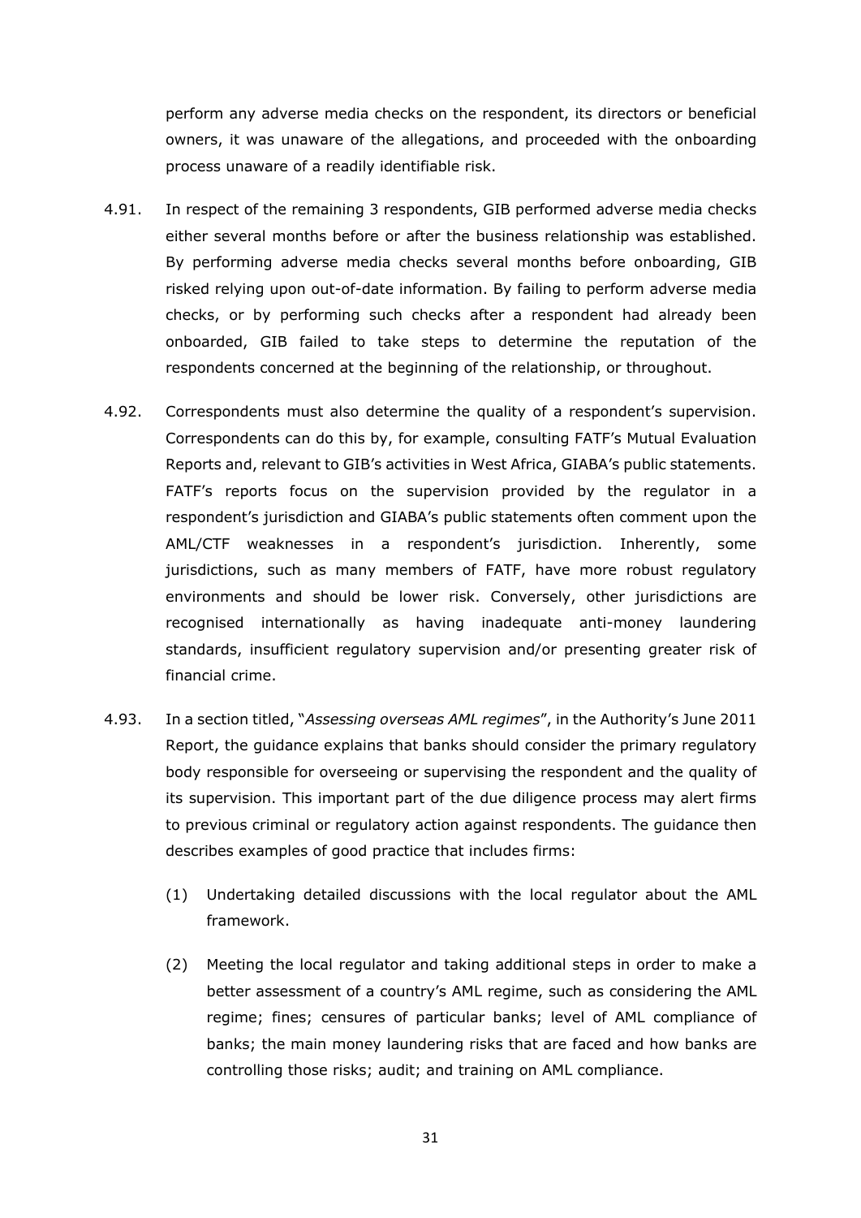perform any adverse media checks on the respondent, its directors or beneficial owners, it was unaware of the allegations, and proceeded with the onboarding process unaware of a readily identifiable risk.

4.91. In respect of the remaining 3 respondents, GIB performed adverse media checks either several months before or after the business relationship was established. By performing adverse media checks several months before onboarding, GIB risked relying upon out-of-date information. By failing to perform adverse media checks, or by performing such checks after a respondent had already been onboarded, GIB failed to take steps to determine the reputation of the respondents concerned at the beginning of the relationship, or throughout.

4.92. Correspondents must also determine the quality of a respondent's supervision. Correspondents can do this by, for example, consulting FATF's Mutual Evaluation Reports and, relevant to GIB's activities in West Africa, GIABA's public statements. FATF's reports focus on the supervision provided by the regulator in a respondent's jurisdiction and GIABA's public statements often comment upon the AML/CTF weaknesses in a respondent's jurisdiction. Inherently, some jurisdictions, such as many members of FATF, have more robust regulatory environments and should be lower risk. Conversely, other jurisdictions are recognised internationally as having inadequate anti-money laundering standards, insufficient regulatory supervision and/or presenting greater risk of financial crime.

4.93. In a section titled, "*Assessing overseas AML regimes*", in the Authority's June 2011 Report, the guidance explains that banks should consider the primary regulatory body responsible for overseeing or supervising the respondent and the quality of its supervision. This important part of the due diligence process may alert firms to previous criminal or regulatory action against respondents. The guidance then describes examples of good practice that includes firms:

(1) Undertaking detailed discussions with the local regulator about the AML framework.

(2) Meeting the local regulator and taking additional steps in order to make a better assessment of a country's AML regime, such as considering the AML regime; fines; censures of particular banks; level of AML compliance of banks; the main money laundering risks that are faced and how banks are controlling those risks; audit; and training on AML compliance.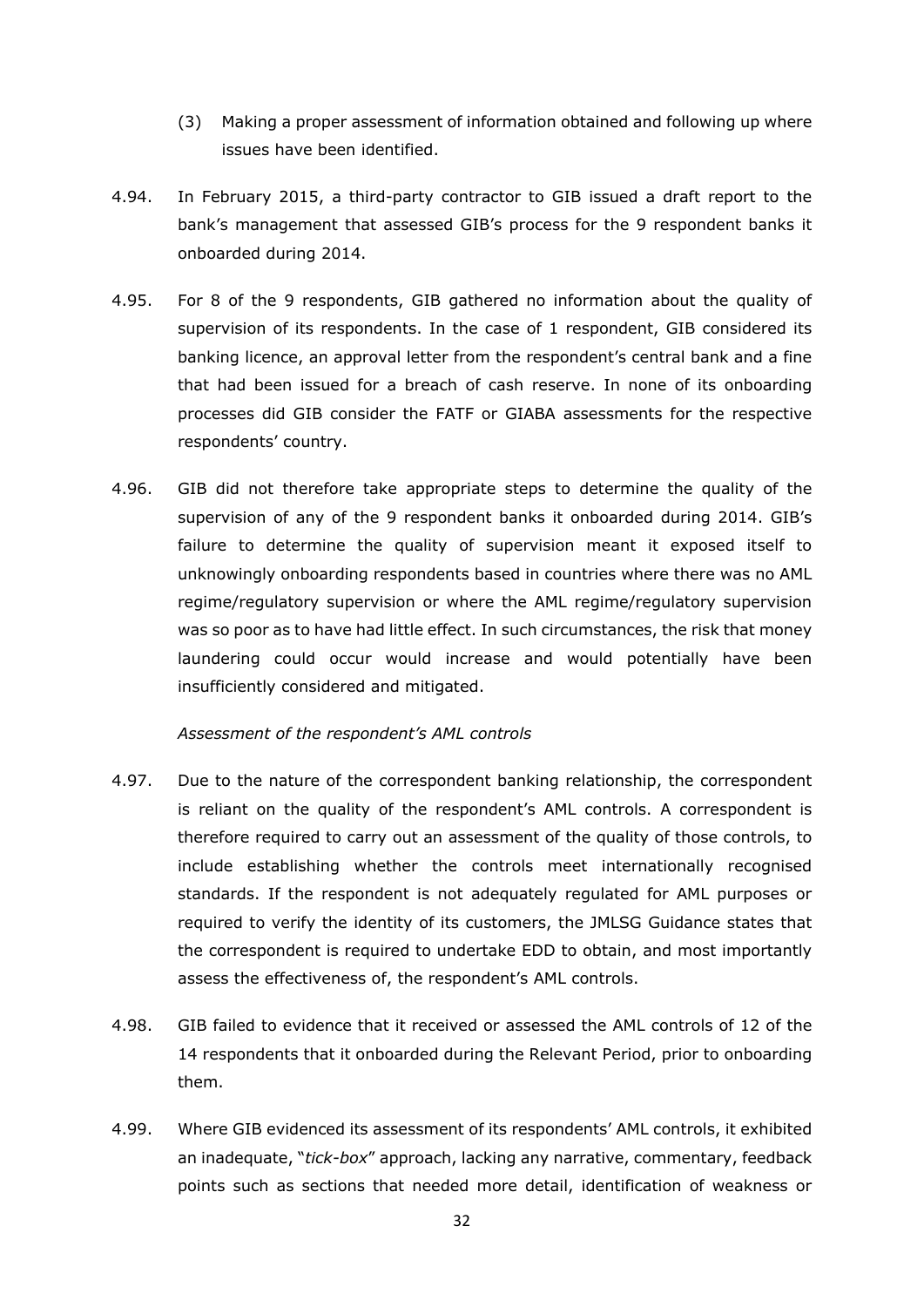(3) Making a proper assessment of information obtained and following up where issues have been identified.

4.94. In February 2015, a third-party contractor to GIB issued a draft report to the bank's management that assessed GIB's process for the 9 respondent banks it onboarded during 2014.

4.95. For 8 of the 9 respondents, GIB gathered no information about the quality of supervision of its respondents. In the case of 1 respondent, GIB considered its banking licence, an approval letter from the respondent's central bank and a fine that had been issued for a breach of cash reserve. In none of its onboarding processes did GIB consider the FATF or GIABA assessments for the respective respondents' country.

4.96. GIB did not therefore take appropriate steps to determine the quality of the supervision of any of the 9 respondent banks it onboarded during 2014. GIB's failure to determine the quality of supervision meant it exposed itself to unknowingly onboarding respondents based in countries where there was no AML regime/regulatory supervision or where the AML regime/regulatory supervision was so poor as to have had little effect. In such circumstances, the risk that money laundering could occur would increase and would potentially have been insufficiently considered and mitigated.

*Assessment of the respondent's AML controls*

4.97. Due to the nature of the correspondent banking relationship, the correspondent is reliant on the quality of the respondent's AML controls. A correspondent is therefore required to carry out an assessment of the quality of those controls, to include establishing whether the controls meet internationally recognised standards. If the respondent is not adequately regulated for AML purposes or required to verify the identity of its customers, the JMLSG Guidance states that the correspondent is required to undertake EDD to obtain, and most importantly assess the effectiveness of, the respondent's AML controls.

4.98. GIB failed to evidence that it received or assessed the AML controls of 12 of the 14 respondents that it onboarded during the Relevant Period, prior to onboarding them.

4.99. Where GIB evidenced its assessment of its respondents' AML controls, it exhibited an inadequate, "*tick-box*" approach, lacking any narrative, commentary, feedback points such as sections that needed more detail, identification of weakness or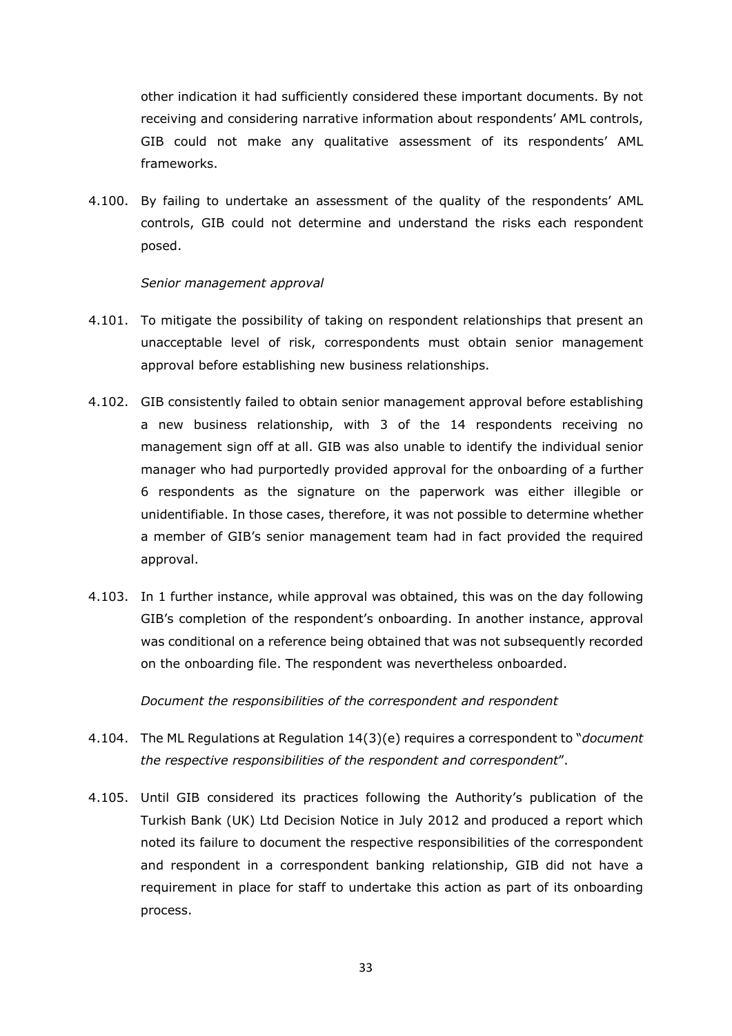other indication it had sufficiently considered these important documents. By not receiving and considering narrative information about respondents' AML controls, GIB could not make any qualitative assessment of its respondents' AML frameworks.

4.100. By failing to undertake an assessment of the quality of the respondents' AML controls, GIB could not determine and understand the risks each respondent posed.

*Senior management approval*

4.101. To mitigate the possibility of taking on respondent relationships that present an unacceptable level of risk, correspondents must obtain senior management approval before establishing new business relationships.

4.102. GIB consistently failed to obtain senior management approval before establishing a new business relationship, with 3 of the 14 respondents receiving no management sign off at all. GIB was also unable to identify the individual senior manager who had purportedly provided approval for the onboarding of a further 6 respondents as the signature on the paperwork was either illegible or unidentifiable. In those cases, therefore, it was not possible to determine whether a member of GIB's senior management team had in fact provided the required approval.

4.103. In 1 further instance, while approval was obtained, this was on the day following GIB's completion of the respondent's onboarding. In another instance, approval was conditional on a reference being obtained that was not subsequently recorded on the onboarding file. The respondent was nevertheless onboarded.

*Document the responsibilities of the correspondent and respondent*

4.104. The ML Regulations at Regulation 14(3)(e) requires a correspondent to "*document the respective responsibilities of the respondent and correspondent*".

4.105. Until GIB considered its practices following the Authority's publication of the Turkish Bank (UK) Ltd Decision Notice in July 2012 and produced a report which noted its failure to document the respective responsibilities of the correspondent and respondent in a correspondent banking relationship, GIB did not have a requirement in place for staff to undertake this action as part of its onboarding process.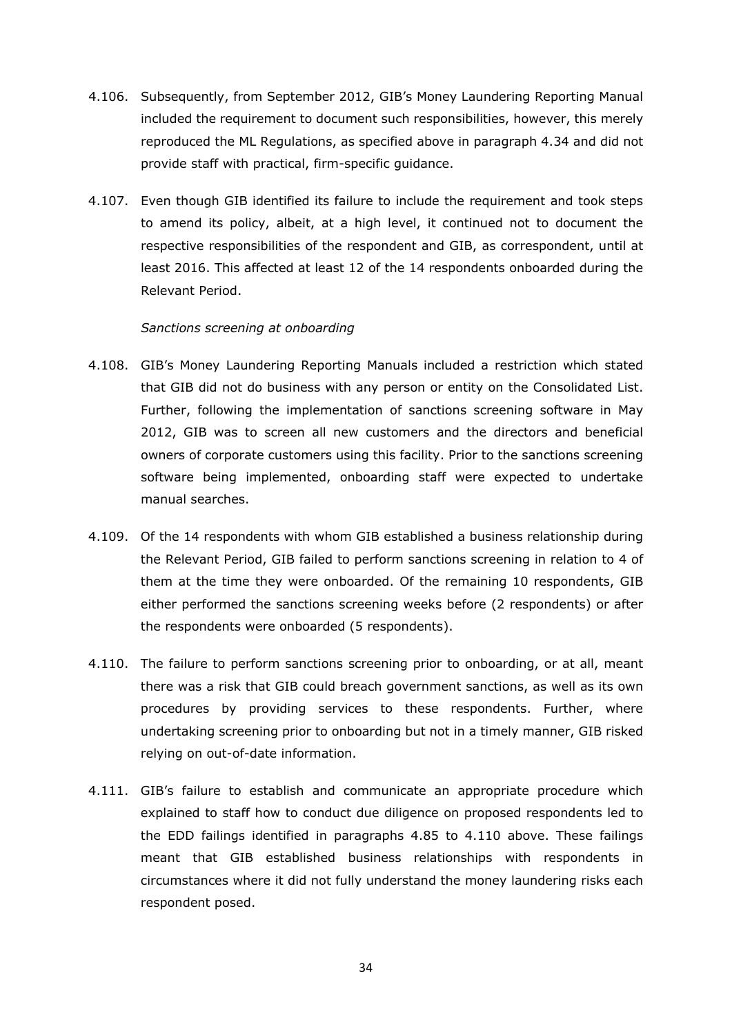4.106. Subsequently, from September 2012, GIB's Money Laundering Reporting Manual included the requirement to document such responsibilities, however, this merely reproduced the ML Regulations, as specified above in paragraph 4.34 and did not provide staff with practical, firm-specific guidance.

4.107. Even though GIB identified its failure to include the requirement and took steps to amend its policy, albeit, at a high level, it continued not to document the respective responsibilities of the respondent and GIB, as correspondent, until at least 2016. This affected at least 12 of the 14 respondents onboarded during the Relevant Period.

*Sanctions screening at onboarding*

4.108. GIB's Money Laundering Reporting Manuals included a restriction which stated that GIB did not do business with any person or entity on the Consolidated List. Further, following the implementation of sanctions screening software in May 2012, GIB was to screen all new customers and the directors and beneficial owners of corporate customers using this facility. Prior to the sanctions screening software being implemented, onboarding staff were expected to undertake manual searches.

4.109. Of the 14 respondents with whom GIB established a business relationship during the Relevant Period, GIB failed to perform sanctions screening in relation to 4 of them at the time they were onboarded. Of the remaining 10 respondents, GIB either performed the sanctions screening weeks before (2 respondents) or after the respondents were onboarded (5 respondents).

4.110. The failure to perform sanctions screening prior to onboarding, or at all, meant there was a risk that GIB could breach government sanctions, as well as its own procedures by providing services to these respondents. Further, where undertaking screening prior to onboarding but not in a timely manner, GIB risked relying on out-of-date information.

4.111. GIB's failure to establish and communicate an appropriate procedure which explained to staff how to conduct due diligence on proposed respondents led to the EDD failings identified in paragraphs 4.85 to 4.110 above. These failings meant that GIB established business relationships with respondents in circumstances where it did not fully understand the money laundering risks each respondent posed.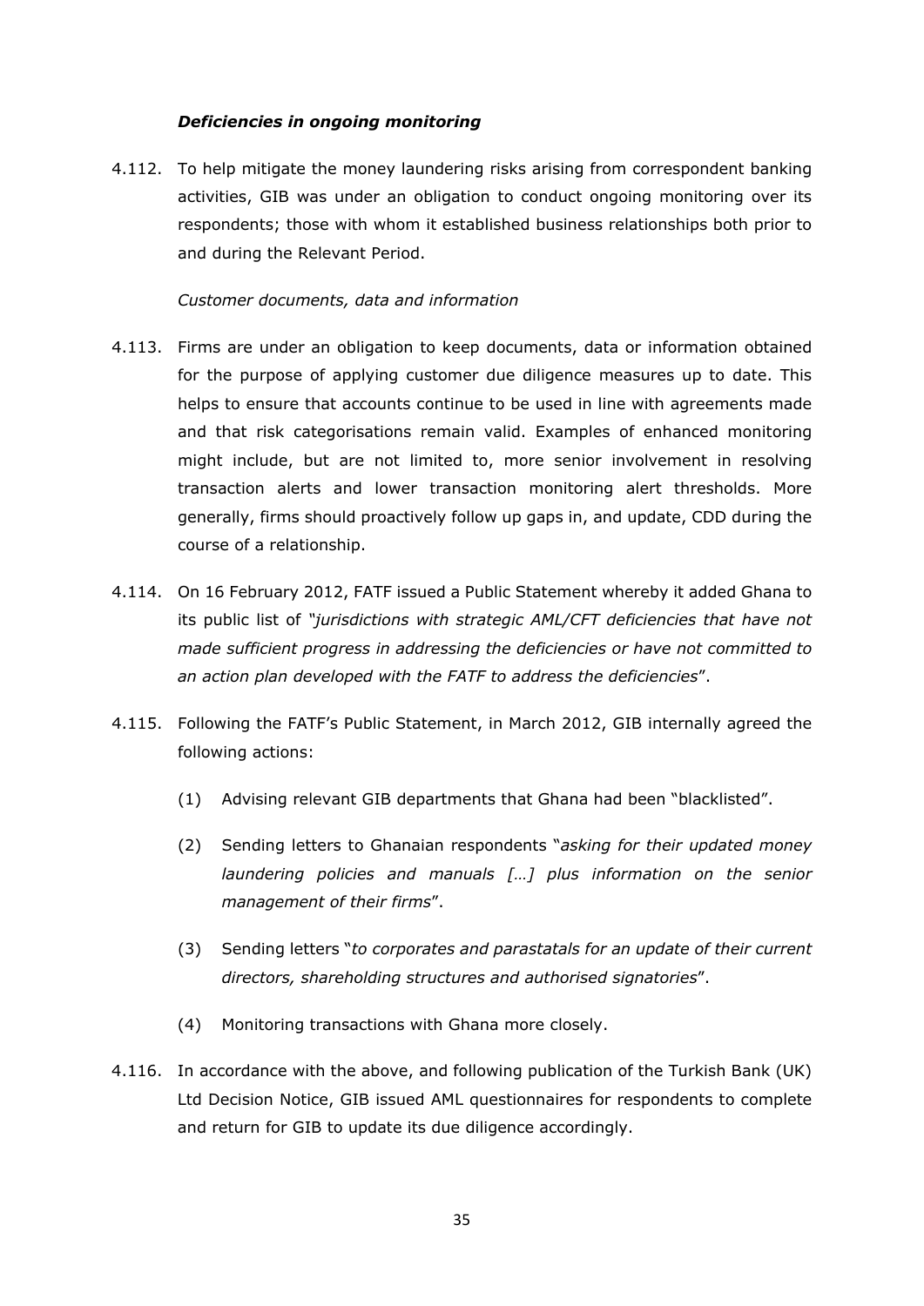### *Deficiencies in ongoing monitoring*

4.112. To help mitigate the money laundering risks arising from correspondent banking activities, GIB was under an obligation to conduct ongoing monitoring over its respondents; those with whom it established business relationships both prior to and during the Relevant Period.

*Customer documents, data and information*

4.113. Firms are under an obligation to keep documents, data or information obtained for the purpose of applying customer due diligence measures up to date. This helps to ensure that accounts continue to be used in line with agreements made and that risk categorisations remain valid. Examples of enhanced monitoring might include, but are not limited to, more senior involvement in resolving transaction alerts and lower transaction monitoring alert thresholds. More generally, firms should proactively follow up gaps in, and update, CDD during the course of a relationship.

4.114. On 16 February 2012, FATF issued a Public Statement whereby it added Ghana to its public list of *"jurisdictions with strategic AML/CFT deficiencies that have not made sufficient progress in addressing the deficiencies or have not committed to an action plan developed with the FATF to address the deficiencies*".

4.115. Following the FATF's Public Statement, in March 2012, GIB internally agreed the following actions:

(1) Advising relevant GIB departments that Ghana had been "blacklisted".

(2) Sending letters to Ghanaian respondents "*asking for their updated money laundering policies and manuals […] plus information on the senior management of their firms*".

(3) Sending letters "*to corporates and parastatals for an update of their current directors, shareholding structures and authorised signatories*".

(4) Monitoring transactions with Ghana more closely.

4.116. In accordance with the above, and following publication of the Turkish Bank (UK) Ltd Decision Notice, GIB issued AML questionnaires for respondents to complete and return for GIB to update its due diligence accordingly.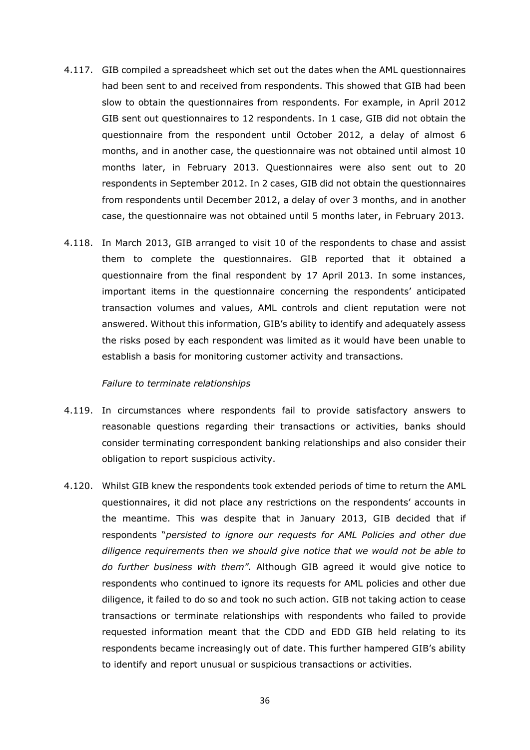4.117. GIB compiled a spreadsheet which set out the dates when the AML questionnaires had been sent to and received from respondents. This showed that GIB had been slow to obtain the questionnaires from respondents. For example, in April 2012 GIB sent out questionnaires to 12 respondents. In 1 case, GIB did not obtain the questionnaire from the respondent until October 2012, a delay of almost 6 months, and in another case, the questionnaire was not obtained until almost 10 months later, in February 2013. Questionnaires were also sent out to 20 respondents in September 2012. In 2 cases, GIB did not obtain the questionnaires from respondents until December 2012, a delay of over 3 months, and in another case, the questionnaire was not obtained until 5 months later, in February 2013.

4.118. In March 2013, GIB arranged to visit 10 of the respondents to chase and assist them to complete the questionnaires. GIB reported that it obtained a questionnaire from the final respondent by 17 April 2013. In some instances, important items in the questionnaire concerning the respondents' anticipated transaction volumes and values, AML controls and client reputation were not answered. Without this information, GIB's ability to identify and adequately assess the risks posed by each respondent was limited as it would have been unable to establish a basis for monitoring customer activity and transactions.

*Failure to terminate relationships*

4.119. In circumstances where respondents fail to provide satisfactory answers to reasonable questions regarding their transactions or activities, banks should consider terminating correspondent banking relationships and also consider their obligation to report suspicious activity.

4.120. Whilst GIB knew the respondents took extended periods of time to return the AML questionnaires, it did not place any restrictions on the respondents' accounts in the meantime. This was despite that in January 2013, GIB decided that if respondents "*persisted to ignore our requests for AML Policies and other due diligence requirements then we should give notice that we would not be able to do further business with them".* Although GIB agreed it would give notice to respondents who continued to ignore its requests for AML policies and other due diligence, it failed to do so and took no such action. GIB not taking action to cease transactions or terminate relationships with respondents who failed to provide requested information meant that the CDD and EDD GIB held relating to its respondents became increasingly out of date. This further hampered GIB's ability to identify and report unusual or suspicious transactions or activities.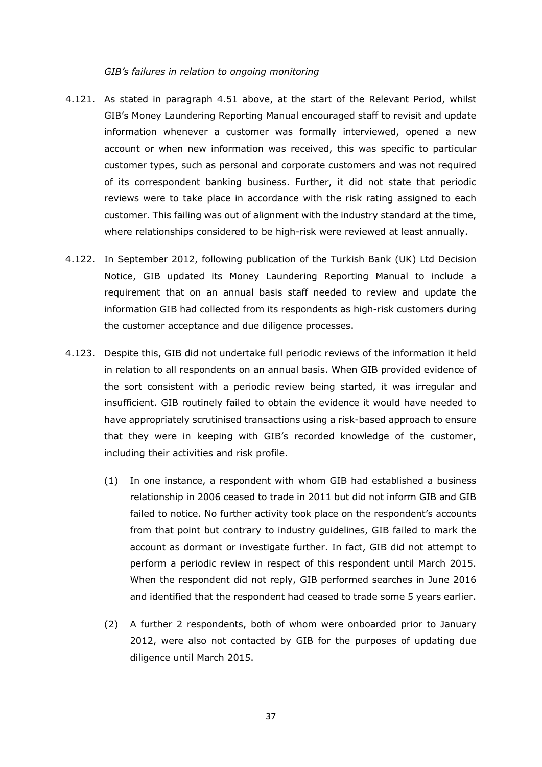*GIB's failures in relation to ongoing monitoring*

4.121. As stated in paragraph 4.51 above, at the start of the Relevant Period, whilst GIB's Money Laundering Reporting Manual encouraged staff to revisit and update information whenever a customer was formally interviewed, opened a new account or when new information was received, this was specific to particular customer types, such as personal and corporate customers and was not required of its correspondent banking business. Further, it did not state that periodic reviews were to take place in accordance with the risk rating assigned to each customer. This failing was out of alignment with the industry standard at the time, where relationships considered to be high-risk were reviewed at least annually.

4.122. In September 2012, following publication of the Turkish Bank (UK) Ltd Decision Notice, GIB updated its Money Laundering Reporting Manual to include a requirement that on an annual basis staff needed to review and update the information GIB had collected from its respondents as high-risk customers during the customer acceptance and due diligence processes.

4.123. Despite this, GIB did not undertake full periodic reviews of the information it held in relation to all respondents on an annual basis. When GIB provided evidence of the sort consistent with a periodic review being started, it was irregular and insufficient. GIB routinely failed to obtain the evidence it would have needed to have appropriately scrutinised transactions using a risk-based approach to ensure that they were in keeping with GIB's recorded knowledge of the customer, including their activities and risk profile.

(1) In one instance, a respondent with whom GIB had established a business relationship in 2006 ceased to trade in 2011 but did not inform GIB and GIB failed to notice. No further activity took place on the respondent's accounts from that point but contrary to industry guidelines, GIB failed to mark the account as dormant or investigate further. In fact, GIB did not attempt to perform a periodic review in respect of this respondent until March 2015. When the respondent did not reply, GIB performed searches in June 2016 and identified that the respondent had ceased to trade some 5 years earlier.

(2) A further 2 respondents, both of whom were onboarded prior to January 2012, were also not contacted by GIB for the purposes of updating due diligence until March 2015.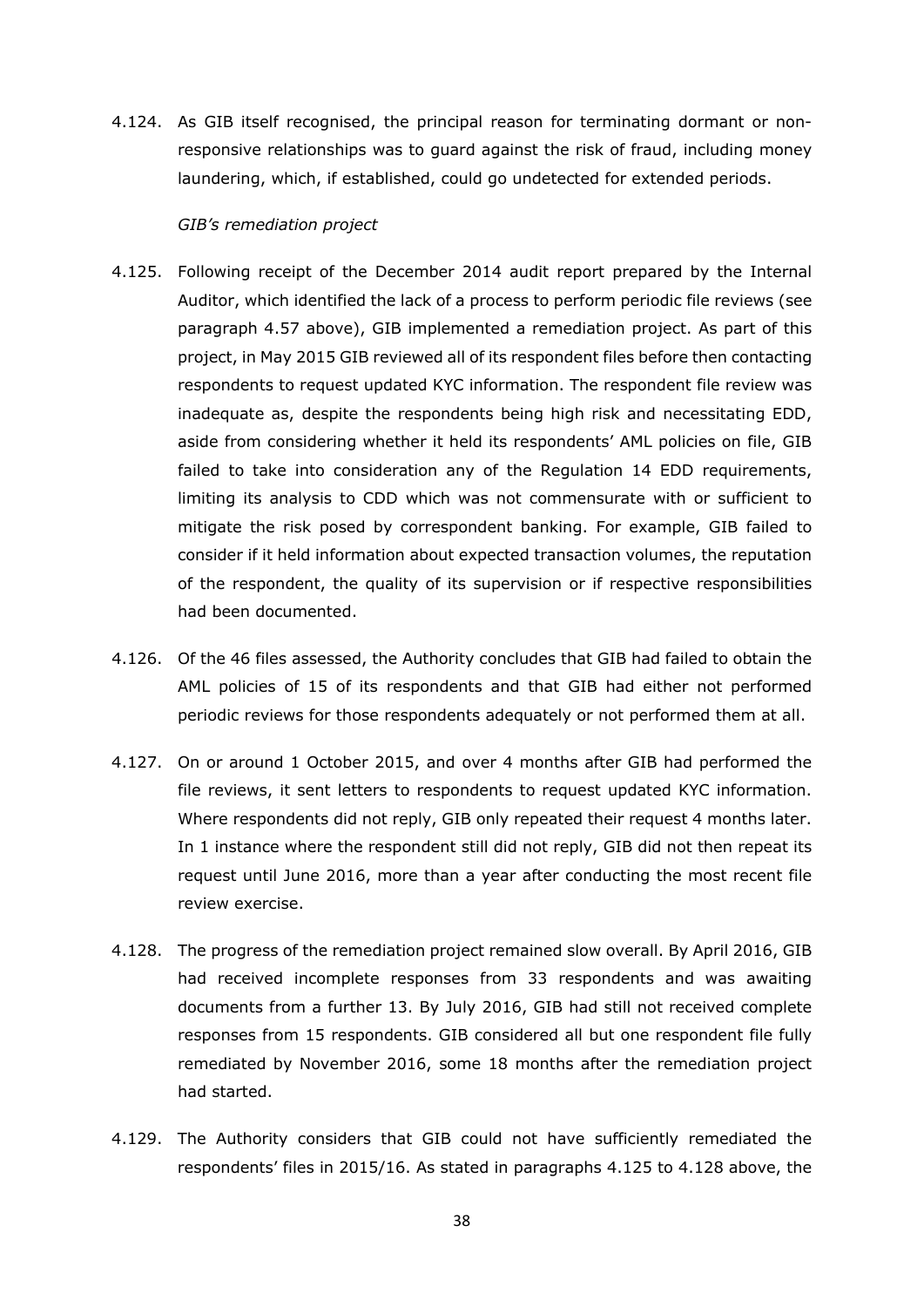4.124. As GIB itself recognised, the principal reason for terminating dormant or non-responsive relationships was to guard against the risk of fraud, including money laundering, which, if established, could go undetected for extended periods.

*GIB's remediation project*

4.125. Following receipt of the December 2014 audit report prepared by the Internal Auditor, which identified the lack of a process to perform periodic file reviews (see paragraph 4.57 above), GIB implemented a remediation project. As part of this project, in May 2015 GIB reviewed all of its respondent files before then contacting respondents to request updated KYC information. The respondent file review was inadequate as, despite the respondents being high risk and necessitating EDD, aside from considering whether it held its respondents' AML policies on file, GIB failed to take into consideration any of the Regulation 14 EDD requirements, limiting its analysis to CDD which was not commensurate with or sufficient to mitigate the risk posed by correspondent banking. For example, GIB failed to consider if it held information about expected transaction volumes, the reputation of the respondent, the quality of its supervision or if respective responsibilities had been documented.

4.126. Of the 46 files assessed, the Authority concludes that GIB had failed to obtain the AML policies of 15 of its respondents and that GIB had either not performed periodic reviews for those respondents adequately or not performed them at all.

4.127. On or around 1 October 2015, and over 4 months after GIB had performed the file reviews, it sent letters to respondents to request updated KYC information. Where respondents did not reply, GIB only repeated their request 4 months later. In 1 instance where the respondent still did not reply, GIB did not then repeat its request until June 2016, more than a year after conducting the most recent file review exercise.

4.128. The progress of the remediation project remained slow overall. By April 2016, GIB had received incomplete responses from 33 respondents and was awaiting documents from a further 13. By July 2016, GIB had still not received complete responses from 15 respondents. GIB considered all but one respondent file fully remediated by November 2016, some 18 months after the remediation project had started.

4.129. The Authority considers that GIB could not have sufficiently remediated the respondents' files in 2015/16. As stated in paragraphs 4.125 to 4.128 above, the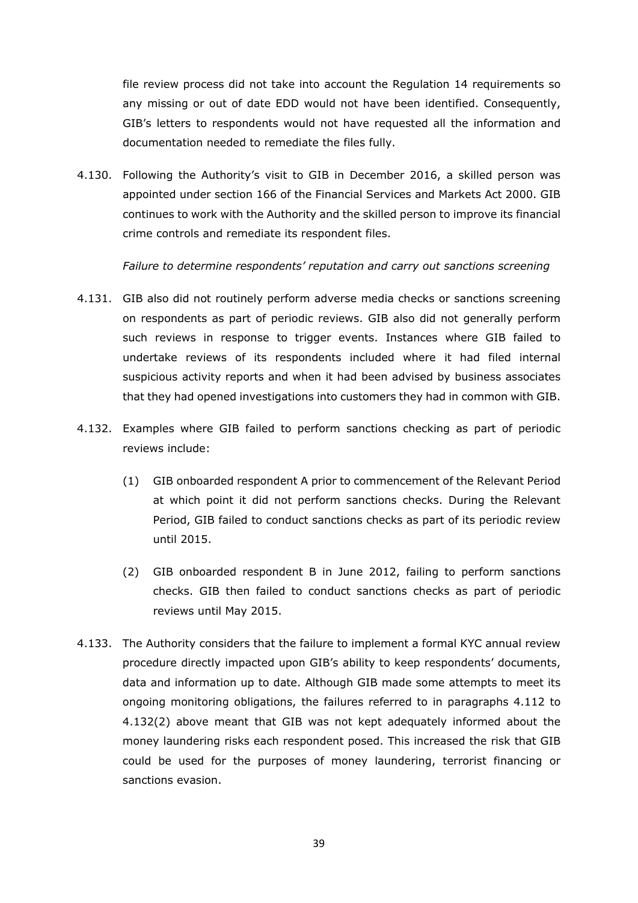file review process did not take into account the Regulation 14 requirements so any missing or out of date EDD would not have been identified. Consequently, GIB's letters to respondents would not have requested all the information and documentation needed to remediate the files fully.

4.130. Following the Authority's visit to GIB in December 2016, a skilled person was appointed under section 166 of the Financial Services and Markets Act 2000. GIB continues to work with the Authority and the skilled person to improve its financial crime controls and remediate its respondent files.

*Failure to determine respondents' reputation and carry out sanctions screening*

4.131. GIB also did not routinely perform adverse media checks or sanctions screening on respondents as part of periodic reviews. GIB also did not generally perform such reviews in response to trigger events. Instances where GIB failed to undertake reviews of its respondents included where it had filed internal suspicious activity reports and when it had been advised by business associates that they had opened investigations into customers they had in common with GIB.

4.132. Examples where GIB failed to perform sanctions checking as part of periodic reviews include:

(1) GIB onboarded respondent A prior to commencement of the Relevant Period at which point it did not perform sanctions checks. During the Relevant Period, GIB failed to conduct sanctions checks as part of its periodic review until 2015.

(2) GIB onboarded respondent B in June 2012, failing to perform sanctions checks. GIB then failed to conduct sanctions checks as part of periodic reviews until May 2015.

4.133. The Authority considers that the failure to implement a formal KYC annual review procedure directly impacted upon GIB's ability to keep respondents' documents, data and information up to date. Although GIB made some attempts to meet its ongoing monitoring obligations, the failures referred to in paragraphs 4.112 to 4.132(2) above meant that GIB was not kept adequately informed about the money laundering risks each respondent posed. This increased the risk that GIB could be used for the purposes of money laundering, terrorist financing or sanctions evasion.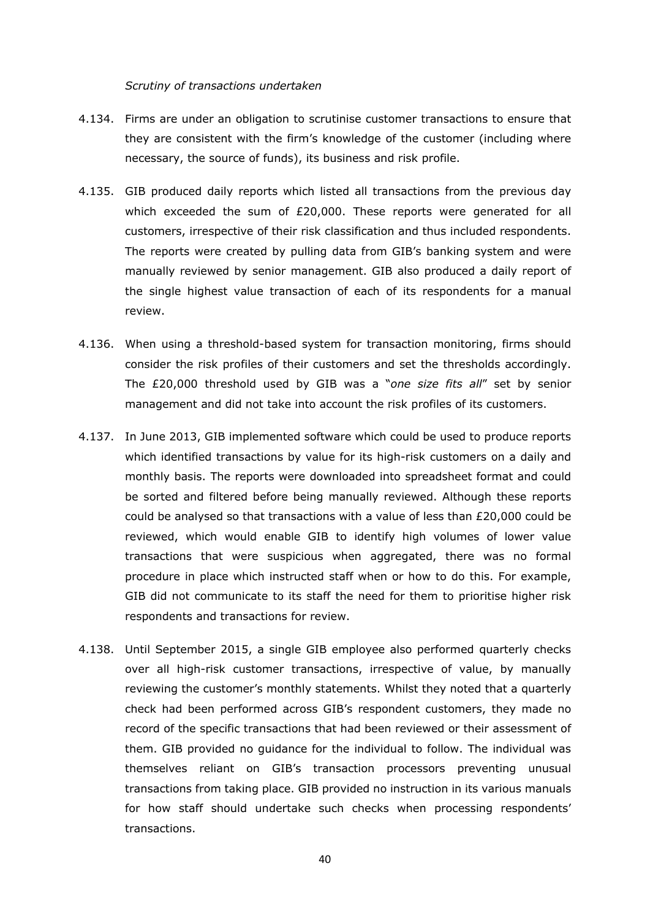*Scrutiny of transactions undertaken*

4.134. Firms are under an obligation to scrutinise customer transactions to ensure that they are consistent with the firm's knowledge of the customer (including where necessary, the source of funds), its business and risk profile.

4.135. GIB produced daily reports which listed all transactions from the previous day which exceeded the sum of £20,000. These reports were generated for all customers, irrespective of their risk classification and thus included respondents. The reports were created by pulling data from GIB's banking system and were manually reviewed by senior management. GIB also produced a daily report of the single highest value transaction of each of its respondents for a manual review.

4.136. When using a threshold-based system for transaction monitoring, firms should consider the risk profiles of their customers and set the thresholds accordingly. The £20,000 threshold used by GIB was a "*one size fits all*" set by senior management and did not take into account the risk profiles of its customers.

4.137. In June 2013, GIB implemented software which could be used to produce reports which identified transactions by value for its high-risk customers on a daily and monthly basis. The reports were downloaded into spreadsheet format and could be sorted and filtered before being manually reviewed. Although these reports could be analysed so that transactions with a value of less than £20,000 could be reviewed, which would enable GIB to identify high volumes of lower value transactions that were suspicious when aggregated, there was no formal procedure in place which instructed staff when or how to do this. For example, GIB did not communicate to its staff the need for them to prioritise higher risk respondents and transactions for review.

4.138. Until September 2015, a single GIB employee also performed quarterly checks over all high-risk customer transactions, irrespective of value, by manually reviewing the customer's monthly statements. Whilst they noted that a quarterly check had been performed across GIB's respondent customers, they made no record of the specific transactions that had been reviewed or their assessment of them. GIB provided no guidance for the individual to follow. The individual was themselves reliant on GIB's transaction processors preventing unusual transactions from taking place. GIB provided no instruction in its various manuals for how staff should undertake such checks when processing respondents' transactions.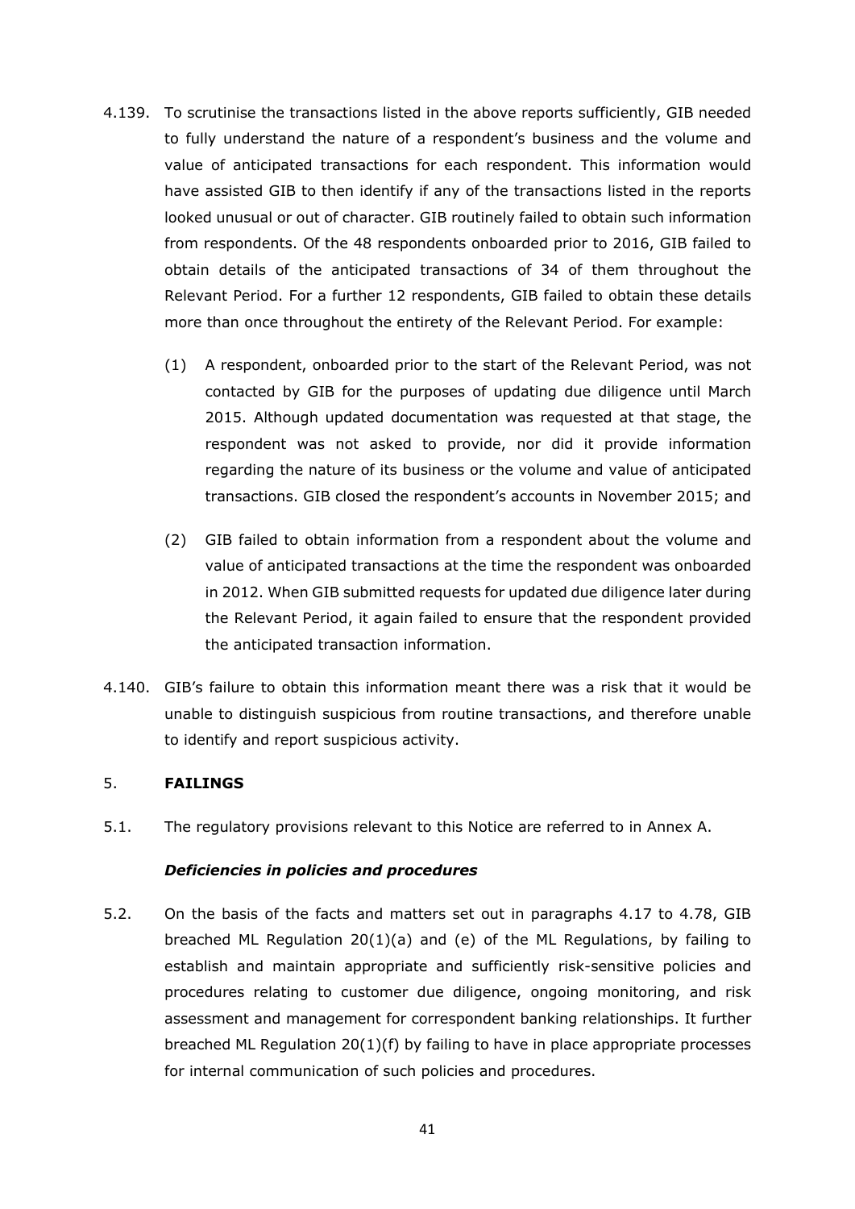4.139. To scrutinise the transactions listed in the above reports sufficiently, GIB needed to fully understand the nature of a respondent's business and the volume and value of anticipated transactions for each respondent. This information would have assisted GIB to then identify if any of the transactions listed in the reports looked unusual or out of character. GIB routinely failed to obtain such information from respondents. Of the 48 respondents onboarded prior to 2016, GIB failed to obtain details of the anticipated transactions of 34 of them throughout the Relevant Period. For a further 12 respondents, GIB failed to obtain these details more than once throughout the entirety of the Relevant Period. For example:

(1) A respondent, onboarded prior to the start of the Relevant Period, was not contacted by GIB for the purposes of updating due diligence until March 2015. Although updated documentation was requested at that stage, the respondent was not asked to provide, nor did it provide information regarding the nature of its business or the volume and value of anticipated transactions. GIB closed the respondent's accounts in November 2015; and

(2) GIB failed to obtain information from a respondent about the volume and value of anticipated transactions at the time the respondent was onboarded in 2012. When GIB submitted requests for updated due diligence later during the Relevant Period, it again failed to ensure that the respondent provided the anticipated transaction information.

4.140. GIB's failure to obtain this information meant there was a risk that it would be unable to distinguish suspicious from routine transactions, and therefore unable to identify and report suspicious activity.

## 5. FAILINGS

5.1. The regulatory provisions relevant to this Notice are referred to in Annex A.

### *Deficiencies in policies and procedures*

5.2. On the basis of the facts and matters set out in paragraphs 4.17 to 4.78, GIB breached ML Regulation 20(1)(a) and (e) of the ML Regulations, by failing to establish and maintain appropriate and sufficiently risk-sensitive policies and procedures relating to customer due diligence, ongoing monitoring, and risk assessment and management for correspondent banking relationships. It further breached ML Regulation 20(1)(f) by failing to have in place appropriate processes for internal communication of such policies and procedures.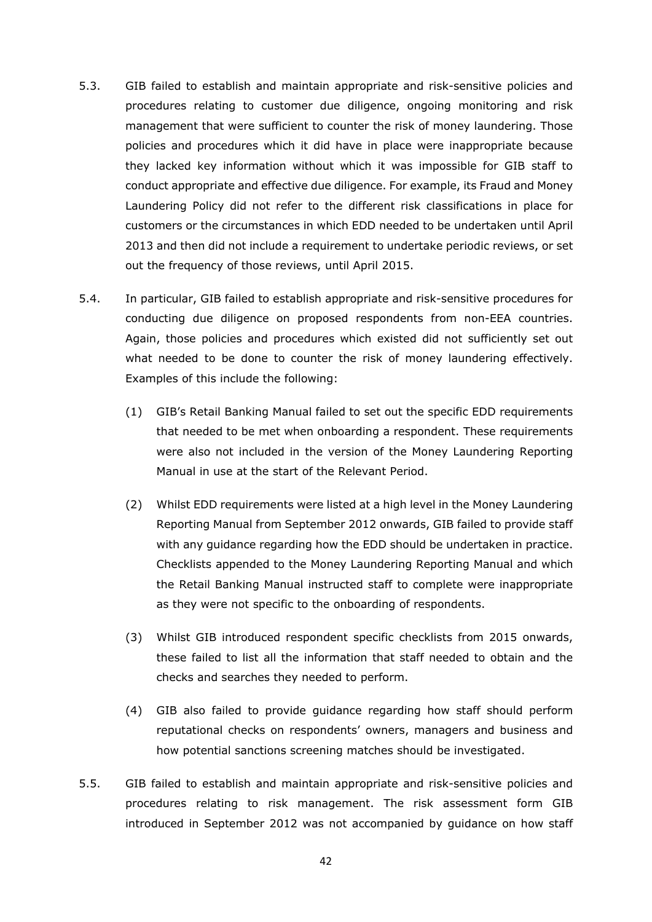5.3. GIB failed to establish and maintain appropriate and risk-sensitive policies and procedures relating to customer due diligence, ongoing monitoring and risk management that were sufficient to counter the risk of money laundering. Those policies and procedures which it did have in place were inappropriate because they lacked key information without which it was impossible for GIB staff to conduct appropriate and effective due diligence. For example, its Fraud and Money Laundering Policy did not refer to the different risk classifications in place for customers or the circumstances in which EDD needed to be undertaken until April 2013 and then did not include a requirement to undertake periodic reviews, or set out the frequency of those reviews, until April 2015.

5.4. In particular, GIB failed to establish appropriate and risk-sensitive procedures for conducting due diligence on proposed respondents from non-EEA countries. Again, those policies and procedures which existed did not sufficiently set out what needed to be done to counter the risk of money laundering effectively. Examples of this include the following:

(1) GIB's Retail Banking Manual failed to set out the specific EDD requirements that needed to be met when onboarding a respondent. These requirements were also not included in the version of the Money Laundering Reporting Manual in use at the start of the Relevant Period.

(2) Whilst EDD requirements were listed at a high level in the Money Laundering Reporting Manual from September 2012 onwards, GIB failed to provide staff with any guidance regarding how the EDD should be undertaken in practice. Checklists appended to the Money Laundering Reporting Manual and which the Retail Banking Manual instructed staff to complete were inappropriate as they were not specific to the onboarding of respondents.

(3) Whilst GIB introduced respondent specific checklists from 2015 onwards, these failed to list all the information that staff needed to obtain and the checks and searches they needed to perform.

(4) GIB also failed to provide guidance regarding how staff should perform reputational checks on respondents' owners, managers and business and how potential sanctions screening matches should be investigated.

5.5. GIB failed to establish and maintain appropriate and risk-sensitive policies and procedures relating to risk management. The risk assessment form GIB introduced in September 2012 was not accompanied by guidance on how staff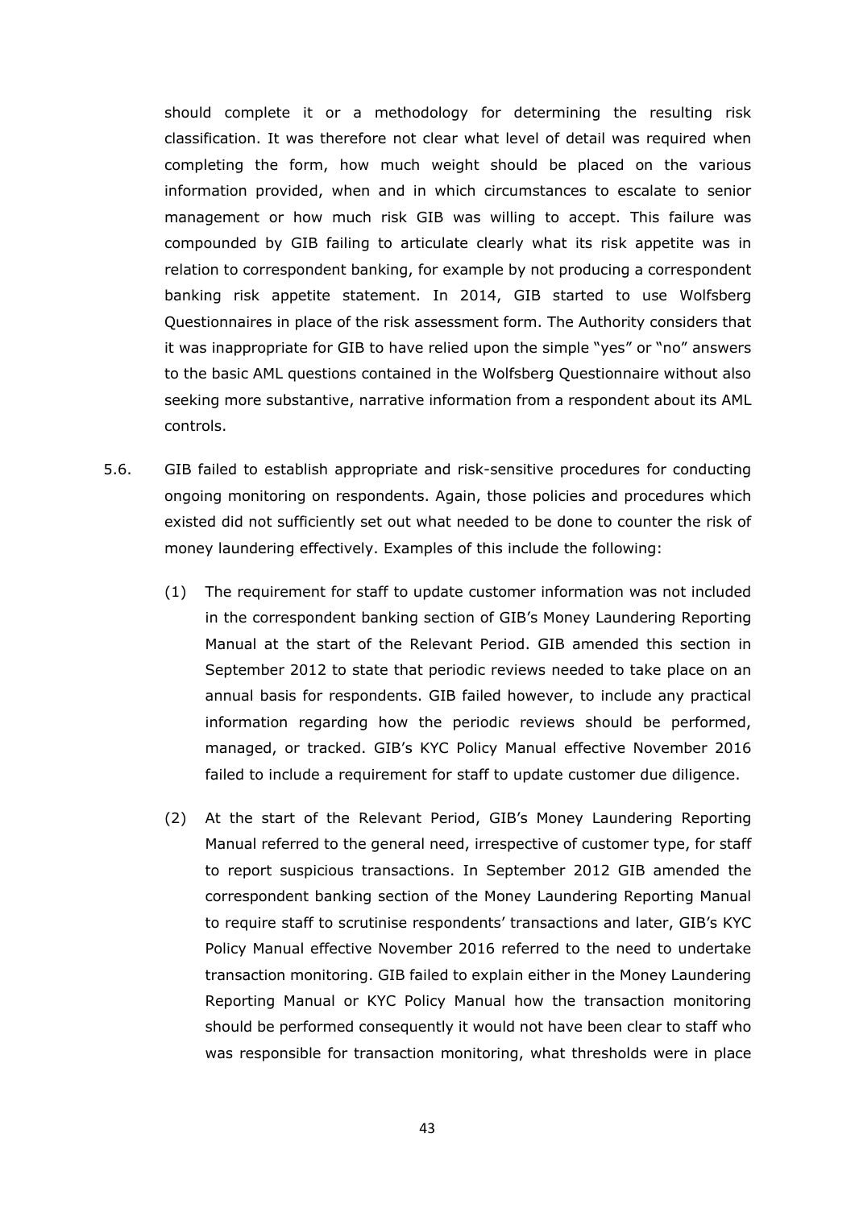should complete it or a methodology for determining the resulting risk classification. It was therefore not clear what level of detail was required when completing the form, how much weight should be placed on the various information provided, when and in which circumstances to escalate to senior management or how much risk GIB was willing to accept. This failure was compounded by GIB failing to articulate clearly what its risk appetite was in relation to correspondent banking, for example by not producing a correspondent banking risk appetite statement. In 2014, GIB started to use Wolfsberg Questionnaires in place of the risk assessment form. The Authority considers that it was inappropriate for GIB to have relied upon the simple "yes" or "no" answers to the basic AML questions contained in the Wolfsberg Questionnaire without also seeking more substantive, narrative information from a respondent about its AML controls.

5.6. GIB failed to establish appropriate and risk-sensitive procedures for conducting ongoing monitoring on respondents. Again, those policies and procedures which existed did not sufficiently set out what needed to be done to counter the risk of money laundering effectively. Examples of this include the following:

(1) The requirement for staff to update customer information was not included in the correspondent banking section of GIB's Money Laundering Reporting Manual at the start of the Relevant Period. GIB amended this section in September 2012 to state that periodic reviews needed to take place on an annual basis for respondents. GIB failed however, to include any practical information regarding how the periodic reviews should be performed, managed, or tracked. GIB's KYC Policy Manual effective November 2016 failed to include a requirement for staff to update customer due diligence.

(2) At the start of the Relevant Period, GIB's Money Laundering Reporting Manual referred to the general need, irrespective of customer type, for staff to report suspicious transactions. In September 2012 GIB amended the correspondent banking section of the Money Laundering Reporting Manual to require staff to scrutinise respondents' transactions and later, GIB's KYC Policy Manual effective November 2016 referred to the need to undertake transaction monitoring. GIB failed to explain either in the Money Laundering Reporting Manual or KYC Policy Manual how the transaction monitoring should be performed consequently it would not have been clear to staff who was responsible for transaction monitoring, what thresholds were in place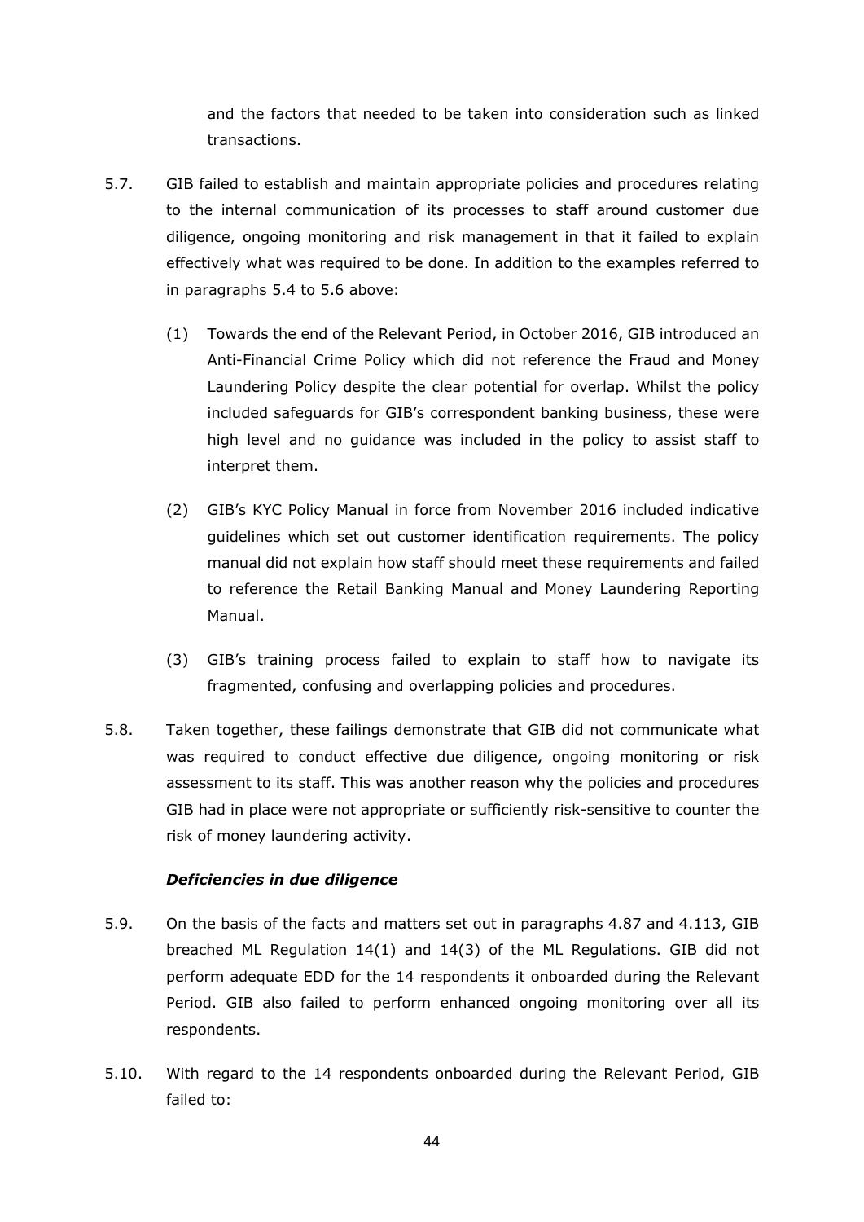and the factors that needed to be taken into consideration such as linked transactions.

5.7. GIB failed to establish and maintain appropriate policies and procedures relating to the internal communication of its processes to staff around customer due diligence, ongoing monitoring and risk management in that it failed to explain effectively what was required to be done. In addition to the examples referred to in paragraphs 5.4 to 5.6 above:

(1) Towards the end of the Relevant Period, in October 2016, GIB introduced an Anti-Financial Crime Policy which did not reference the Fraud and Money Laundering Policy despite the clear potential for overlap. Whilst the policy included safeguards for GIB's correspondent banking business, these were high level and no guidance was included in the policy to assist staff to interpret them.

(2) GIB's KYC Policy Manual in force from November 2016 included indicative guidelines which set out customer identification requirements. The policy manual did not explain how staff should meet these requirements and failed to reference the Retail Banking Manual and Money Laundering Reporting Manual.

(3) GIB's training process failed to explain to staff how to navigate its fragmented, confusing and overlapping policies and procedures.

5.8. Taken together, these failings demonstrate that GIB did not communicate what was required to conduct effective due diligence, ongoing monitoring or risk assessment to its staff. This was another reason why the policies and procedures GIB had in place were not appropriate or sufficiently risk-sensitive to counter the risk of money laundering activity.

***Deficiencies in due diligence***

5.9. On the basis of the facts and matters set out in paragraphs 4.87 and 4.113, GIB breached ML Regulation 14(1) and 14(3) of the ML Regulations. GIB did not perform adequate EDD for the 14 respondents it onboarded during the Relevant Period. GIB also failed to perform enhanced ongoing monitoring over all its respondents.

5.10. With regard to the 14 respondents onboarded during the Relevant Period, GIB failed to: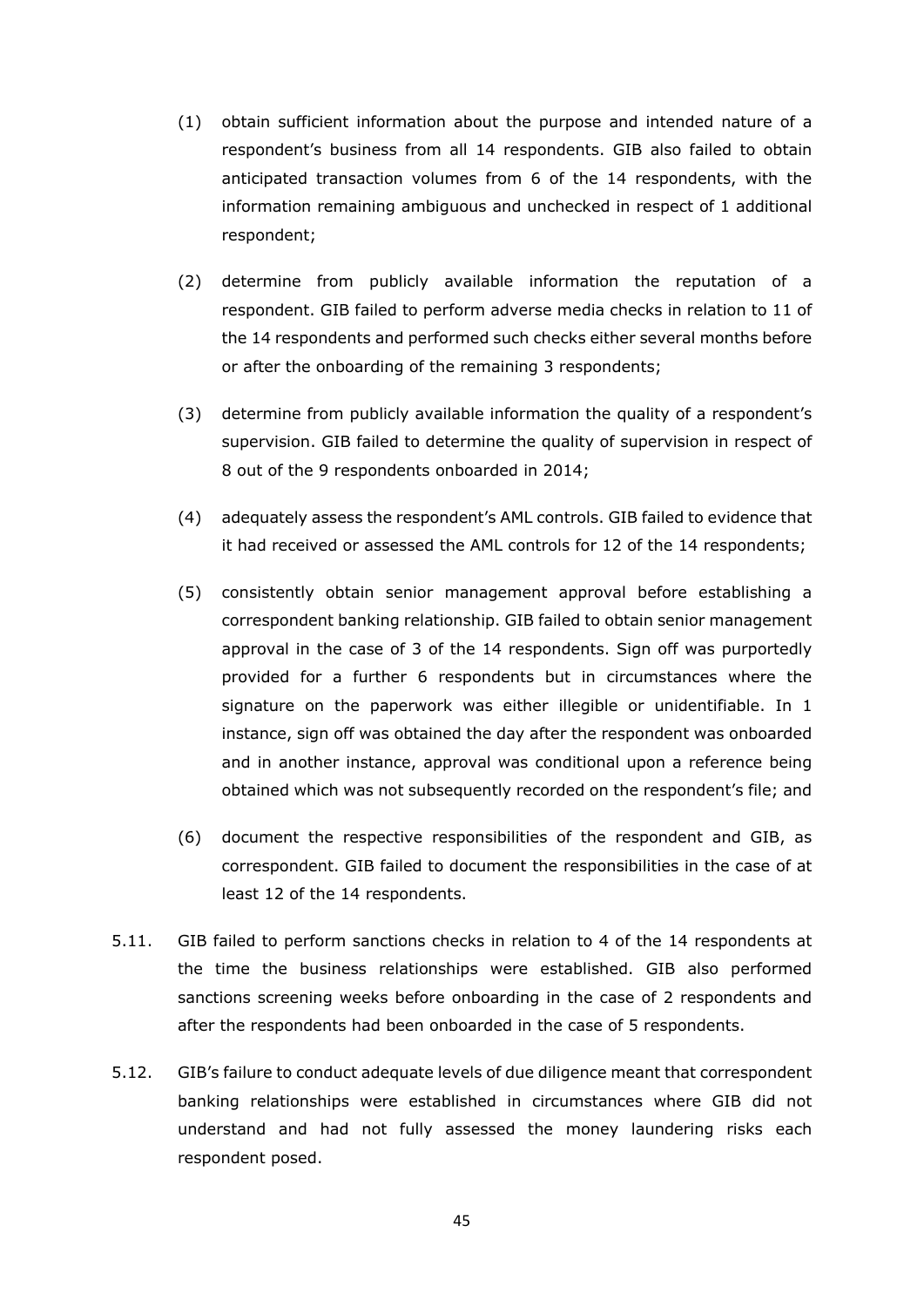(1) obtain sufficient information about the purpose and intended nature of a respondent's business from all 14 respondents. GIB also failed to obtain anticipated transaction volumes from 6 of the 14 respondents, with the information remaining ambiguous and unchecked in respect of 1 additional respondent;

(2) determine from publicly available information the reputation of a respondent. GIB failed to perform adverse media checks in relation to 11 of the 14 respondents and performed such checks either several months before or after the onboarding of the remaining 3 respondents;

(3) determine from publicly available information the quality of a respondent's supervision. GIB failed to determine the quality of supervision in respect of 8 out of the 9 respondents onboarded in 2014;

(4) adequately assess the respondent's AML controls. GIB failed to evidence that it had received or assessed the AML controls for 12 of the 14 respondents;

(5) consistently obtain senior management approval before establishing a correspondent banking relationship. GIB failed to obtain senior management approval in the case of 3 of the 14 respondents. Sign off was purportedly provided for a further 6 respondents but in circumstances where the signature on the paperwork was either illegible or unidentifiable. In 1 instance, sign off was obtained the day after the respondent was onboarded and in another instance, approval was conditional upon a reference being obtained which was not subsequently recorded on the respondent's file; and

(6) document the respective responsibilities of the respondent and GIB, as correspondent. GIB failed to document the responsibilities in the case of at least 12 of the 14 respondents.

5.11. GIB failed to perform sanctions checks in relation to 4 of the 14 respondents at the time the business relationships were established. GIB also performed sanctions screening weeks before onboarding in the case of 2 respondents and after the respondents had been onboarded in the case of 5 respondents.

5.12. GIB's failure to conduct adequate levels of due diligence meant that correspondent banking relationships were established in circumstances where GIB did not understand and had not fully assessed the money laundering risks each respondent posed.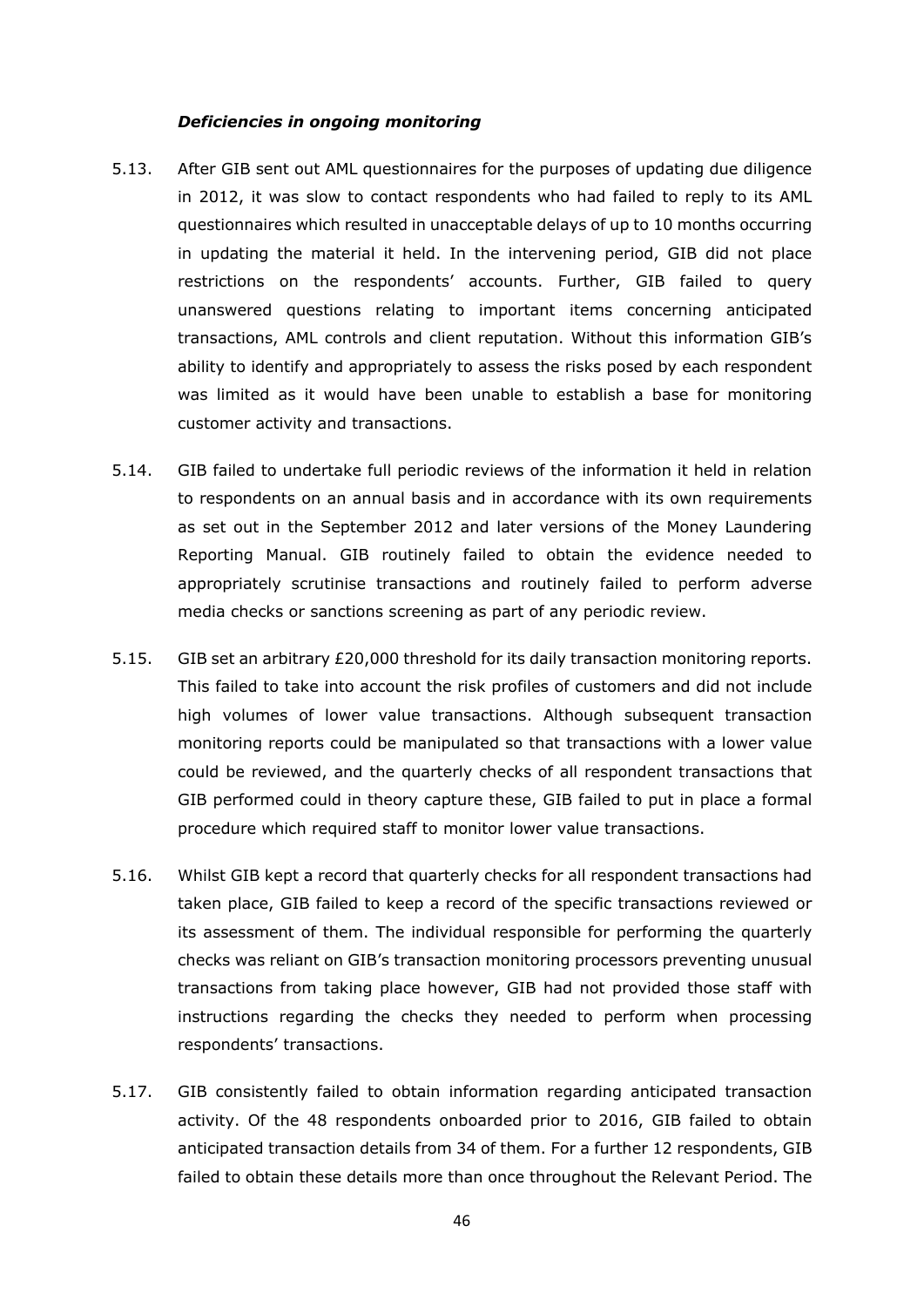***Deficiencies in ongoing monitoring***

5.13. After GIB sent out AML questionnaires for the purposes of updating due diligence in 2012, it was slow to contact respondents who had failed to reply to its AML questionnaires which resulted in unacceptable delays of up to 10 months occurring in updating the material it held. In the intervening period, GIB did not place restrictions on the respondents' accounts. Further, GIB failed to query unanswered questions relating to important items concerning anticipated transactions, AML controls and client reputation. Without this information GIB's ability to identify and appropriately to assess the risks posed by each respondent was limited as it would have been unable to establish a base for monitoring customer activity and transactions.

5.14. GIB failed to undertake full periodic reviews of the information it held in relation to respondents on an annual basis and in accordance with its own requirements as set out in the September 2012 and later versions of the Money Laundering Reporting Manual. GIB routinely failed to obtain the evidence needed to appropriately scrutinise transactions and routinely failed to perform adverse media checks or sanctions screening as part of any periodic review.

5.15. GIB set an arbitrary £20,000 threshold for its daily transaction monitoring reports. This failed to take into account the risk profiles of customers and did not include high volumes of lower value transactions. Although subsequent transaction monitoring reports could be manipulated so that transactions with a lower value could be reviewed, and the quarterly checks of all respondent transactions that GIB performed could in theory capture these, GIB failed to put in place a formal procedure which required staff to monitor lower value transactions.

5.16. Whilst GIB kept a record that quarterly checks for all respondent transactions had taken place, GIB failed to keep a record of the specific transactions reviewed or its assessment of them. The individual responsible for performing the quarterly checks was reliant on GIB's transaction monitoring processors preventing unusual transactions from taking place however, GIB had not provided those staff with instructions regarding the checks they needed to perform when processing respondents' transactions.

5.17. GIB consistently failed to obtain information regarding anticipated transaction activity. Of the 48 respondents onboarded prior to 2016, GIB failed to obtain anticipated transaction details from 34 of them. For a further 12 respondents, GIB failed to obtain these details more than once throughout the Relevant Period. The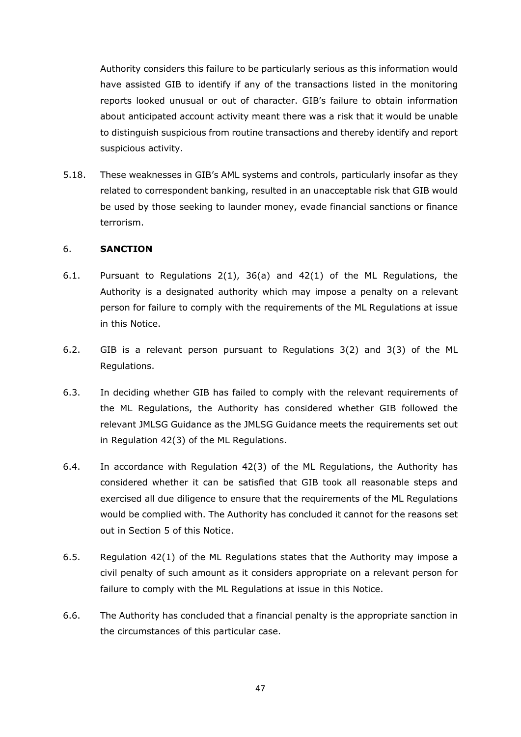Authority considers this failure to be particularly serious as this information would have assisted GIB to identify if any of the transactions listed in the monitoring reports looked unusual or out of character. GIB's failure to obtain information about anticipated account activity meant there was a risk that it would be unable to distinguish suspicious from routine transactions and thereby identify and report suspicious activity.

5.18. These weaknesses in GIB's AML systems and controls, particularly insofar as they related to correspondent banking, resulted in an unacceptable risk that GIB would be used by those seeking to launder money, evade financial sanctions or finance terrorism.

## 6. SANCTION

6.1. Pursuant to Regulations 2(1), 36(a) and 42(1) of the ML Regulations, the Authority is a designated authority which may impose a penalty on a relevant person for failure to comply with the requirements of the ML Regulations at issue in this Notice.

6.2. GIB is a relevant person pursuant to Regulations 3(2) and 3(3) of the ML Regulations.

6.3. In deciding whether GIB has failed to comply with the relevant requirements of the ML Regulations, the Authority has considered whether GIB followed the relevant JMLSG Guidance as the JMLSG Guidance meets the requirements set out in Regulation 42(3) of the ML Regulations.

6.4. In accordance with Regulation 42(3) of the ML Regulations, the Authority has considered whether it can be satisfied that GIB took all reasonable steps and exercised all due diligence to ensure that the requirements of the ML Regulations would be complied with. The Authority has concluded it cannot for the reasons set out in Section 5 of this Notice.

6.5. Regulation 42(1) of the ML Regulations states that the Authority may impose a civil penalty of such amount as it considers appropriate on a relevant person for failure to comply with the ML Regulations at issue in this Notice.

6.6. The Authority has concluded that a financial penalty is the appropriate sanction in the circumstances of this particular case.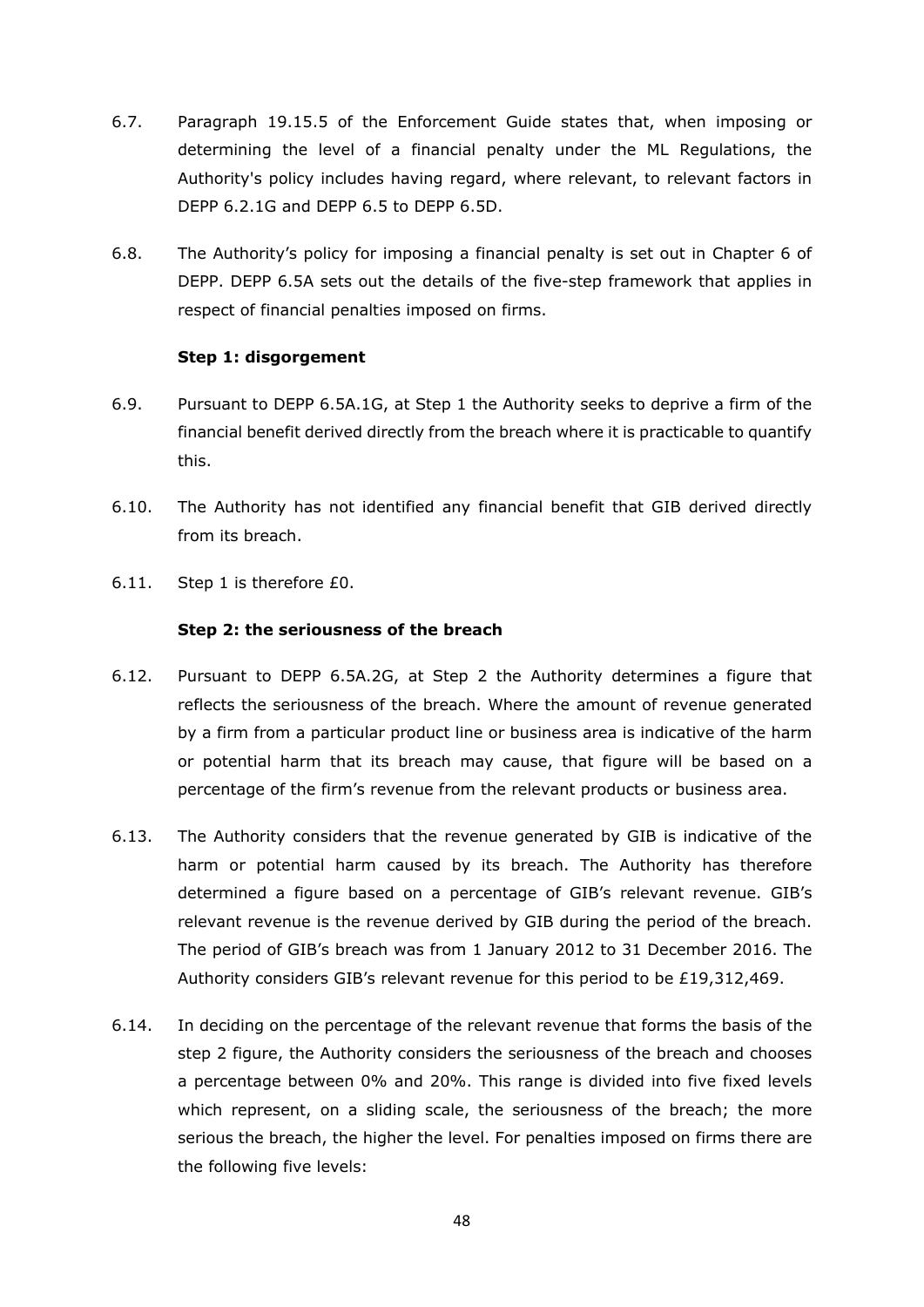6.7. Paragraph 19.15.5 of the Enforcement Guide states that, when imposing or determining the level of a financial penalty under the ML Regulations, the Authority's policy includes having regard, where relevant, to relevant factors in DEPP 6.2.1G and DEPP 6.5 to DEPP 6.5D.

6.8. The Authority's policy for imposing a financial penalty is set out in Chapter 6 of DEPP. DEPP 6.5A sets out the details of the five-step framework that applies in respect of financial penalties imposed on firms.

**Step 1: disgorgement**

6.9. Pursuant to DEPP 6.5A.1G, at Step 1 the Authority seeks to deprive a firm of the financial benefit derived directly from the breach where it is practicable to quantify this.

6.10. The Authority has not identified any financial benefit that GIB derived directly from its breach.

6.11. Step 1 is therefore £0.

**Step 2: the seriousness of the breach**

6.12. Pursuant to DEPP 6.5A.2G, at Step 2 the Authority determines a figure that reflects the seriousness of the breach. Where the amount of revenue generated by a firm from a particular product line or business area is indicative of the harm or potential harm that its breach may cause, that figure will be based on a percentage of the firm's revenue from the relevant products or business area.

6.13. The Authority considers that the revenue generated by GIB is indicative of the harm or potential harm caused by its breach. The Authority has therefore determined a figure based on a percentage of GIB's relevant revenue. GIB's relevant revenue is the revenue derived by GIB during the period of the breach. The period of GIB's breach was from 1 January 2012 to 31 December 2016. The Authority considers GIB's relevant revenue for this period to be £19,312,469.

6.14. In deciding on the percentage of the relevant revenue that forms the basis of the step 2 figure, the Authority considers the seriousness of the breach and chooses a percentage between 0% and 20%. This range is divided into five fixed levels which represent, on a sliding scale, the seriousness of the breach; the more serious the breach, the higher the level. For penalties imposed on firms there are the following five levels: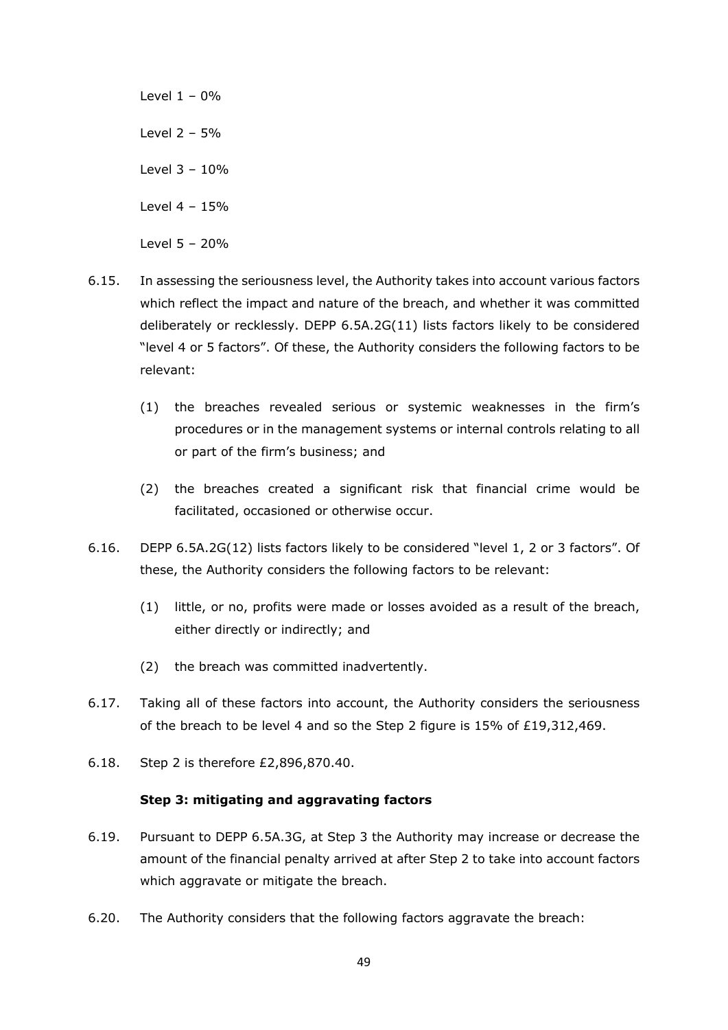Level 1 – 0%

Level 2 – 5%

Level 3 – 10%

Level 4 – 15%

Level 5 – 20%

6.15. In assessing the seriousness level, the Authority takes into account various factors which reflect the impact and nature of the breach, and whether it was committed deliberately or recklessly. DEPP 6.5A.2G(11) lists factors likely to be considered "level 4 or 5 factors". Of these, the Authority considers the following factors to be relevant:

   (1) the breaches revealed serious or systemic weaknesses in the firm's procedures or in the management systems or internal controls relating to all or part of the firm's business; and

   (2) the breaches created a significant risk that financial crime would be facilitated, occasioned or otherwise occur.

6.16. DEPP 6.5A.2G(12) lists factors likely to be considered "level 1, 2 or 3 factors". Of these, the Authority considers the following factors to be relevant:

   (1) little, or no, profits were made or losses avoided as a result of the breach, either directly or indirectly; and

   (2) the breach was committed inadvertently.

6.17. Taking all of these factors into account, the Authority considers the seriousness of the breach to be level 4 and so the Step 2 figure is 15% of £19,312,469.

6.18. Step 2 is therefore £2,896,870.40.

**Step 3: mitigating and aggravating factors**

6.19. Pursuant to DEPP 6.5A.3G, at Step 3 the Authority may increase or decrease the amount of the financial penalty arrived at after Step 2 to take into account factors which aggravate or mitigate the breach.

6.20. The Authority considers that the following factors aggravate the breach: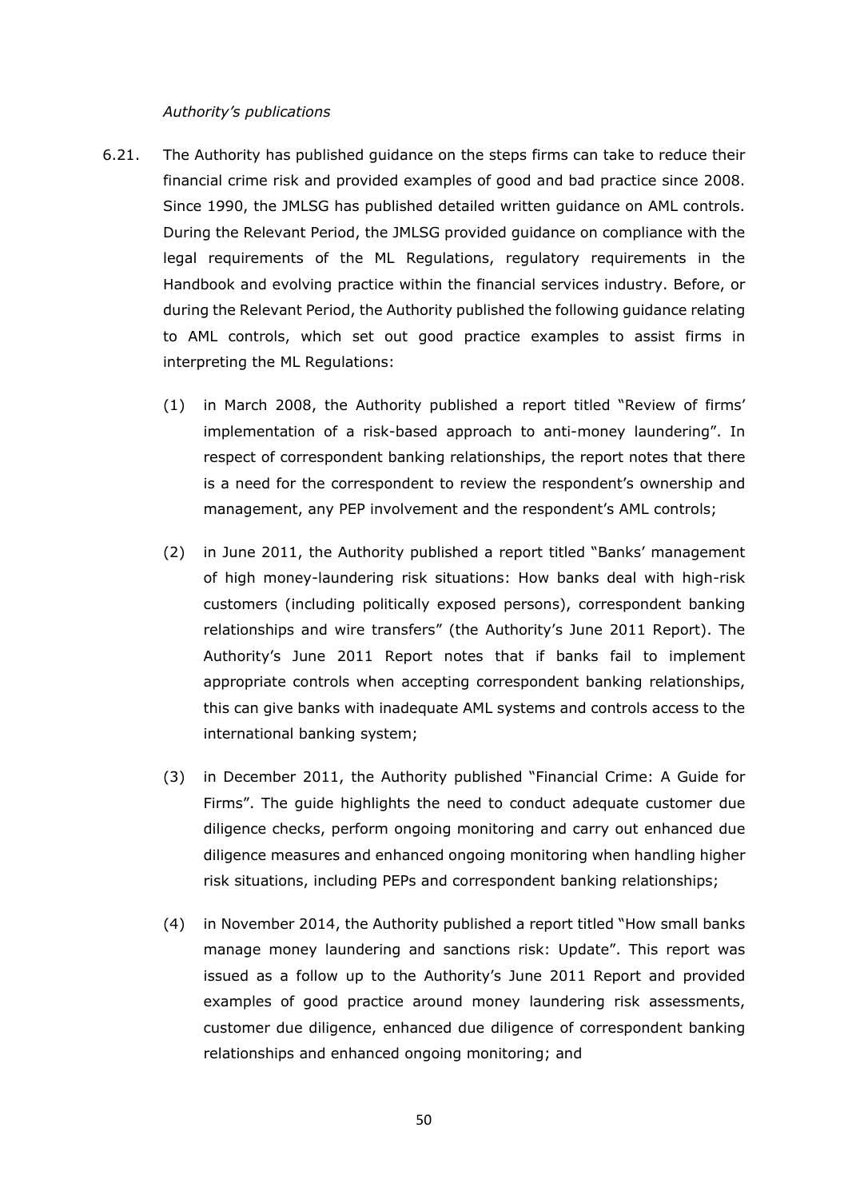*Authority's publications*

6.21. The Authority has published guidance on the steps firms can take to reduce their financial crime risk and provided examples of good and bad practice since 2008. Since 1990, the JMLSG has published detailed written guidance on AML controls. During the Relevant Period, the JMLSG provided guidance on compliance with the legal requirements of the ML Regulations, regulatory requirements in the Handbook and evolving practice within the financial services industry. Before, or during the Relevant Period, the Authority published the following guidance relating to AML controls, which set out good practice examples to assist firms in interpreting the ML Regulations:

(1) in March 2008, the Authority published a report titled "Review of firms' implementation of a risk-based approach to anti-money laundering". In respect of correspondent banking relationships, the report notes that there is a need for the correspondent to review the respondent's ownership and management, any PEP involvement and the respondent's AML controls;

(2) in June 2011, the Authority published a report titled "Banks' management of high money-laundering risk situations: How banks deal with high-risk customers (including politically exposed persons), correspondent banking relationships and wire transfers" (the Authority's June 2011 Report). The Authority's June 2011 Report notes that if banks fail to implement appropriate controls when accepting correspondent banking relationships, this can give banks with inadequate AML systems and controls access to the international banking system;

(3) in December 2011, the Authority published "Financial Crime: A Guide for Firms". The guide highlights the need to conduct adequate customer due diligence checks, perform ongoing monitoring and carry out enhanced due diligence measures and enhanced ongoing monitoring when handling higher risk situations, including PEPs and correspondent banking relationships;

(4) in November 2014, the Authority published a report titled "How small banks manage money laundering and sanctions risk: Update". This report was issued as a follow up to the Authority's June 2011 Report and provided examples of good practice around money laundering risk assessments, customer due diligence, enhanced due diligence of correspondent banking relationships and enhanced ongoing monitoring; and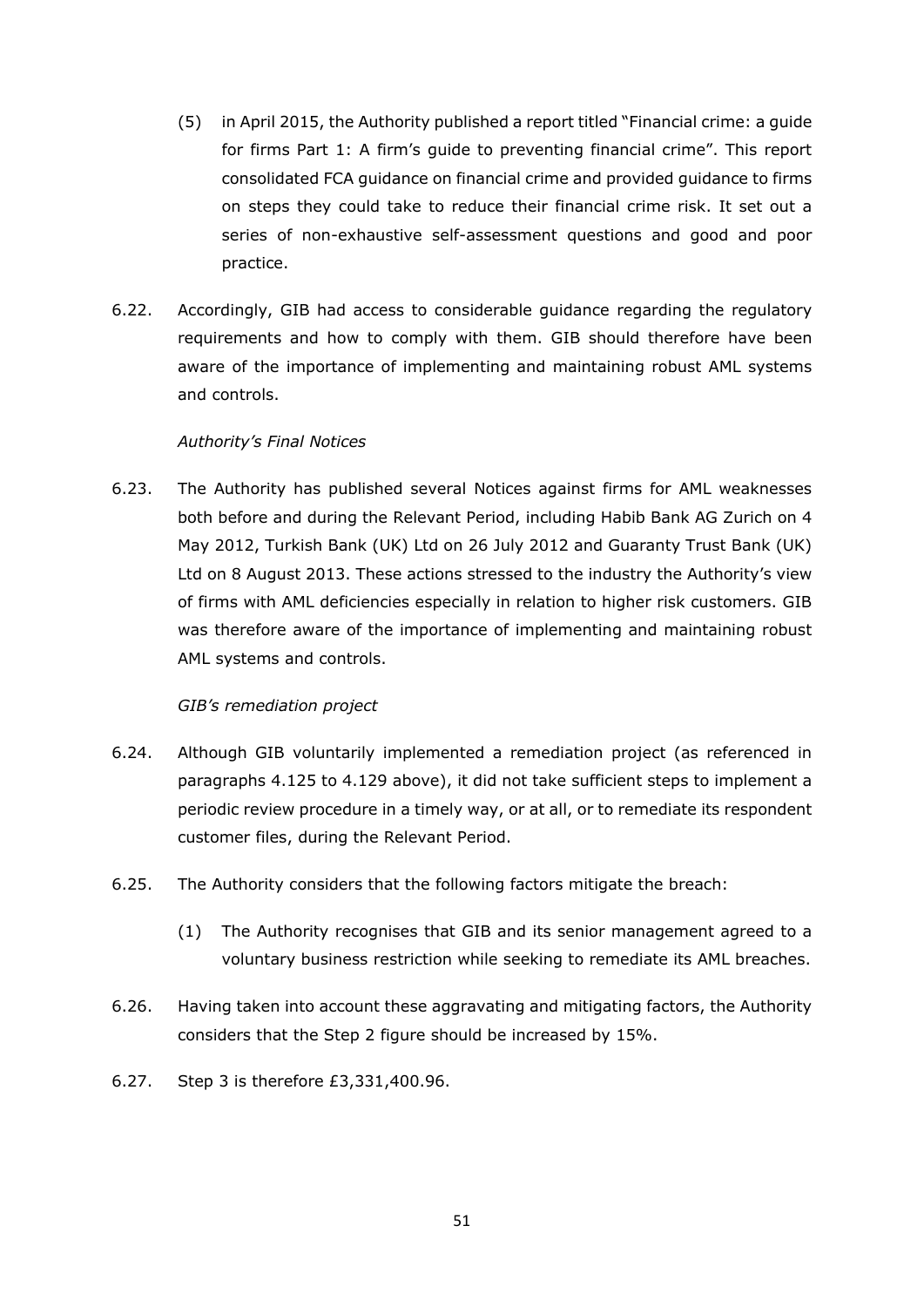(5) in April 2015, the Authority published a report titled "Financial crime: a guide for firms Part 1: A firm's guide to preventing financial crime". This report consolidated FCA guidance on financial crime and provided guidance to firms on steps they could take to reduce their financial crime risk. It set out a series of non-exhaustive self-assessment questions and good and poor practice.

6.22. Accordingly, GIB had access to considerable guidance regarding the regulatory requirements and how to comply with them. GIB should therefore have been aware of the importance of implementing and maintaining robust AML systems and controls.

*Authority's Final Notices*

6.23. The Authority has published several Notices against firms for AML weaknesses both before and during the Relevant Period, including Habib Bank AG Zurich on 4 May 2012, Turkish Bank (UK) Ltd on 26 July 2012 and Guaranty Trust Bank (UK) Ltd on 8 August 2013. These actions stressed to the industry the Authority's view of firms with AML deficiencies especially in relation to higher risk customers. GIB was therefore aware of the importance of implementing and maintaining robust AML systems and controls.

*GIB's remediation project*

6.24. Although GIB voluntarily implemented a remediation project (as referenced in paragraphs 4.125 to 4.129 above), it did not take sufficient steps to implement a periodic review procedure in a timely way, or at all, or to remediate its respondent customer files, during the Relevant Period.

6.25. The Authority considers that the following factors mitigate the breach:

(1) The Authority recognises that GIB and its senior management agreed to a voluntary business restriction while seeking to remediate its AML breaches.

6.26. Having taken into account these aggravating and mitigating factors, the Authority considers that the Step 2 figure should be increased by 15%.

6.27. Step 3 is therefore £3,331,400.96.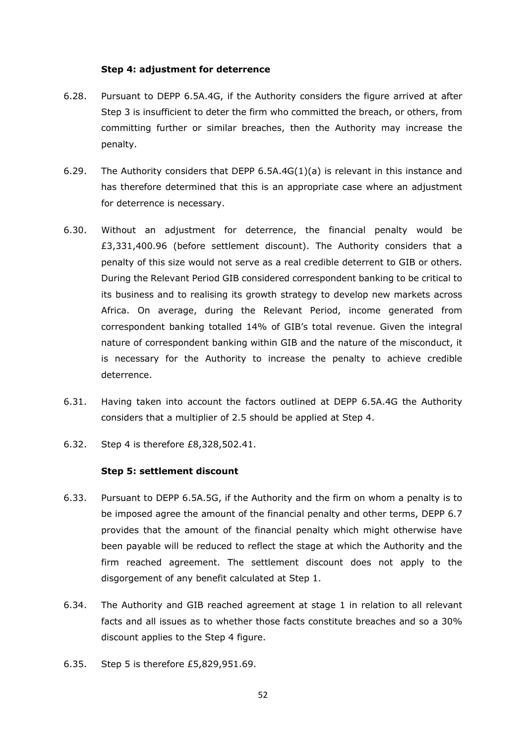**Step 4: adjustment for deterrence**

6.28. Pursuant to DEPP 6.5A.4G, if the Authority considers the figure arrived at after Step 3 is insufficient to deter the firm who committed the breach, or others, from committing further or similar breaches, then the Authority may increase the penalty.

6.29. The Authority considers that DEPP 6.5A.4G(1)(a) is relevant in this instance and has therefore determined that this is an appropriate case where an adjustment for deterrence is necessary.

6.30. Without an adjustment for deterrence, the financial penalty would be £3,331,400.96 (before settlement discount). The Authority considers that a penalty of this size would not serve as a real credible deterrent to GIB or others. During the Relevant Period GIB considered correspondent banking to be critical to its business and to realising its growth strategy to develop new markets across Africa. On average, during the Relevant Period, income generated from correspondent banking totalled 14% of GIB's total revenue. Given the integral nature of correspondent banking within GIB and the nature of the misconduct, it is necessary for the Authority to increase the penalty to achieve credible deterrence.

6.31. Having taken into account the factors outlined at DEPP 6.5A.4G the Authority considers that a multiplier of 2.5 should be applied at Step 4.

6.32. Step 4 is therefore £8,328,502.41.

**Step 5: settlement discount**

6.33. Pursuant to DEPP 6.5A.5G, if the Authority and the firm on whom a penalty is to be imposed agree the amount of the financial penalty and other terms, DEPP 6.7 provides that the amount of the financial penalty which might otherwise have been payable will be reduced to reflect the stage at which the Authority and the firm reached agreement. The settlement discount does not apply to the disgorgement of any benefit calculated at Step 1.

6.34. The Authority and GIB reached agreement at stage 1 in relation to all relevant facts and all issues as to whether those facts constitute breaches and so a 30% discount applies to the Step 4 figure.

6.35. Step 5 is therefore £5,829,951.69.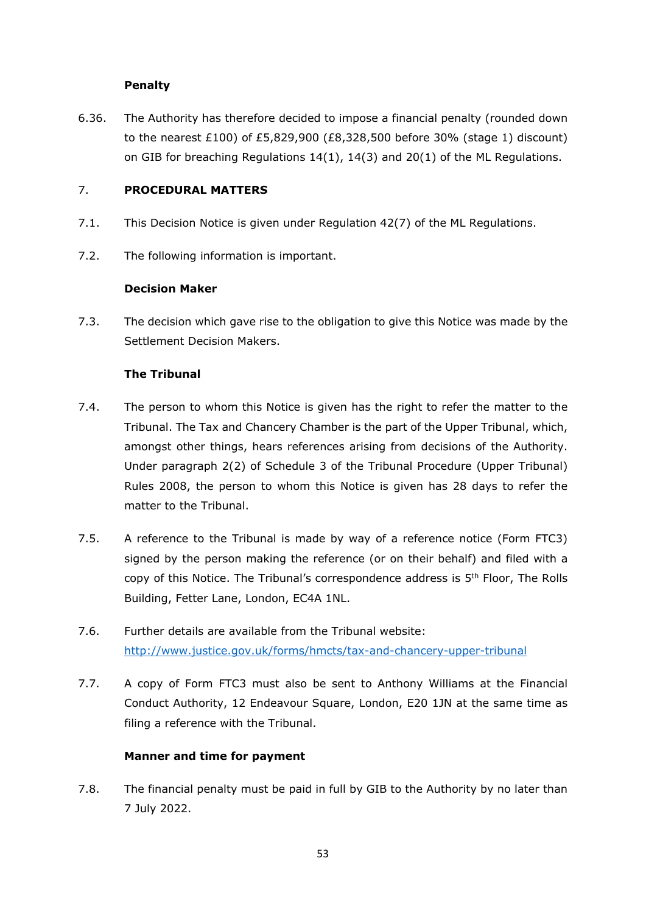**Penalty**

6.36. The Authority has therefore decided to impose a financial penalty (rounded down to the nearest £100) of £5,829,900 (£8,328,500 before 30% (stage 1) discount) on GIB for breaching Regulations 14(1), 14(3) and 20(1) of the ML Regulations.

## 7. PROCEDURAL MATTERS

7.1. This Decision Notice is given under Regulation 42(7) of the ML Regulations.

7.2. The following information is important.

**Decision Maker**

7.3. The decision which gave rise to the obligation to give this Notice was made by the Settlement Decision Makers.

**The Tribunal**

7.4. The person to whom this Notice is given has the right to refer the matter to the Tribunal. The Tax and Chancery Chamber is the part of the Upper Tribunal, which, amongst other things, hears references arising from decisions of the Authority. Under paragraph 2(2) of Schedule 3 of the Tribunal Procedure (Upper Tribunal) Rules 2008, the person to whom this Notice is given has 28 days to refer the matter to the Tribunal.

7.5. A reference to the Tribunal is made by way of a reference notice (Form FTC3) signed by the person making the reference (or on their behalf) and filed with a copy of this Notice. The Tribunal's correspondence address is 5th Floor, The Rolls Building, Fetter Lane, London, EC4A 1NL.

7.6. Further details are available from the Tribunal website: [http://www.justice.gov.uk/forms/hmcts/tax-and-chancery-upper-tribunal](http://www.justice.gov.uk/forms/hmcts/tax-and-chancery-upper-tribunal)

7.7. A copy of Form FTC3 must also be sent to Anthony Williams at the Financial Conduct Authority, 12 Endeavour Square, London, E20 1JN at the same time as filing a reference with the Tribunal.

**Manner and time for payment**

7.8. The financial penalty must be paid in full by GIB to the Authority by no later than 7 July 2022.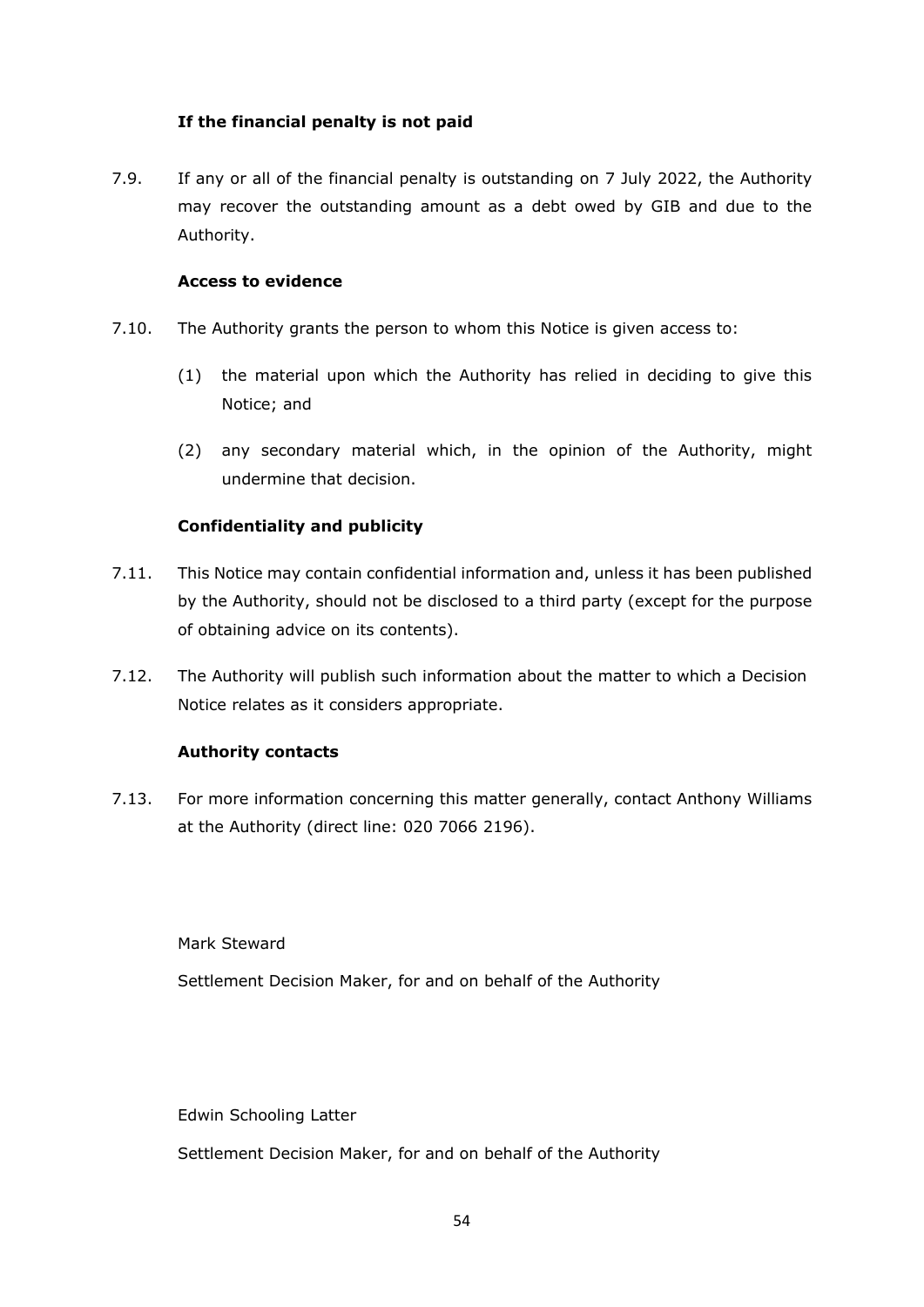**If the financial penalty is not paid**

7.9. If any or all of the financial penalty is outstanding on 7 July 2022, the Authority may recover the outstanding amount as a debt owed by GIB and due to the Authority.

**Access to evidence**

7.10. The Authority grants the person to whom this Notice is given access to:

(1) the material upon which the Authority has relied in deciding to give this Notice; and

(2) any secondary material which, in the opinion of the Authority, might undermine that decision.

**Confidentiality and publicity**

7.11. This Notice may contain confidential information and, unless it has been published by the Authority, should not be disclosed to a third party (except for the purpose of obtaining advice on its contents).

7.12. The Authority will publish such information about the matter to which a Decision Notice relates as it considers appropriate.

**Authority contacts**

7.13. For more information concerning this matter generally, contact Anthony Williams at the Authority (direct line: 020 7066 2196).

Mark Steward

Settlement Decision Maker, for and on behalf of the Authority

Edwin Schooling Latter

Settlement Decision Maker, for and on behalf of the Authority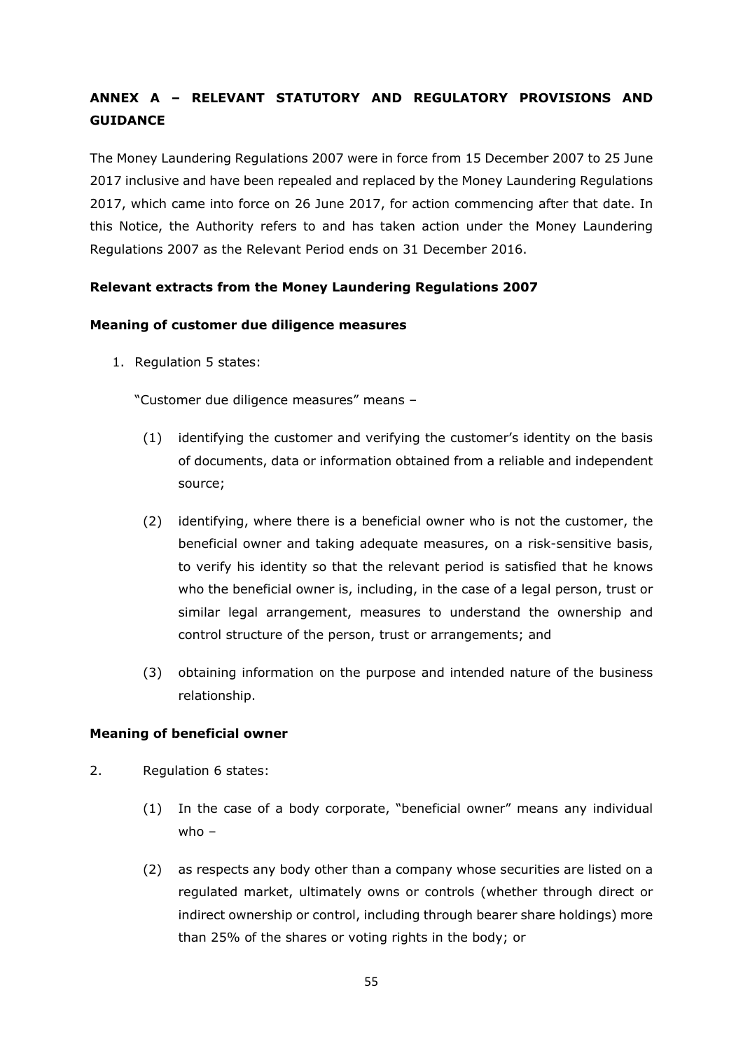## ANNEX A – RELEVANT STATUTORY AND REGULATORY PROVISIONS AND GUIDANCE

The Money Laundering Regulations 2007 were in force from 15 December 2007 to 25 June 2017 inclusive and have been repealed and replaced by the Money Laundering Regulations 2017, which came into force on 26 June 2017, for action commencing after that date. In this Notice, the Authority refers to and has taken action under the Money Laundering Regulations 2007 as the Relevant Period ends on 31 December 2016.

**Relevant extracts from the Money Laundering Regulations 2007**

**Meaning of customer due diligence measures**

1. Regulation 5 states:

   "Customer due diligence measures" means –

   (1) identifying the customer and verifying the customer's identity on the basis of documents, data or information obtained from a reliable and independent source;

   (2) identifying, where there is a beneficial owner who is not the customer, the beneficial owner and taking adequate measures, on a risk-sensitive basis, to verify his identity so that the relevant period is satisfied that he knows who the beneficial owner is, including, in the case of a legal person, trust or similar legal arrangement, measures to understand the ownership and control structure of the person, trust or arrangements; and

   (3) obtaining information on the purpose and intended nature of the business relationship.

**Meaning of beneficial owner**

2. Regulation 6 states:

   (1) In the case of a body corporate, "beneficial owner" means any individual who –

   (2) as respects any body other than a company whose securities are listed on a regulated market, ultimately owns or controls (whether through direct or indirect ownership or control, including through bearer share holdings) more than 25% of the shares or voting rights in the body; or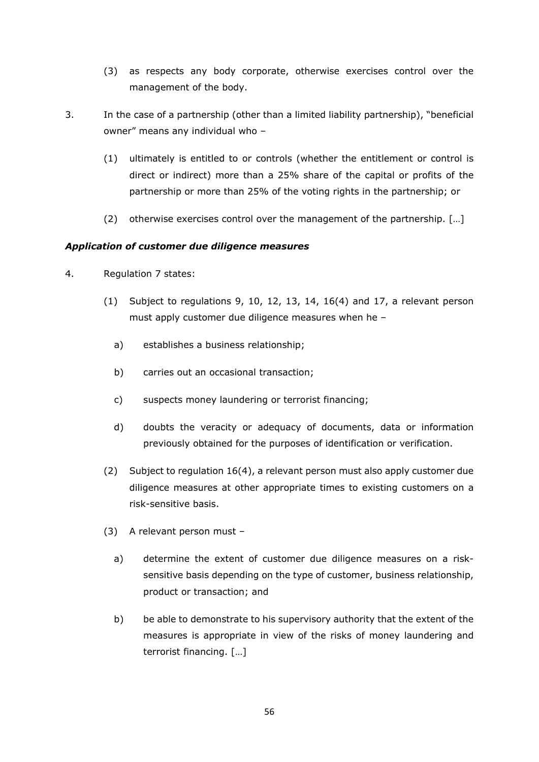(3) as respects any body corporate, otherwise exercises control over the management of the body.

3. In the case of a partnership (other than a limited liability partnership), "beneficial owner" means any individual who –

   (1) ultimately is entitled to or controls (whether the entitlement or control is direct or indirect) more than a 25% share of the capital or profits of the partnership or more than 25% of the voting rights in the partnership; or

   (2) otherwise exercises control over the management of the partnership. […]

### *Application of customer due diligence measures*

4. Regulation 7 states:

   (1) Subject to regulations 9, 10, 12, 13, 14, 16(4) and 17, a relevant person must apply customer due diligence measures when he –

      a) establishes a business relationship;

      b) carries out an occasional transaction;

      c) suspects money laundering or terrorist financing;

      d) doubts the veracity or adequacy of documents, data or information previously obtained for the purposes of identification or verification.

   (2) Subject to regulation 16(4), a relevant person must also apply customer due diligence measures at other appropriate times to existing customers on a risk-sensitive basis.

   (3) A relevant person must –

      a) determine the extent of customer due diligence measures on a risk-sensitive basis depending on the type of customer, business relationship, product or transaction; and

      b) be able to demonstrate to his supervisory authority that the extent of the measures is appropriate in view of the risks of money laundering and terrorist financing. […]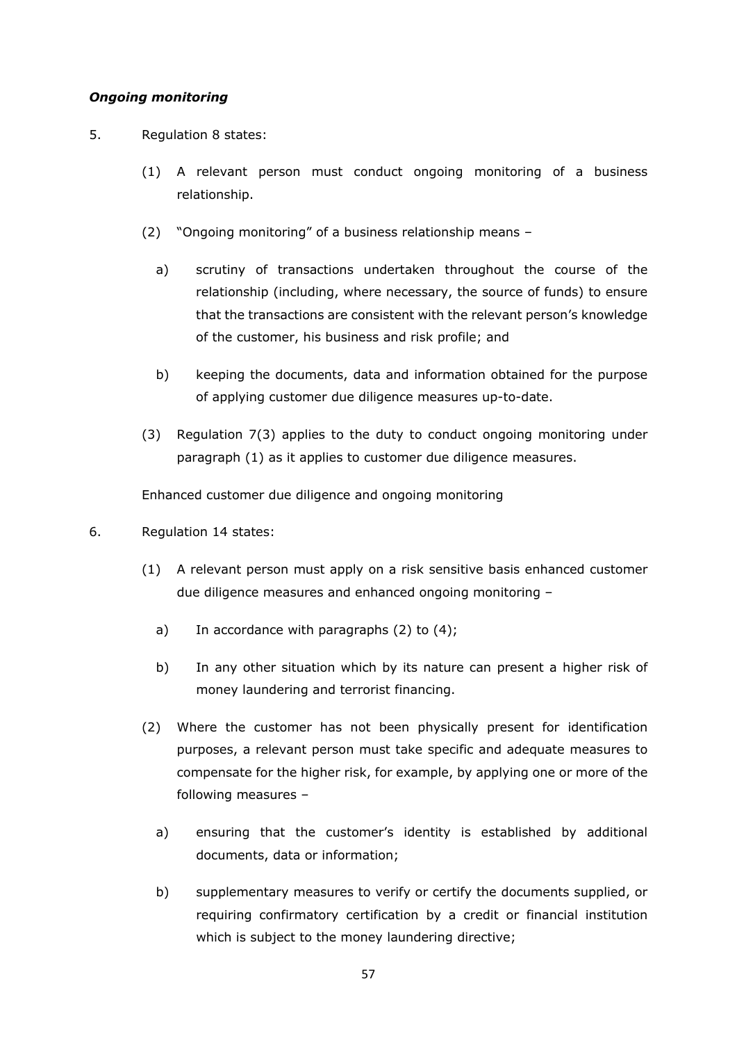***Ongoing monitoring***

5. Regulation 8 states:

   (1) A relevant person must conduct ongoing monitoring of a business relationship.

   (2) "Ongoing monitoring" of a business relationship means –

      a) scrutiny of transactions undertaken throughout the course of the relationship (including, where necessary, the source of funds) to ensure that the transactions are consistent with the relevant person's knowledge of the customer, his business and risk profile; and

      b) keeping the documents, data and information obtained for the purpose of applying customer due diligence measures up-to-date.

   (3) Regulation 7(3) applies to the duty to conduct ongoing monitoring under paragraph (1) as it applies to customer due diligence measures.

   Enhanced customer due diligence and ongoing monitoring

6. Regulation 14 states:

   (1) A relevant person must apply on a risk sensitive basis enhanced customer due diligence measures and enhanced ongoing monitoring –

      a) In accordance with paragraphs (2) to (4);

      b) In any other situation which by its nature can present a higher risk of money laundering and terrorist financing.

   (2) Where the customer has not been physically present for identification purposes, a relevant person must take specific and adequate measures to compensate for the higher risk, for example, by applying one or more of the following measures –

      a) ensuring that the customer's identity is established by additional documents, data or information;

      b) supplementary measures to verify or certify the documents supplied, or requiring confirmatory certification by a credit or financial institution which is subject to the money laundering directive;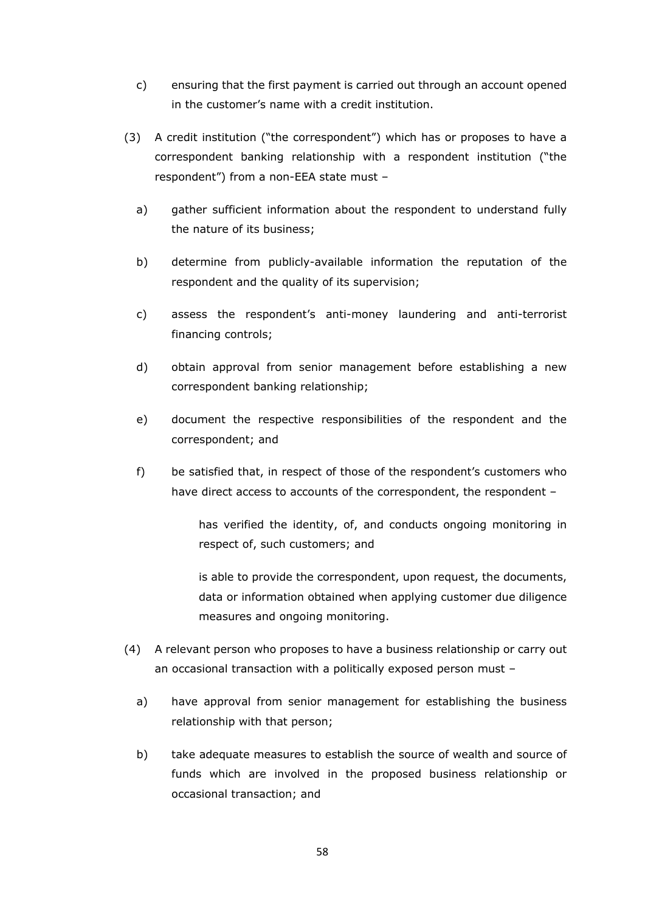c) ensuring that the first payment is carried out through an account opened in the customer's name with a credit institution.

(3) A credit institution ("the correspondent") which has or proposes to have a correspondent banking relationship with a respondent institution ("the respondent") from a non-EEA state must –

a) gather sufficient information about the respondent to understand fully the nature of its business;

b) determine from publicly-available information the reputation of the respondent and the quality of its supervision;

c) assess the respondent's anti-money laundering and anti-terrorist financing controls;

d) obtain approval from senior management before establishing a new correspondent banking relationship;

e) document the respective responsibilities of the respondent and the correspondent; and

f) be satisfied that, in respect of those of the respondent's customers who have direct access to accounts of the correspondent, the respondent –

has verified the identity, of, and conducts ongoing monitoring in respect of, such customers; and

is able to provide the correspondent, upon request, the documents, data or information obtained when applying customer due diligence measures and ongoing monitoring.

(4) A relevant person who proposes to have a business relationship or carry out an occasional transaction with a politically exposed person must –

a) have approval from senior management for establishing the business relationship with that person;

b) take adequate measures to establish the source of wealth and source of funds which are involved in the proposed business relationship or occasional transaction; and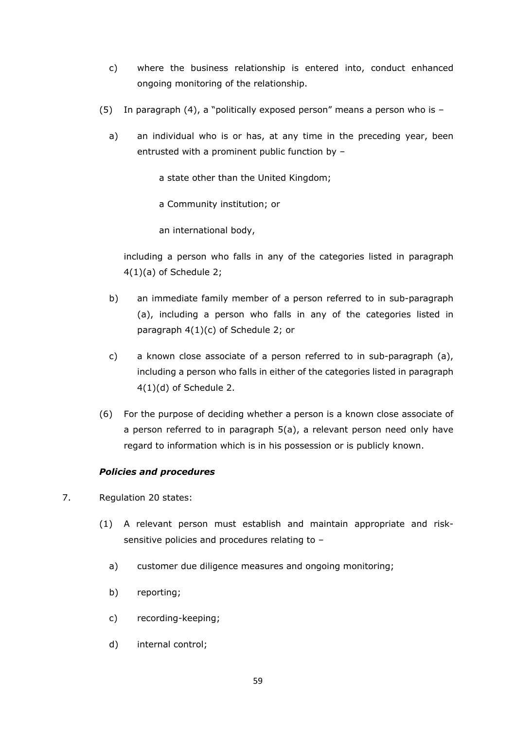c) where the business relationship is entered into, conduct enhanced ongoing monitoring of the relationship.

(5) In paragraph (4), a "politically exposed person" means a person who is –

a) an individual who is or has, at any time in the preceding year, been entrusted with a prominent public function by –

a state other than the United Kingdom;

a Community institution; or

an international body,

including a person who falls in any of the categories listed in paragraph 4(1)(a) of Schedule 2;

b) an immediate family member of a person referred to in sub-paragraph (a), including a person who falls in any of the categories listed in paragraph 4(1)(c) of Schedule 2; or

c) a known close associate of a person referred to in sub-paragraph (a), including a person who falls in either of the categories listed in paragraph 4(1)(d) of Schedule 2.

(6) For the purpose of deciding whether a person is a known close associate of a person referred to in paragraph 5(a), a relevant person need only have regard to information which is in his possession or is publicly known.

***Policies and procedures***

7. Regulation 20 states:

(1) A relevant person must establish and maintain appropriate and risk-sensitive policies and procedures relating to –

a) customer due diligence measures and ongoing monitoring;

b) reporting;

c) recording-keeping;

d) internal control;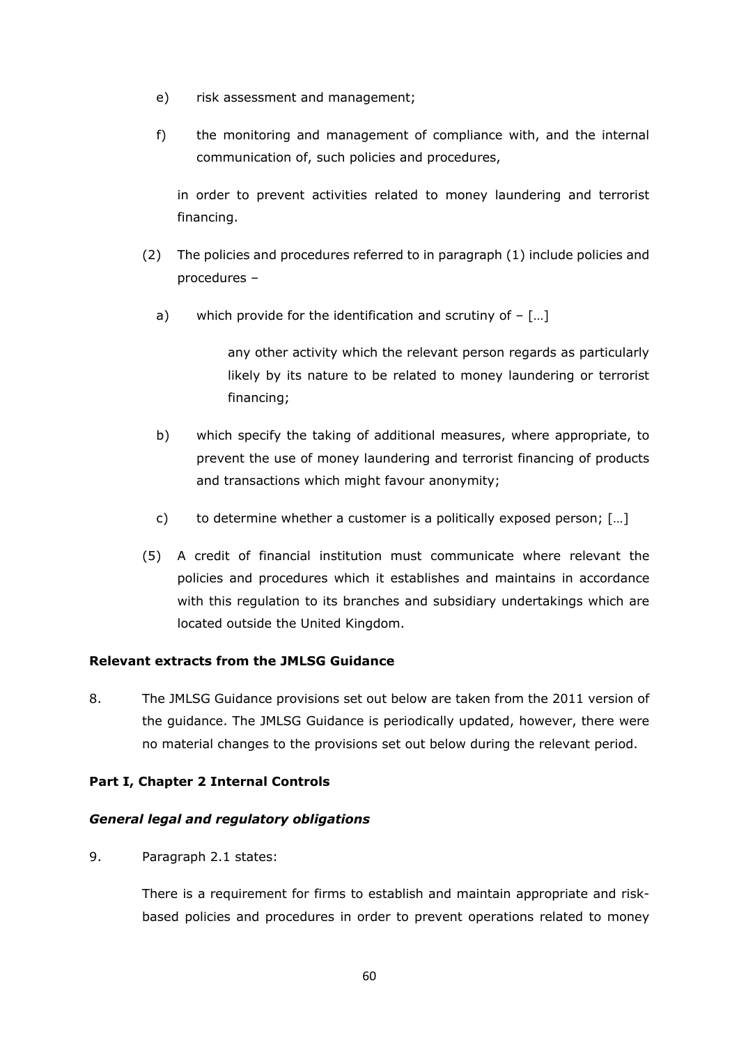e) risk assessment and management;

f) the monitoring and management of compliance with, and the internal communication of, such policies and procedures,

in order to prevent activities related to money laundering and terrorist financing.

(2) The policies and procedures referred to in paragraph (1) include policies and procedures –

a) which provide for the identification and scrutiny of – […]

> any other activity which the relevant person regards as particularly likely by its nature to be related to money laundering or terrorist financing;

b) which specify the taking of additional measures, where appropriate, to prevent the use of money laundering and terrorist financing of products and transactions which might favour anonymity;

c) to determine whether a customer is a politically exposed person; […]

(5) A credit of financial institution must communicate where relevant the policies and procedures which it establishes and maintains in accordance with this regulation to its branches and subsidiary undertakings which are located outside the United Kingdom.

**Relevant extracts from the JMLSG Guidance**

8. The JMLSG Guidance provisions set out below are taken from the 2011 version of the guidance. The JMLSG Guidance is periodically updated, however, there were no material changes to the provisions set out below during the relevant period.

**Part I, Chapter 2 Internal Controls**

***General legal and regulatory obligations***

9. Paragraph 2.1 states:

> There is a requirement for firms to establish and maintain appropriate and risk-based policies and procedures in order to prevent operations related to money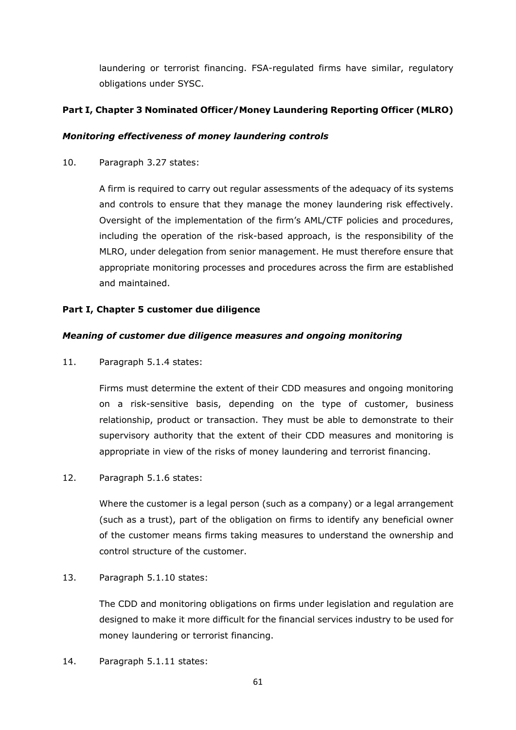laundering or terrorist financing. FSA-regulated firms have similar, regulatory obligations under SYSC.

**Part I, Chapter 3 Nominated Officer/Money Laundering Reporting Officer (MLRO)**

***Monitoring effectiveness of money laundering controls***

10. Paragraph 3.27 states:

    A firm is required to carry out regular assessments of the adequacy of its systems and controls to ensure that they manage the money laundering risk effectively. Oversight of the implementation of the firm's AML/CTF policies and procedures, including the operation of the risk-based approach, is the responsibility of the MLRO, under delegation from senior management. He must therefore ensure that appropriate monitoring processes and procedures across the firm are established and maintained.

**Part I, Chapter 5 customer due diligence**

***Meaning of customer due diligence measures and ongoing monitoring***

11. Paragraph 5.1.4 states:

    Firms must determine the extent of their CDD measures and ongoing monitoring on a risk-sensitive basis, depending on the type of customer, business relationship, product or transaction. They must be able to demonstrate to their supervisory authority that the extent of their CDD measures and monitoring is appropriate in view of the risks of money laundering and terrorist financing.

12. Paragraph 5.1.6 states:

    Where the customer is a legal person (such as a company) or a legal arrangement (such as a trust), part of the obligation on firms to identify any beneficial owner of the customer means firms taking measures to understand the ownership and control structure of the customer.

13. Paragraph 5.1.10 states:

    The CDD and monitoring obligations on firms under legislation and regulation are designed to make it more difficult for the financial services industry to be used for money laundering or terrorist financing.

14. Paragraph 5.1.11 states: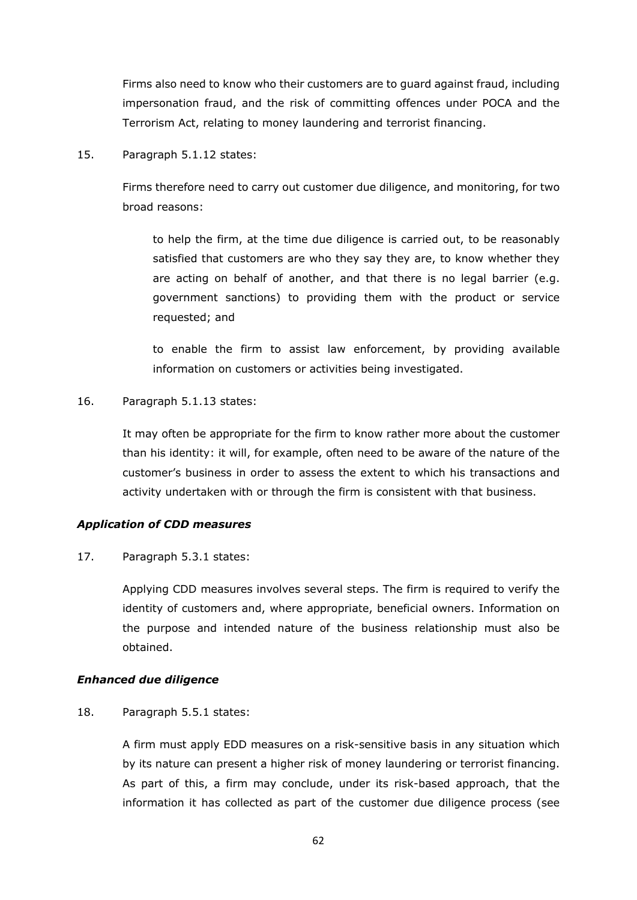Firms also need to know who their customers are to guard against fraud, including impersonation fraud, and the risk of committing offences under POCA and the Terrorism Act, relating to money laundering and terrorist financing.

15. Paragraph 5.1.12 states:

> Firms therefore need to carry out customer due diligence, and monitoring, for two broad reasons:
>
> > to help the firm, at the time due diligence is carried out, to be reasonably satisfied that customers are who they say they are, to know whether they are acting on behalf of another, and that there is no legal barrier (e.g. government sanctions) to providing them with the product or service requested; and
> >
> > to enable the firm to assist law enforcement, by providing available information on customers or activities being investigated.

16. Paragraph 5.1.13 states:

> It may often be appropriate for the firm to know rather more about the customer than his identity: it will, for example, often need to be aware of the nature of the customer's business in order to assess the extent to which his transactions and activity undertaken with or through the firm is consistent with that business.

### *Application of CDD measures*

17. Paragraph 5.3.1 states:

> Applying CDD measures involves several steps. The firm is required to verify the identity of customers and, where appropriate, beneficial owners. Information on the purpose and intended nature of the business relationship must also be obtained.

### *Enhanced due diligence*

18. Paragraph 5.5.1 states:

> A firm must apply EDD measures on a risk-sensitive basis in any situation which by its nature can present a higher risk of money laundering or terrorist financing. As part of this, a firm may conclude, under its risk-based approach, that the information it has collected as part of the customer due diligence process (see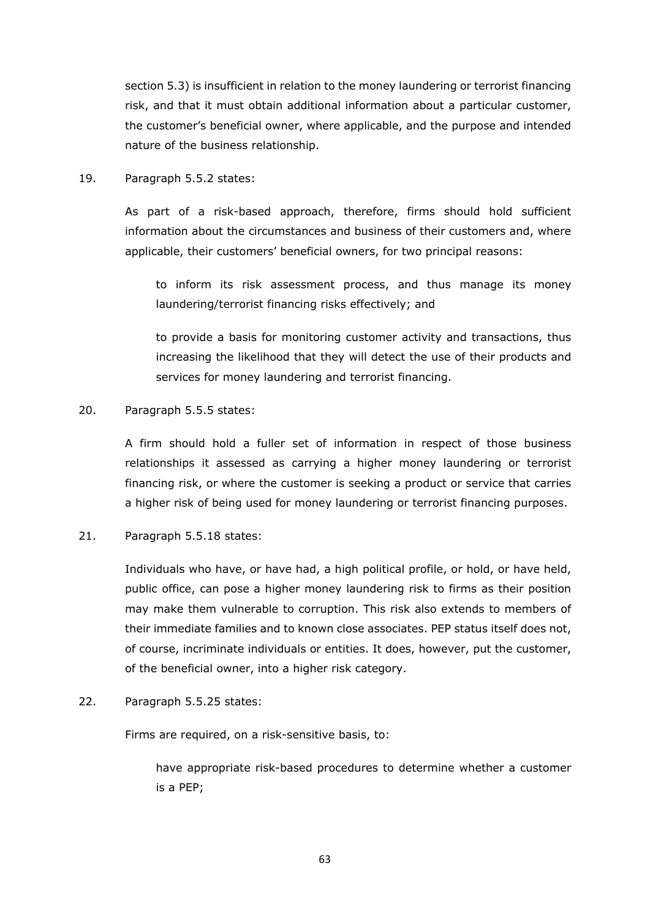section 5.3) is insufficient in relation to the money laundering or terrorist financing risk, and that it must obtain additional information about a particular customer, the customer's beneficial owner, where applicable, and the purpose and intended nature of the business relationship.

19. Paragraph 5.5.2 states:

> As part of a risk-based approach, therefore, firms should hold sufficient information about the circumstances and business of their customers and, where applicable, their customers' beneficial owners, for two principal reasons:
>
> to inform its risk assessment process, and thus manage its money laundering/terrorist financing risks effectively; and
>
> to provide a basis for monitoring customer activity and transactions, thus increasing the likelihood that they will detect the use of their products and services for money laundering and terrorist financing.

20. Paragraph 5.5.5 states:

> A firm should hold a fuller set of information in respect of those business relationships it assessed as carrying a higher money laundering or terrorist financing risk, or where the customer is seeking a product or service that carries a higher risk of being used for money laundering or terrorist financing purposes.

21. Paragraph 5.5.18 states:

> Individuals who have, or have had, a high political profile, or hold, or have held, public office, can pose a higher money laundering risk to firms as their position may make them vulnerable to corruption. This risk also extends to members of their immediate families and to known close associates. PEP status itself does not, of course, incriminate individuals or entities. It does, however, put the customer, of the beneficial owner, into a higher risk category.

22. Paragraph 5.5.25 states:

> Firms are required, on a risk-sensitive basis, to:
>
> have appropriate risk-based procedures to determine whether a customer is a PEP;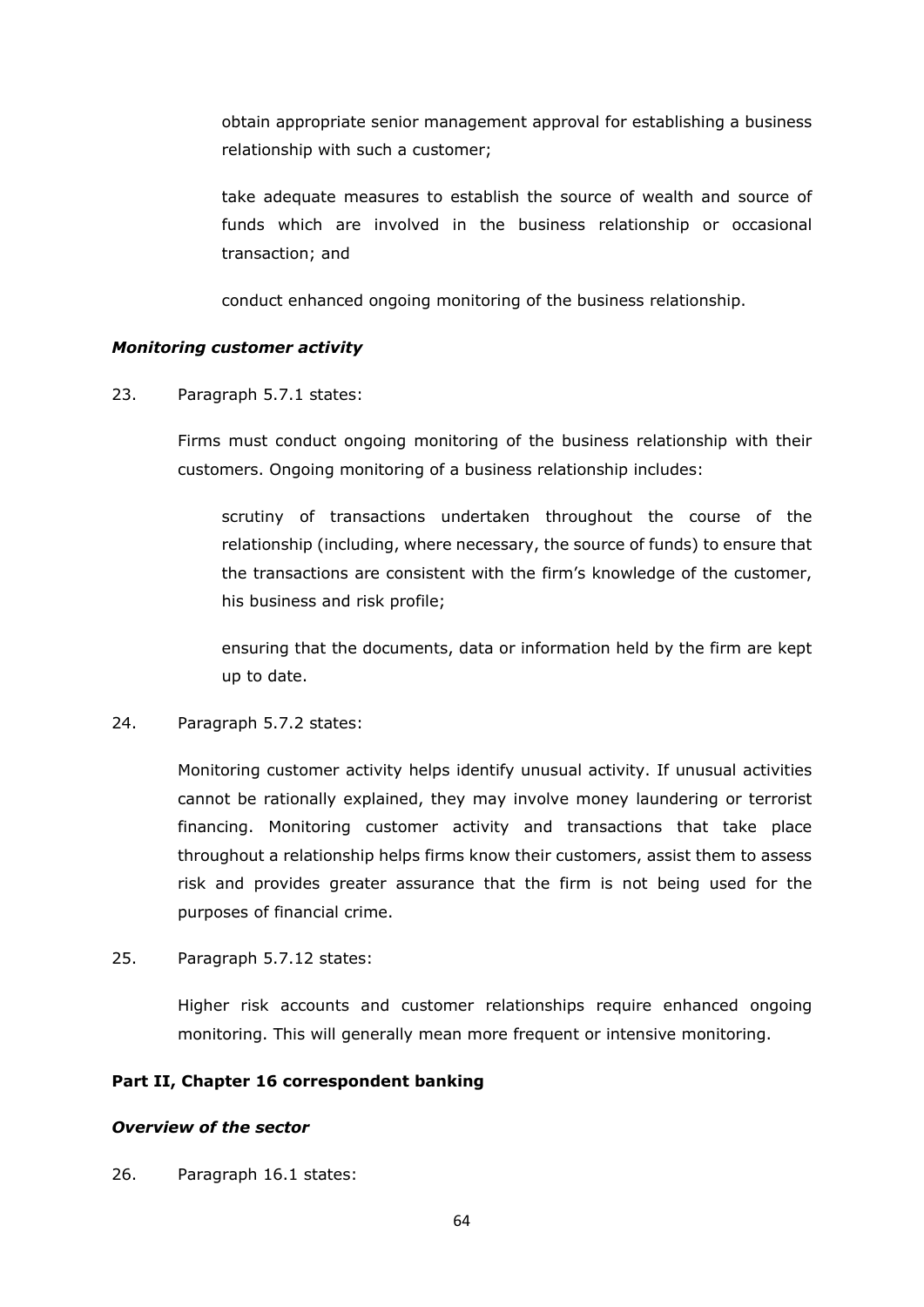obtain appropriate senior management approval for establishing a business relationship with such a customer;

take adequate measures to establish the source of wealth and source of funds which are involved in the business relationship or occasional transaction; and

conduct enhanced ongoing monitoring of the business relationship.

***Monitoring customer activity***

23. Paragraph 5.7.1 states:

Firms must conduct ongoing monitoring of the business relationship with their customers. Ongoing monitoring of a business relationship includes:

scrutiny of transactions undertaken throughout the course of the relationship (including, where necessary, the source of funds) to ensure that the transactions are consistent with the firm's knowledge of the customer, his business and risk profile;

ensuring that the documents, data or information held by the firm are kept up to date.

24. Paragraph 5.7.2 states:

Monitoring customer activity helps identify unusual activity. If unusual activities cannot be rationally explained, they may involve money laundering or terrorist financing. Monitoring customer activity and transactions that take place throughout a relationship helps firms know their customers, assist them to assess risk and provides greater assurance that the firm is not being used for the purposes of financial crime.

25. Paragraph 5.7.12 states:

Higher risk accounts and customer relationships require enhanced ongoing monitoring. This will generally mean more frequent or intensive monitoring.

**Part II, Chapter 16 correspondent banking**

***Overview of the sector***

26. Paragraph 16.1 states: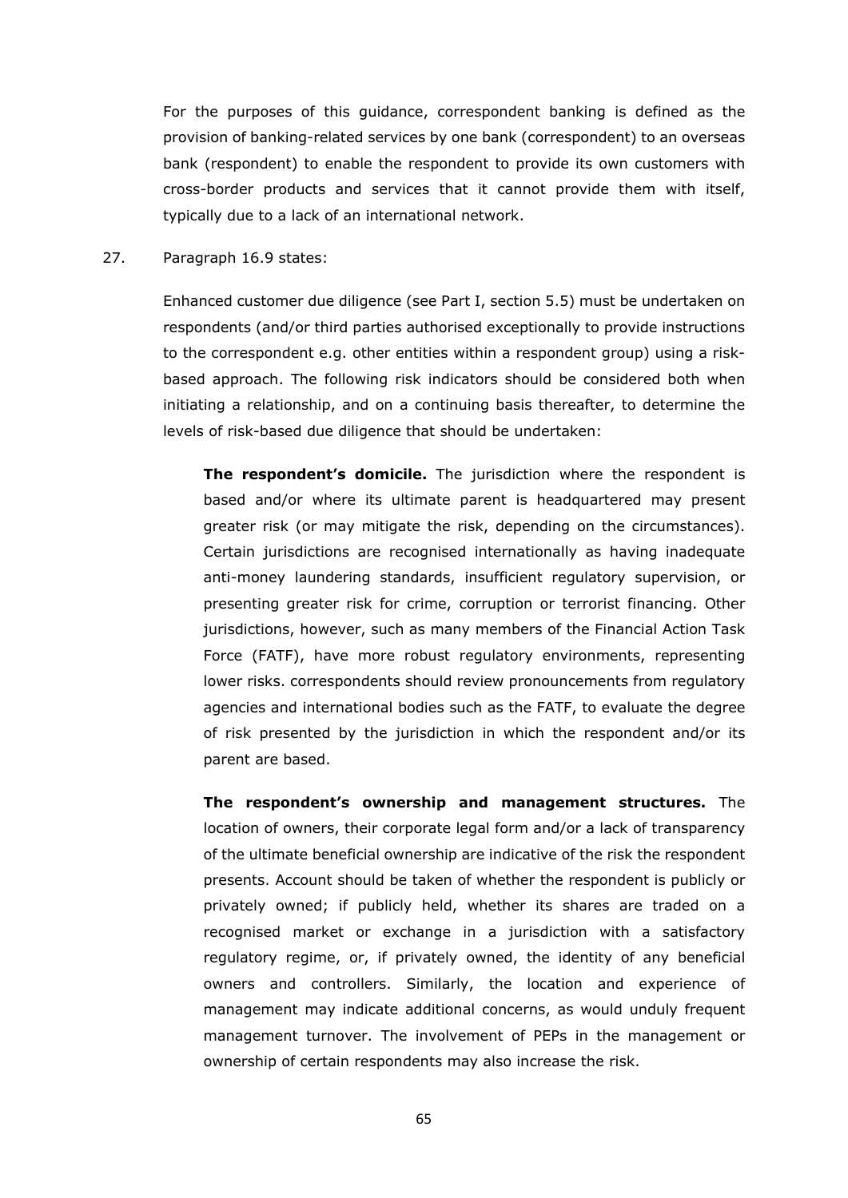For the purposes of this guidance, correspondent banking is defined as the provision of banking-related services by one bank (correspondent) to an overseas bank (respondent) to enable the respondent to provide its own customers with cross-border products and services that it cannot provide them with itself, typically due to a lack of an international network.

27. Paragraph 16.9 states:

Enhanced customer due diligence (see Part I, section 5.5) must be undertaken on respondents (and/or third parties authorised exceptionally to provide instructions to the correspondent e.g. other entities within a respondent group) using a risk-based approach. The following risk indicators should be considered both when initiating a relationship, and on a continuing basis thereafter, to determine the levels of risk-based due diligence that should be undertaken:

**The respondent's domicile.** The jurisdiction where the respondent is based and/or where its ultimate parent is headquartered may present greater risk (or may mitigate the risk, depending on the circumstances). Certain jurisdictions are recognised internationally as having inadequate anti-money laundering standards, insufficient regulatory supervision, or presenting greater risk for crime, corruption or terrorist financing. Other jurisdictions, however, such as many members of the Financial Action Task Force (FATF), have more robust regulatory environments, representing lower risks. correspondents should review pronouncements from regulatory agencies and international bodies such as the FATF, to evaluate the degree of risk presented by the jurisdiction in which the respondent and/or its parent are based.

**The respondent's ownership and management structures.** The location of owners, their corporate legal form and/or a lack of transparency of the ultimate beneficial ownership are indicative of the risk the respondent presents. Account should be taken of whether the respondent is publicly or privately owned; if publicly held, whether its shares are traded on a recognised market or exchange in a jurisdiction with a satisfactory regulatory regime, or, if privately owned, the identity of any beneficial owners and controllers. Similarly, the location and experience of management may indicate additional concerns, as would unduly frequent management turnover. The involvement of PEPs in the management or ownership of certain respondents may also increase the risk.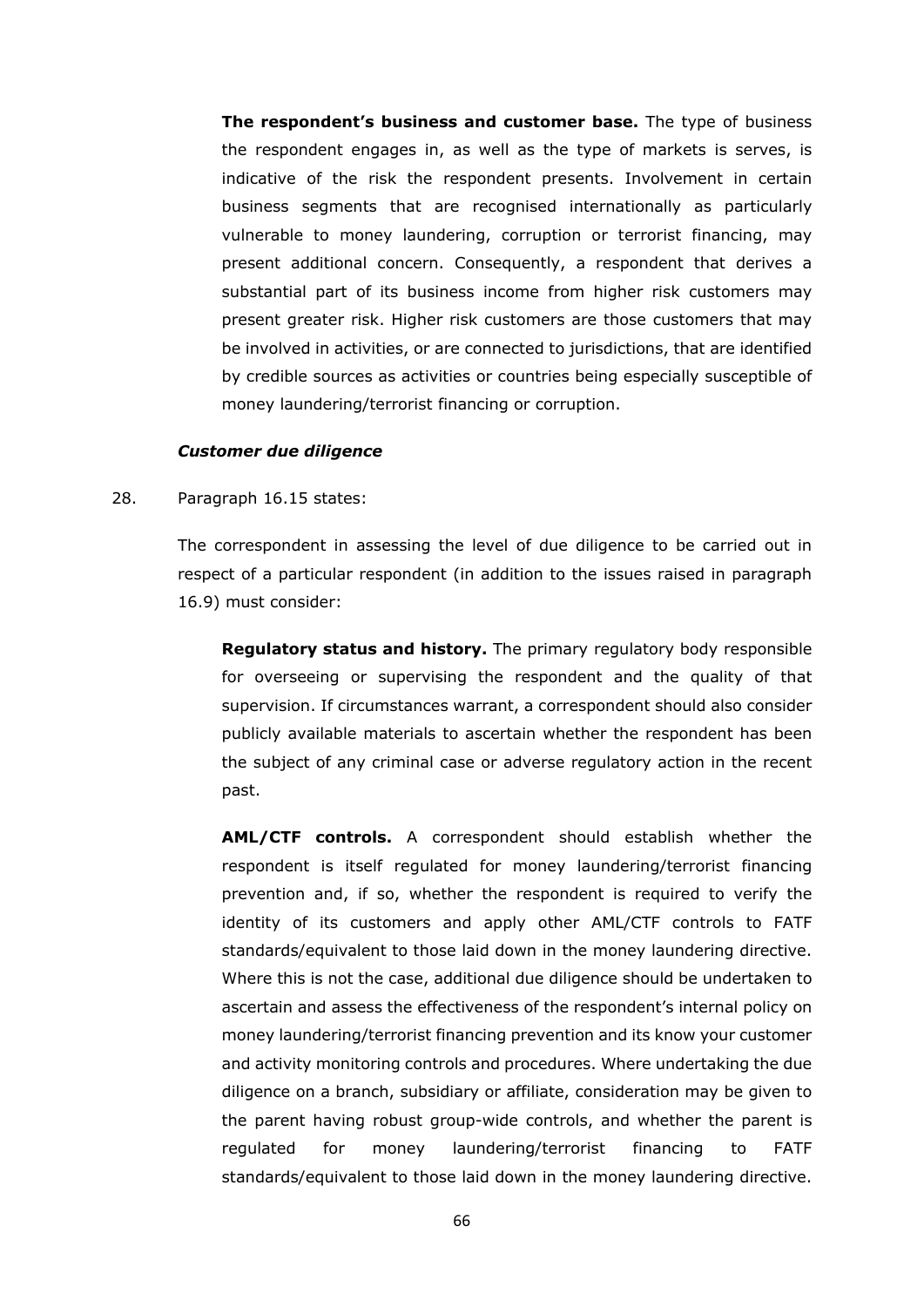**The respondent's business and customer base.** The type of business the respondent engages in, as well as the type of markets is serves, is indicative of the risk the respondent presents. Involvement in certain business segments that are recognised internationally as particularly vulnerable to money laundering, corruption or terrorist financing, may present additional concern. Consequently, a respondent that derives a substantial part of its business income from higher risk customers may present greater risk. Higher risk customers are those customers that may be involved in activities, or are connected to jurisdictions, that are identified by credible sources as activities or countries being especially susceptible of money laundering/terrorist financing or corruption.

***Customer due diligence***

28. Paragraph 16.15 states:

The correspondent in assessing the level of due diligence to be carried out in respect of a particular respondent (in addition to the issues raised in paragraph 16.9) must consider:

**Regulatory status and history.** The primary regulatory body responsible for overseeing or supervising the respondent and the quality of that supervision. If circumstances warrant, a correspondent should also consider publicly available materials to ascertain whether the respondent has been the subject of any criminal case or adverse regulatory action in the recent past.

**AML/CTF controls.** A correspondent should establish whether the respondent is itself regulated for money laundering/terrorist financing prevention and, if so, whether the respondent is required to verify the identity of its customers and apply other AML/CTF controls to FATF standards/equivalent to those laid down in the money laundering directive. Where this is not the case, additional due diligence should be undertaken to ascertain and assess the effectiveness of the respondent's internal policy on money laundering/terrorist financing prevention and its know your customer and activity monitoring controls and procedures. Where undertaking the due diligence on a branch, subsidiary or affiliate, consideration may be given to the parent having robust group-wide controls, and whether the parent is regulated for money laundering/terrorist financing to FATF standards/equivalent to those laid down in the money laundering directive.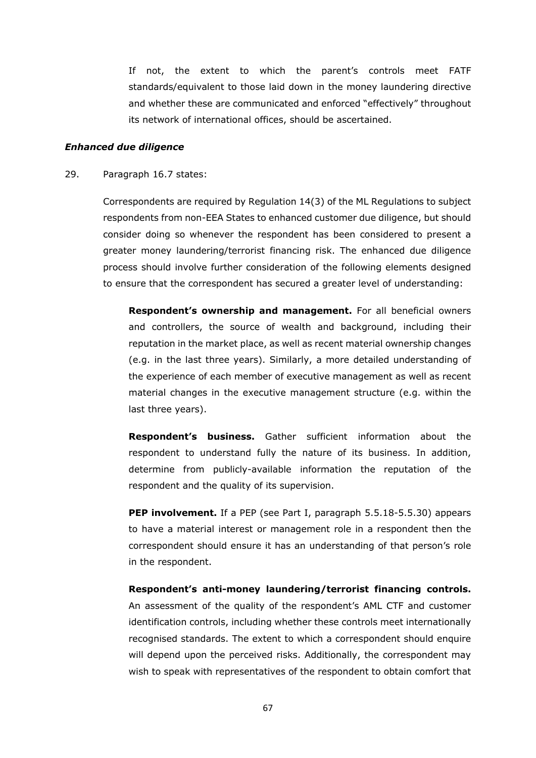If not, the extent to which the parent's controls meet FATF standards/equivalent to those laid down in the money laundering directive and whether these are communicated and enforced "effectively" throughout its network of international offices, should be ascertained.

***Enhanced due diligence***

29. Paragraph 16.7 states:

Correspondents are required by Regulation 14(3) of the ML Regulations to subject respondents from non-EEA States to enhanced customer due diligence, but should consider doing so whenever the respondent has been considered to present a greater money laundering/terrorist financing risk. The enhanced due diligence process should involve further consideration of the following elements designed to ensure that the correspondent has secured a greater level of understanding:

**Respondent's ownership and management.** For all beneficial owners and controllers, the source of wealth and background, including their reputation in the market place, as well as recent material ownership changes (e.g. in the last three years). Similarly, a more detailed understanding of the experience of each member of executive management as well as recent material changes in the executive management structure (e.g. within the last three years).

**Respondent's business.** Gather sufficient information about the respondent to understand fully the nature of its business. In addition, determine from publicly-available information the reputation of the respondent and the quality of its supervision.

**PEP involvement.** If a PEP (see Part I, paragraph 5.5.18-5.5.30) appears to have a material interest or management role in a respondent then the correspondent should ensure it has an understanding of that person's role in the respondent.

**Respondent's anti-money laundering/terrorist financing controls.** An assessment of the quality of the respondent's AML CTF and customer identification controls, including whether these controls meet internationally recognised standards. The extent to which a correspondent should enquire will depend upon the perceived risks. Additionally, the correspondent may wish to speak with representatives of the respondent to obtain comfort that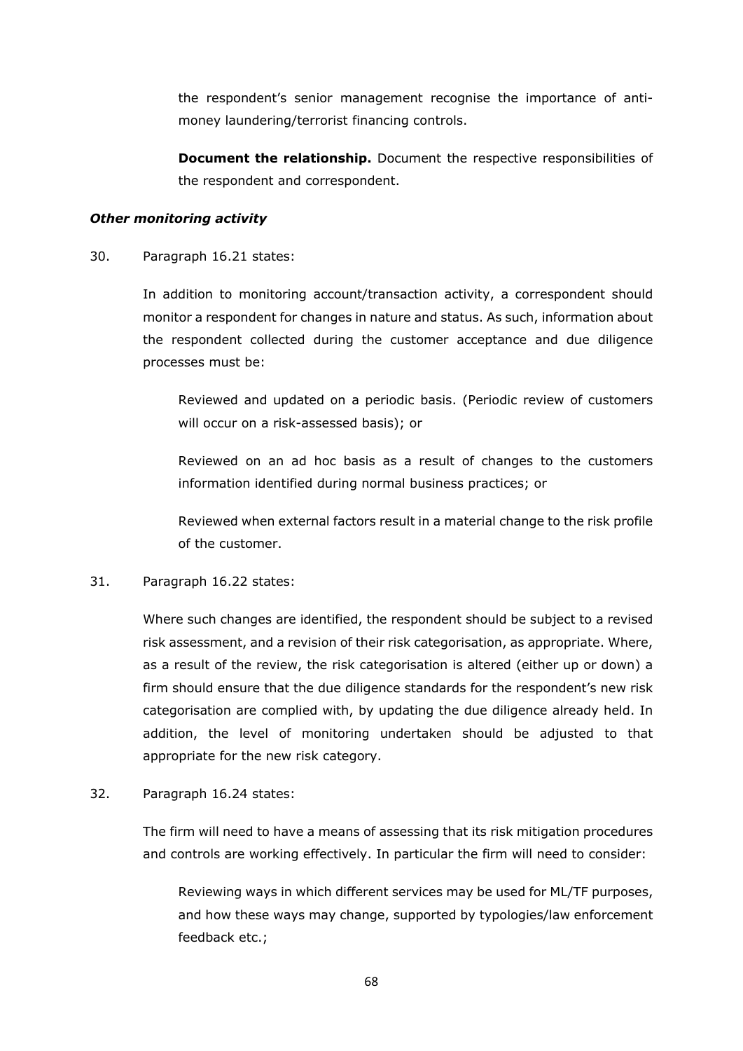the respondent's senior management recognise the importance of anti-money laundering/terrorist financing controls.

**Document the relationship.** Document the respective responsibilities of the respondent and correspondent.

### *Other monitoring activity*

30. Paragraph 16.21 states:

In addition to monitoring account/transaction activity, a correspondent should monitor a respondent for changes in nature and status. As such, information about the respondent collected during the customer acceptance and due diligence processes must be:

Reviewed and updated on a periodic basis. (Periodic review of customers will occur on a risk-assessed basis); or

Reviewed on an ad hoc basis as a result of changes to the customers information identified during normal business practices; or

Reviewed when external factors result in a material change to the risk profile of the customer.

31. Paragraph 16.22 states:

Where such changes are identified, the respondent should be subject to a revised risk assessment, and a revision of their risk categorisation, as appropriate. Where, as a result of the review, the risk categorisation is altered (either up or down) a firm should ensure that the due diligence standards for the respondent's new risk categorisation are complied with, by updating the due diligence already held. In addition, the level of monitoring undertaken should be adjusted to that appropriate for the new risk category.

32. Paragraph 16.24 states:

The firm will need to have a means of assessing that its risk mitigation procedures and controls are working effectively. In particular the firm will need to consider:

Reviewing ways in which different services may be used for ML/TF purposes, and how these ways may change, supported by typologies/law enforcement feedback etc.;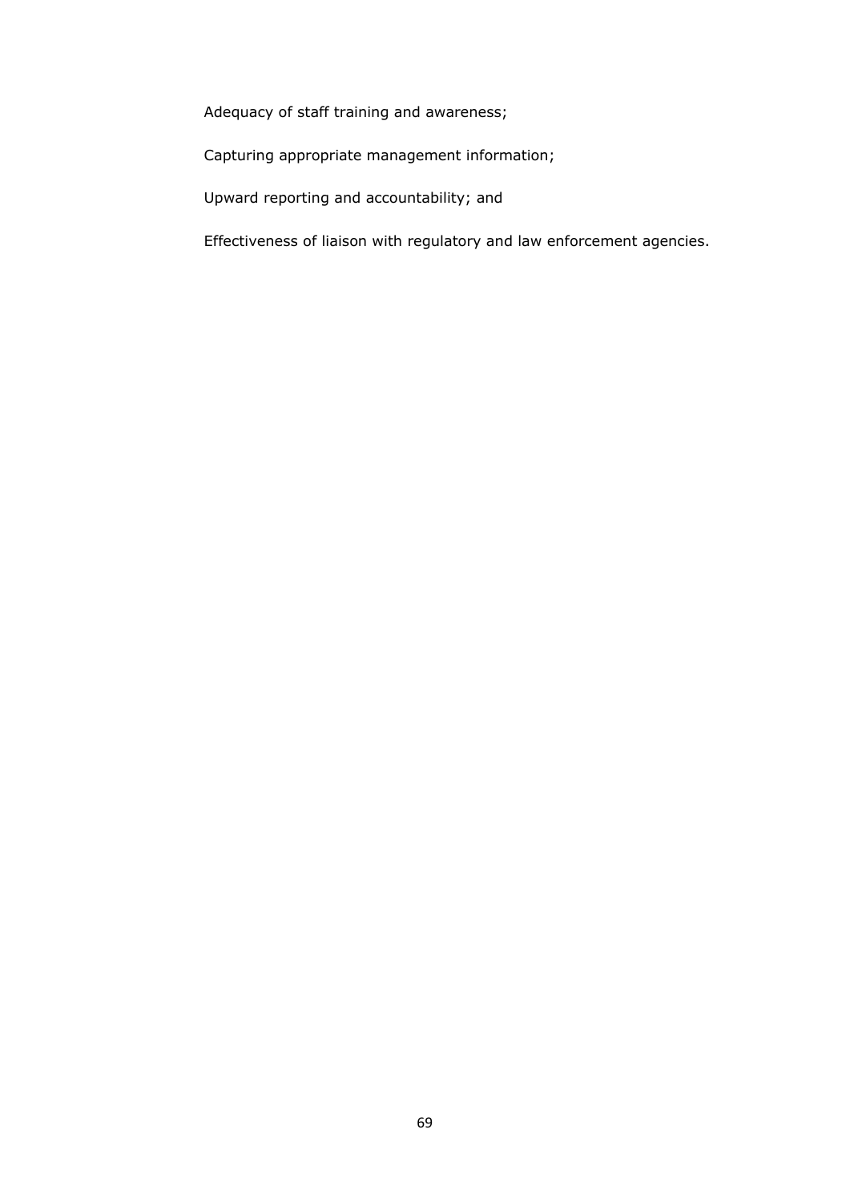Adequacy of staff training and awareness;

Capturing appropriate management information;

Upward reporting and accountability; and

Effectiveness of liaison with regulatory and law enforcement agencies.